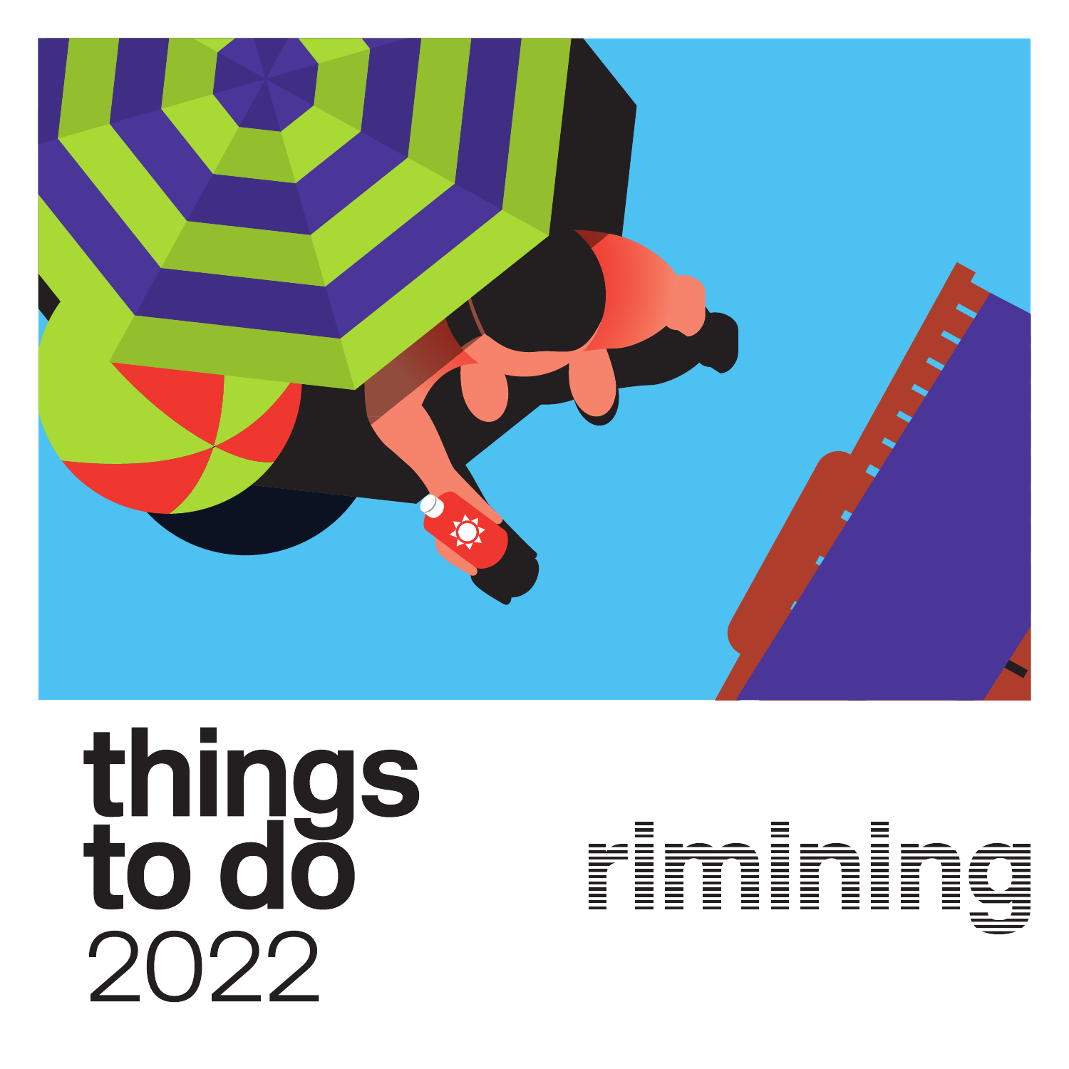# things to do 2022

rimining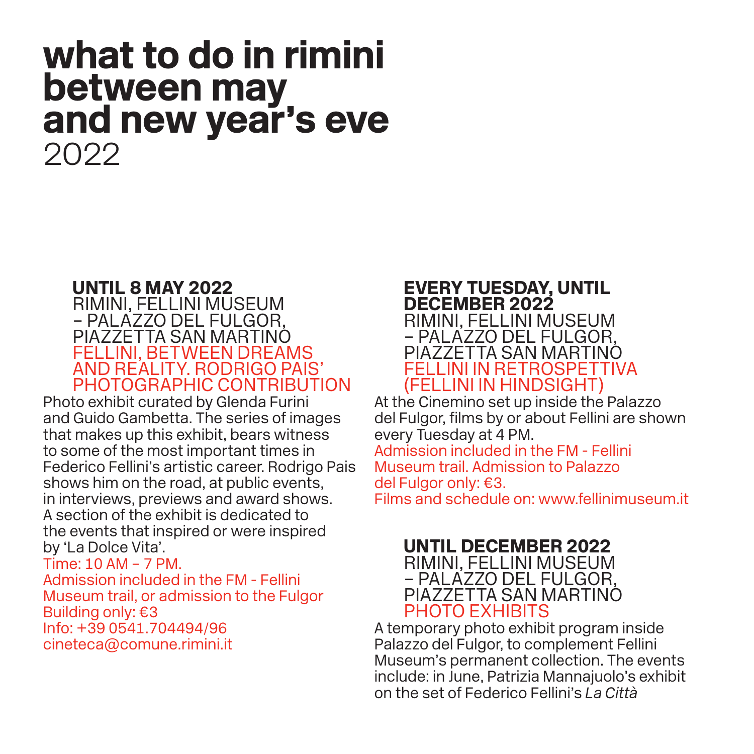# what to do in rimini between may and new year's eve
2022

**UNTIL 8 MAY 2022**
RIMINI, FELLINI MUSEUM – PALAZZO DEL FULGOR, PIAZZETTA SAN MARTINO
FELLINI, BETWEEN DREAMS AND REALITY. RODRIGO PAIS' PHOTOGRAPHIC CONTRIBUTION

Photo exhibit curated by Glenda Furini and Guido Gambetta. The series of images that makes up this exhibit, bears witness to some of the most important times in Federico Fellini's artistic career. Rodrigo Pais shows him on the road, at public events, in interviews, previews and award shows. A section of the exhibit is dedicated to the events that inspired or were inspired by 'La Dolce Vita'.
Time: 10 AM – 7 PM.
Admission included in the FM - Fellini Museum trail, or admission to the Fulgor Building only: €3
Info: +39 0541.704494/96
cineteca@comune.rimini.it

**EVERY TUESDAY, UNTIL DECEMBER 2022**
RIMINI, FELLINI MUSEUM – PALAZZO DEL FULGOR, PIAZZETTA SAN MARTINO
FELLINI IN RETROSPETTIVA (FELLINI IN HINDSIGHT)

At the Cinemino set up inside the Palazzo del Fulgor, films by or about Fellini are shown every Tuesday at 4 PM.
Admission included in the FM - Fellini Museum trail. Admission to Palazzo del Fulgor only: €3.
Films and schedule on: www.fellinimuseum.it

**UNTIL DECEMBER 2022**
RIMINI, FELLINI MUSEUM – PALAZZO DEL FULGOR, PIAZZETTA SAN MARTINO
PHOTO EXHIBITS

A temporary photo exhibit program inside Palazzo del Fulgor, to complement Fellini Museum's permanent collection. The events include: in June, Patrizia Mannajuolo's exhibit on the set of Federico Fellini's *La Città*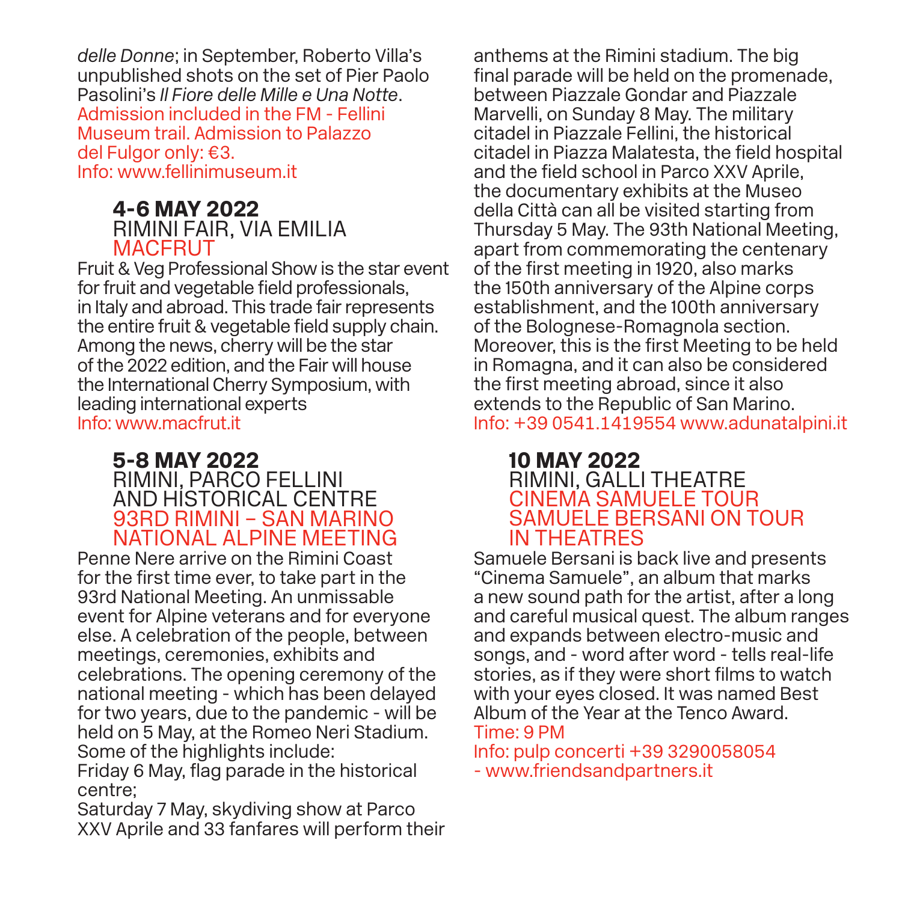*delle Donne*; in September, Roberto Villa's unpublished shots on the set of Pier Paolo Pasolini's *Il Fiore delle Mille e Una Notte*.
Admission included in the FM - Fellini Museum trail. Admission to Palazzo del Fulgor only: €3.
Info: www.fellinimuseum.it

**4-6 MAY 2022**
RIMINI FAIR, VIA EMILIA
MACFRUT

Fruit & Veg Professional Show is the star event for fruit and vegetable field professionals, in Italy and abroad. This trade fair represents the entire fruit & vegetable field supply chain. Among the news, cherry will be the star of the 2022 edition, and the Fair will house the International Cherry Symposium, with leading international experts
Info: www.macfrut.it

**5-8 MAY 2022**
RIMINI, PARCO FELLINI AND HISTORICAL CENTRE
93RD RIMINI – SAN MARINO NATIONAL ALPINE MEETING

Penne Nere arrive on the Rimini Coast for the first time ever, to take part in the 93rd National Meeting. An unmissable event for Alpine veterans and for everyone else. A celebration of the people, between meetings, ceremonies, exhibits and celebrations. The opening ceremony of the national meeting - which has been delayed for two years, due to the pandemic - will be held on 5 May, at the Romeo Neri Stadium. Some of the highlights include:
Friday 6 May, flag parade in the historical centre;
Saturday 7 May, skydiving show at Parco XXV Aprile and 33 fanfares will perform their anthems at the Rimini stadium. The big final parade will be held on the promenade, between Piazzale Gondar and Piazzale Marvelli, on Sunday 8 May. The military citadel in Piazzale Fellini, the historical citadel in Piazza Malatesta, the field hospital and the field school in Parco XXV Aprile, the documentary exhibits at the Museo della Città can all be visited starting from Thursday 5 May. The 93th National Meeting, apart from commemorating the centenary of the first meeting in 1920, also marks the 150th anniversary of the Alpine corps establishment, and the 100th anniversary of the Bolognese-Romagnola section. Moreover, this is the first Meeting to be held in Romagna, and it can also be considered the first meeting abroad, since it also extends to the Republic of San Marino.
Info: +39 0541.1419554 www.adunatalpini.it

**10 MAY 2022**
RIMINI, GALLI THEATRE
CINEMA SAMUELE TOUR
SAMUELE BERSANI ON TOUR IN THEATRES

Samuele Bersani is back live and presents "Cinema Samuele", an album that marks a new sound path for the artist, after a long and careful musical quest. The album ranges and expands between electro-music and songs, and - word after word - tells real-life stories, as if they were short films to watch with your eyes closed. It was named Best Album of the Year at the Tenco Award.
Time: 9 PM
Info: pulp concerti +39 3290058054 - www.friendsandpartners.it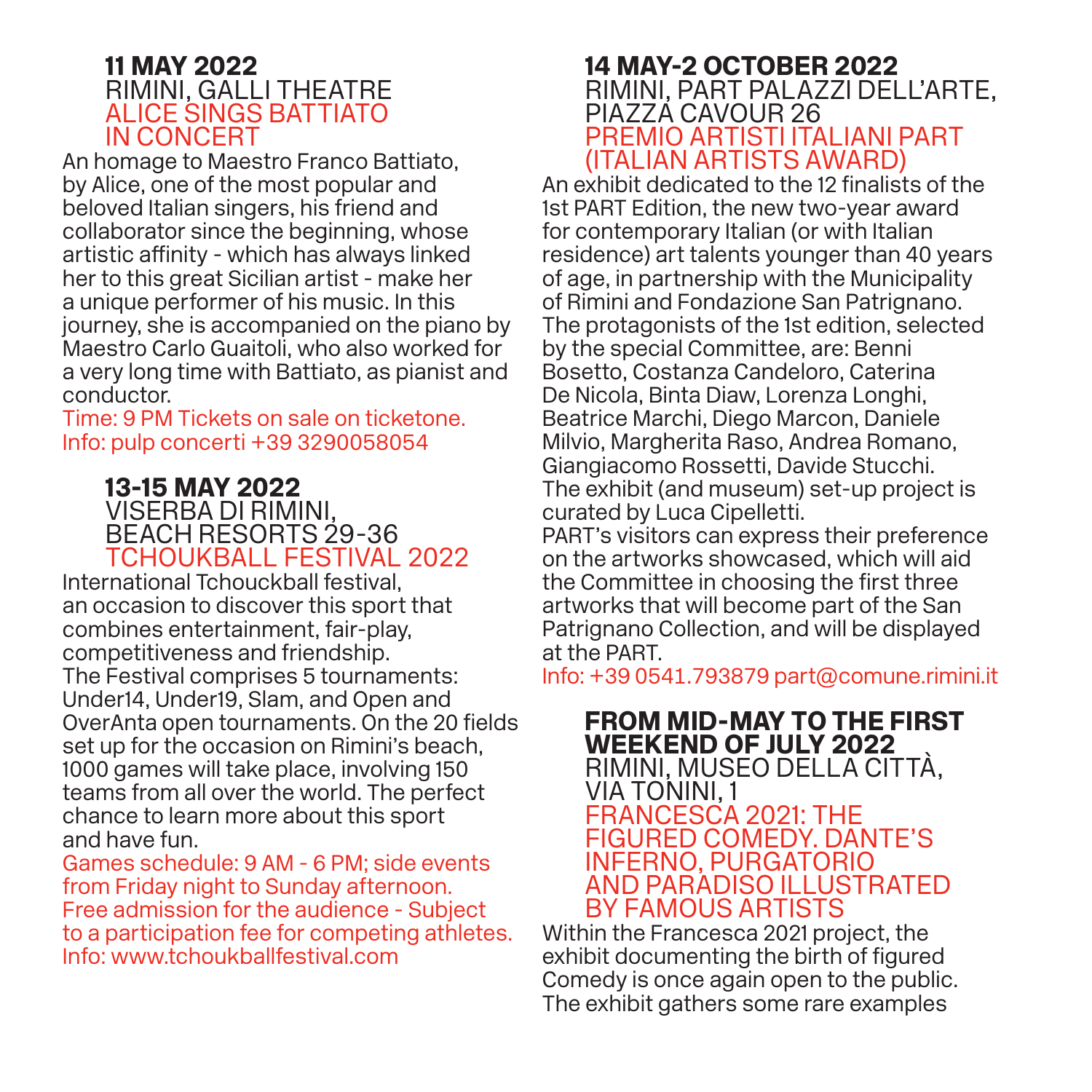### 11 MAY 2022
RIMINI, GALLI THEATRE
ALICE SINGS BATTIATO IN CONCERT

An homage to Maestro Franco Battiato, by Alice, one of the most popular and beloved Italian singers, his friend and collaborator since the beginning, whose artistic affinity - which has always linked her to this great Sicilian artist - make her a unique performer of his music. In this journey, she is accompanied on the piano by Maestro Carlo Guaitoli, who also worked for a very long time with Battiato, as pianist and conductor.

Time: 9 PM Tickets on sale on ticketone.
Info: pulp concerti +39 3290058054

### 13-15 MAY 2022
VISERBA DI RIMINI, BEACH RESORTS 29-36
TCHOUKBALL FESTIVAL 2022

International Tchouckball festival, an occasion to discover this sport that combines entertainment, fair-play, competitiveness and friendship.
The Festival comprises 5 tournaments: Under14, Under19, Slam, and Open and OverAnta open tournaments. On the 20 fields set up for the occasion on Rimini's beach, 1000 games will take place, involving 150 teams from all over the world. The perfect chance to learn more about this sport and have fun.

Games schedule: 9 AM - 6 PM; side events from Friday night to Sunday afternoon.
Free admission for the audience - Subject to a participation fee for competing athletes.
Info: www.tchoukballfestival.com

### 14 MAY-2 OCTOBER 2022
RIMINI, PART PALAZZI DELL'ARTE, PIAZZA CAVOUR 26
PREMIO ARTISTI ITALIANI PART (ITALIAN ARTISTS AWARD)

An exhibit dedicated to the 12 finalists of the 1st PART Edition, the new two-year award for contemporary Italian (or with Italian residence) art talents younger than 40 years of age, in partnership with the Municipality of Rimini and Fondazione San Patrignano.
The protagonists of the 1st edition, selected by the special Committee, are: Benni Bosetto, Costanza Candeloro, Caterina De Nicola, Binta Diaw, Lorenza Longhi, Beatrice Marchi, Diego Marcon, Daniele Milvio, Margherita Raso, Andrea Romano, Giangiacomo Rossetti, Davide Stucchi.
The exhibit (and museum) set-up project is curated by Luca Cipelletti.
PART's visitors can express their preference on the artworks showcased, which will aid the Committee in choosing the first three artworks that will become part of the San Patrignano Collection, and will be displayed at the PART.

Info: +39 0541.793879 part@comune.rimini.it

### FROM MID-MAY TO THE FIRST WEEKEND OF JULY 2022
RIMINI, MUSEO DELLA CITTÀ, VIA TONINI, 1
FRANCESCA 2021: THE FIGURED COMEDY. DANTE'S INFERNO, PURGATORIO AND PARADISO ILLUSTRATED BY FAMOUS ARTISTS

Within the Francesca 2021 project, the exhibit documenting the birth of figured Comedy is once again open to the public. The exhibit gathers some rare examples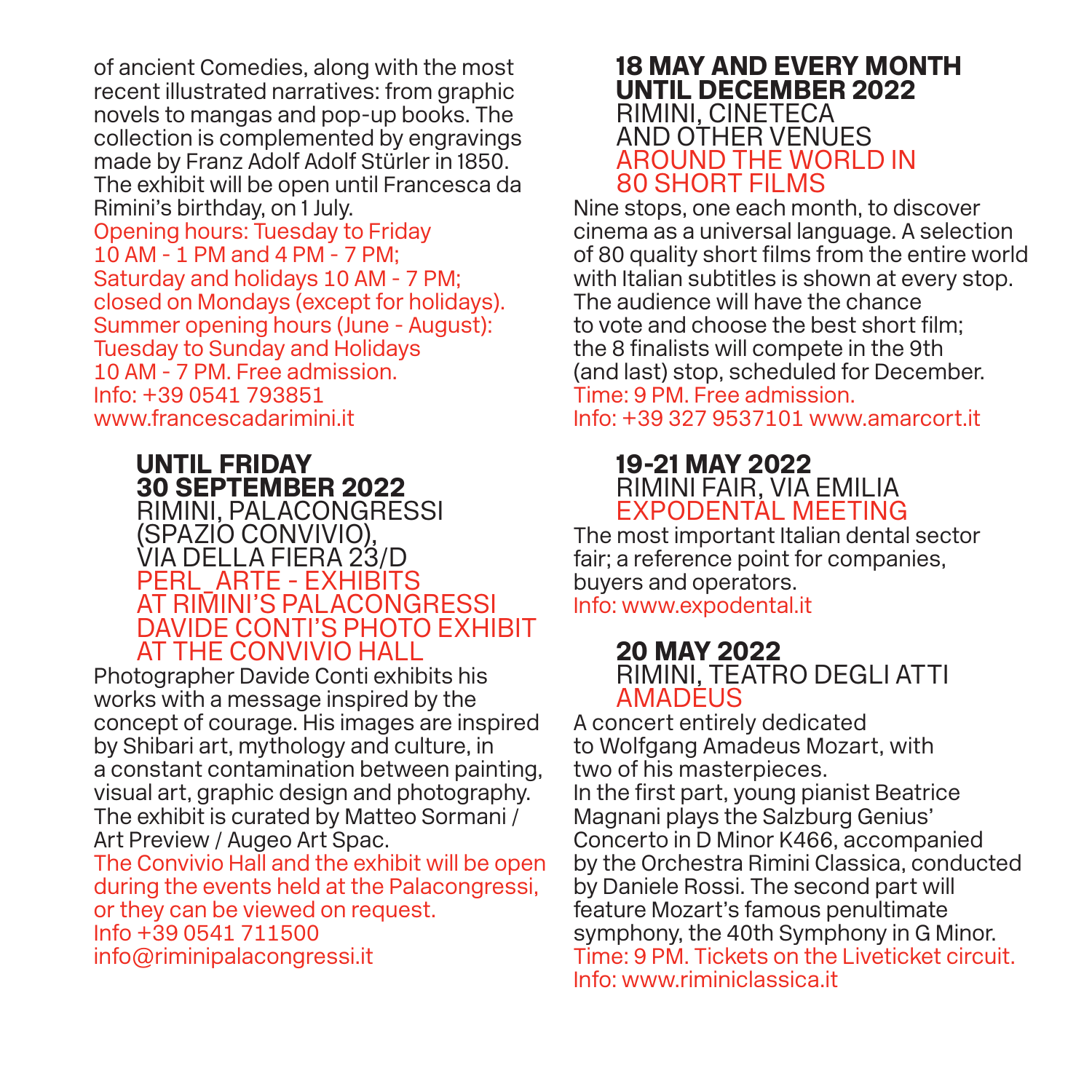of ancient Comedies, along with the most recent illustrated narratives: from graphic novels to mangas and pop-up books. The collection is complemented by engravings made by Franz Adolf Adolf Stürler in 1850. The exhibit will be open until Francesca da Rimini's birthday, on 1 July.
Opening hours: Tuesday to Friday 10 AM - 1 PM and 4 PM - 7 PM; Saturday and holidays 10 AM - 7 PM; closed on Mondays (except for holidays). Summer opening hours (June - August): Tuesday to Sunday and Holidays 10 AM - 7 PM. Free admission.
Info: +39 0541 793851
www.francescadarimini.it

### UNTIL FRIDAY 30 SEPTEMBER 2022
RIMINI, PALACONGRESSI (SPAZIO CONVIVIO), VIA DELLA FIERA 23/D
PERL_ARTE - EXHIBITS AT RIMINI'S PALACONGRESSI DAVIDE CONTI'S PHOTO EXHIBIT AT THE CONVIVIO HALL

Photographer Davide Conti exhibits his works with a message inspired by the concept of courage. His images are inspired by Shibari art, mythology and culture, in a constant contamination between painting, visual art, graphic design and photography. The exhibit is curated by Matteo Sormani / Art Preview / Augeo Art Spac.
The Convivio Hall and the exhibit will be open during the events held at the Palacongressi, or they can be viewed on request.
Info +39 0541 711500
info@riminipalacongressi.it

### 18 MAY AND EVERY MONTH UNTIL DECEMBER 2022
RIMINI, CINETECA AND OTHER VENUES
AROUND THE WORLD IN 80 SHORT FILMS

Nine stops, one each month, to discover cinema as a universal language. A selection of 80 quality short films from the entire world with Italian subtitles is shown at every stop. The audience will have the chance to vote and choose the best short film; the 8 finalists will compete in the 9th (and last) stop, scheduled for December.
Time: 9 PM. Free admission.
Info: +39 327 9537101 www.amarcort.it

### 19-21 MAY 2022
RIMINI FAIR, VIA EMILIA
EXPODENTAL MEETING

The most important Italian dental sector fair; a reference point for companies, buyers and operators.
Info: www.expodental.it

### 20 MAY 2022
RIMINI, TEATRO DEGLI ATTI
AMADEUS

A concert entirely dedicated to Wolfgang Amadeus Mozart, with two of his masterpieces.
In the first part, young pianist Beatrice Magnani plays the Salzburg Genius' Concerto in D Minor K466, accompanied by the Orchestra Rimini Classica, conducted by Daniele Rossi. The second part will feature Mozart's famous penultimate symphony, the 40th Symphony in G Minor.
Time: 9 PM. Tickets on the Liveticket circuit.
Info: www.riminiclassica.it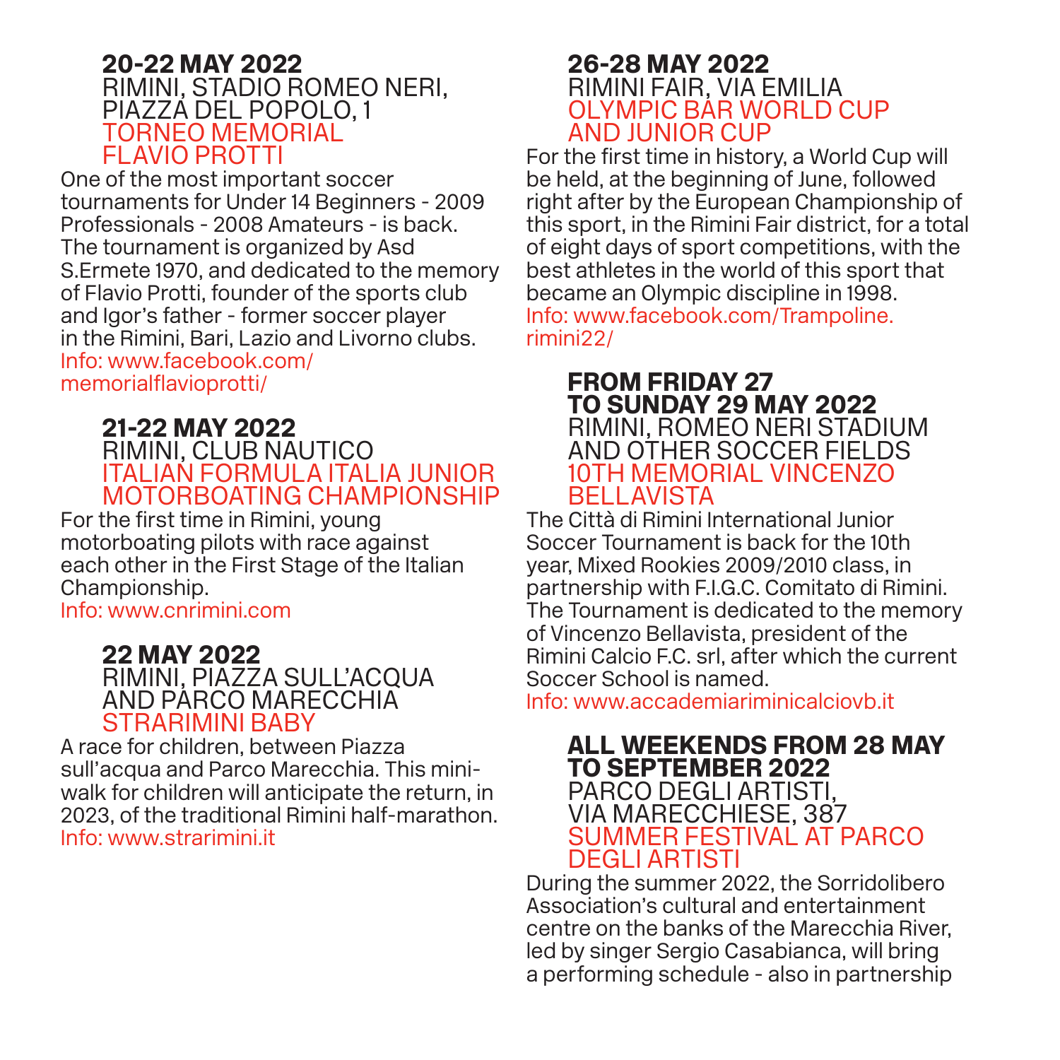**20-22 MAY 2022**
RIMINI, STADIO ROMEO NERI,
PIAZZA DEL POPOLO, 1
TORNEO MEMORIAL
FLAVIO PROTTI

One of the most important soccer tournaments for Under 14 Beginners - 2009 Professionals - 2008 Amateurs - is back. The tournament is organized by Asd S.Ermete 1970, and dedicated to the memory of Flavio Protti, founder of the sports club and Igor's father - former soccer player in the Rimini, Bari, Lazio and Livorno clubs.
Info: www.facebook.com/memorialflavioprotti/

**21-22 MAY 2022**
RIMINI, CLUB NAUTICO
ITALIAN FORMULA ITALIA JUNIOR
MOTORBOATING CHAMPIONSHIP

For the first time in Rimini, young motorboating pilots with race against each other in the First Stage of the Italian Championship.
Info: www.cnrimini.com

**22 MAY 2022**
RIMINI, PIAZZA SULL'ACQUA
AND PARCO MARECCHIA
STRARIMINI BABY

A race for children, between Piazza sull'acqua and Parco Marecchia. This mini-walk for children will anticipate the return, in 2023, of the traditional Rimini half-marathon.
Info: www.strarimini.it

**26-28 MAY 2022**
RIMINI FAIR, VIA EMILIA
OLYMPIC BAR WORLD CUP
AND JUNIOR CUP

For the first time in history, a World Cup will be held, at the beginning of June, followed right after by the European Championship of this sport, in the Rimini Fair district, for a total of eight days of sport competitions, with the best athletes in the world of this sport that became an Olympic discipline in 1998.
Info: www.facebook.com/Trampoline.rimini22/

**FROM FRIDAY 27**
**TO SUNDAY 29 MAY 2022**
RIMINI, ROMEO NERI STADIUM
AND OTHER SOCCER FIELDS
10TH MEMORIAL VINCENZO
BELLAVISTA

The Città di Rimini International Junior Soccer Tournament is back for the 10th year, Mixed Rookies 2009/2010 class, in partnership with F.I.G.C. Comitato di Rimini. The Tournament is dedicated to the memory of Vincenzo Bellavista, president of the Rimini Calcio F.C. srl, after which the current Soccer School is named.
Info: www.accademiariminicalciovb.it

**ALL WEEKENDS FROM 28 MAY**
**TO SEPTEMBER 2022**
PARCO DEGLI ARTISTI,
VIA MARECCHIESE, 387
SUMMER FESTIVAL AT PARCO
DEGLI ARTISTI

During the summer 2022, the Sorridolibero Association's cultural and entertainment centre on the banks of the Marecchia River, led by singer Sergio Casabianca, will bring a performing schedule - also in partnership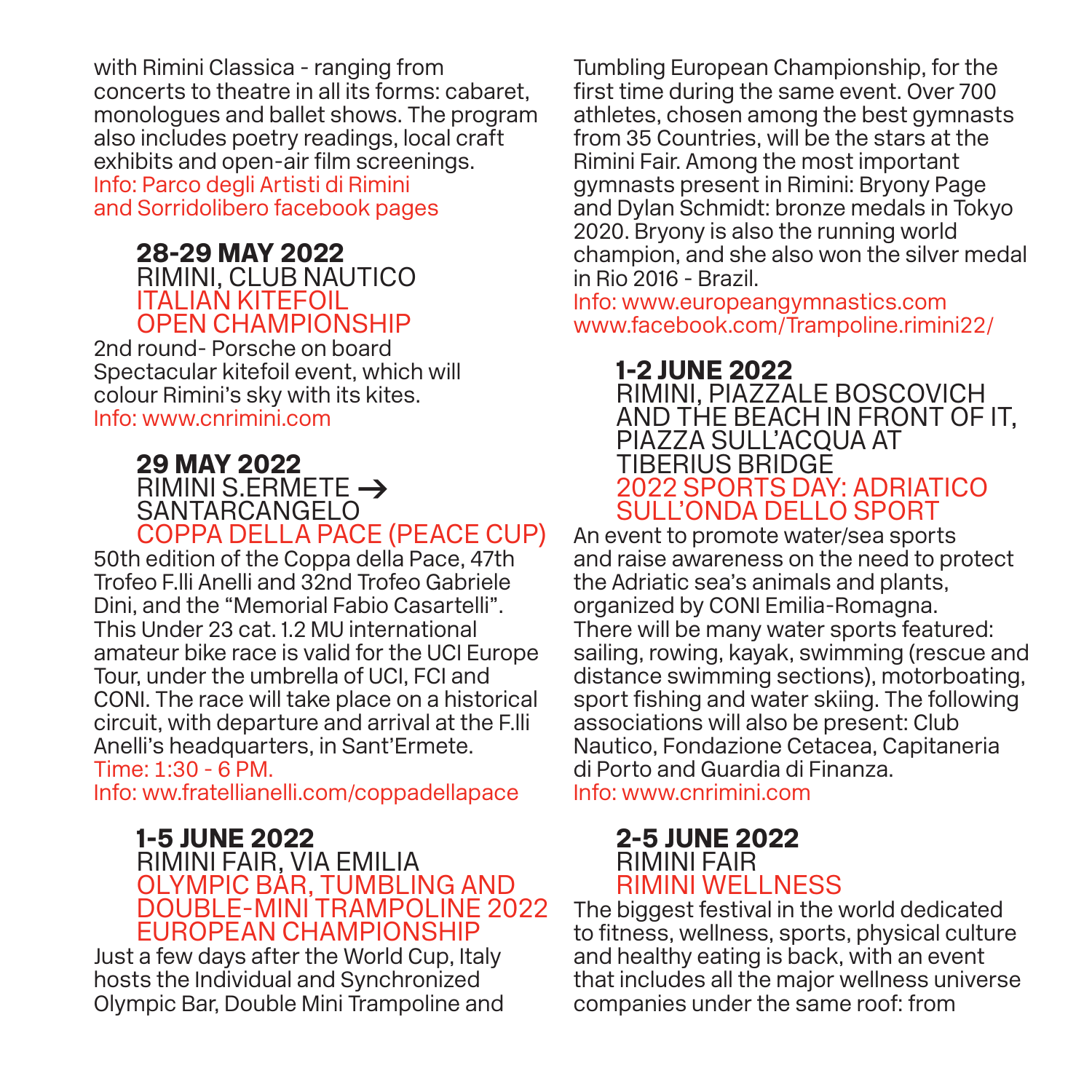with Rimini Classica - ranging from concerts to theatre in all its forms: cabaret, monologues and ballet shows. The program also includes poetry readings, local craft exhibits and open-air film screenings.
Info: Parco degli Artisti di Rimini and Sorridolibero facebook pages

### 28-29 MAY 2022
RIMINI, CLUB NAUTICO
ITALIAN KITEFOIL OPEN CHAMPIONSHIP

2nd round- Porsche on board
Spectacular kitefoil event, which will colour Rimini's sky with its kites.
Info: www.cnrimini.com

### 29 MAY 2022
RIMINI S.ERMETE → SANTARCANGELO
COPPA DELLA PACE (PEACE CUP)

50th edition of the Coppa della Pace, 47th Trofeo F.lli Anelli and 32nd Trofeo Gabriele Dini, and the "Memorial Fabio Casartelli". This Under 23 cat. 1.2 MU international amateur bike race is valid for the UCI Europe Tour, under the umbrella of UCI, FCI and CONI. The race will take place on a historical circuit, with departure and arrival at the F.lli Anelli's headquarters, in Sant'Ermete.
Time: 1:30 - 6 PM.
Info: ww.fratellianelli.com/coppadellapace

### 1-5 JUNE 2022
RIMINI FAIR, VIA EMILIA
OLYMPIC BAR, TUMBLING AND DOUBLE-MINI TRAMPOLINE 2022 EUROPEAN CHAMPIONSHIP

Just a few days after the World Cup, Italy hosts the Individual and Synchronized Olympic Bar, Double Mini Trampoline and Tumbling European Championship, for the first time during the same event. Over 700 athletes, chosen among the best gymnasts from 35 Countries, will be the stars at the Rimini Fair. Among the most important gymnasts present in Rimini: Bryony Page and Dylan Schmidt: bronze medals in Tokyo 2020. Bryony is also the running world champion, and she also won the silver medal in Rio 2016 - Brazil.
Info: www.europeangymnastics.com
www.facebook.com/Trampoline.rimini22/

### 1-2 JUNE 2022
RIMINI, PIAZZALE BOSCOVICH AND THE BEACH IN FRONT OF IT, PIAZZA SULL'ACQUA AT TIBERIUS BRIDGE
2022 SPORTS DAY: ADRIATICO SULL'ONDA DELLO SPORT

An event to promote water/sea sports and raise awareness on the need to protect the Adriatic sea's animals and plants, organized by CONI Emilia-Romagna. There will be many water sports featured: sailing, rowing, kayak, swimming (rescue and distance swimming sections), motorboating, sport fishing and water skiing. The following associations will also be present: Club Nautico, Fondazione Cetacea, Capitaneria di Porto and Guardia di Finanza.
Info: www.cnrimini.com

### 2-5 JUNE 2022
RIMINI FAIR
RIMINI WELLNESS

The biggest festival in the world dedicated to fitness, wellness, sports, physical culture and healthy eating is back, with an event that includes all the major wellness universe companies under the same roof: from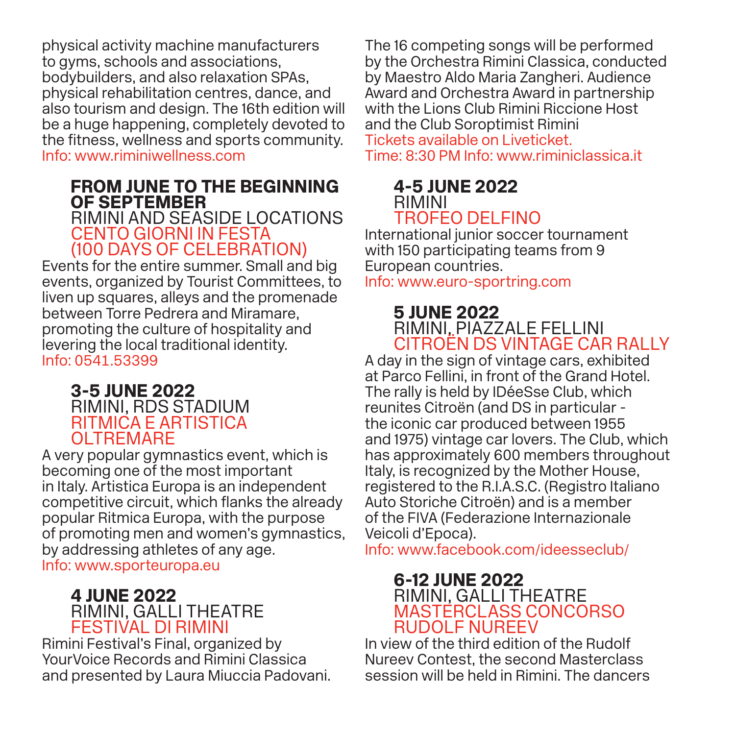physical activity machine manufacturers to gyms, schools and associations, bodybuilders, and also relaxation SPAs, physical rehabilitation centres, dance, and also tourism and design. The 16th edition will be a huge happening, completely devoted to the fitness, wellness and sports community.
Info: www.riminiwellness.com

### FROM JUNE TO THE BEGINNING OF SEPTEMBER
RIMINI AND SEASIDE LOCATIONS
CENTO GIORNI IN FESTA (100 DAYS OF CELEBRATION)

Events for the entire summer. Small and big events, organized by Tourist Committees, to liven up squares, alleys and the promenade between Torre Pedrera and Miramare, promoting the culture of hospitality and levering the local traditional identity.
Info: 0541.53399

### 3-5 JUNE 2022
RIMINI, RDS STADIUM
RITMICA E ARTISTICA OLTREMARE

A very popular gymnastics event, which is becoming one of the most important in Italy. Artistica Europa is an independent competitive circuit, which flanks the already popular Ritmica Europa, with the purpose of promoting men and women's gymnastics, by addressing athletes of any age.
Info: www.sporteuropa.eu

### 4 JUNE 2022
RIMINI, GALLI THEATRE
FESTIVAL DI RIMINI

Rimini Festival's Final, organized by YourVoice Records and Rimini Classica and presented by Laura Miuccia Padovani. The 16 competing songs will be performed by the Orchestra Rimini Classica, conducted by Maestro Aldo Maria Zangheri. Audience Award and Orchestra Award in partnership with the Lions Club Rimini Riccione Host and the Club Soroptimist Rimini
Tickets available on Liveticket.
Time: 8:30 PM Info: www.riminiclassica.it

### 4-5 JUNE 2022
RIMINI
TROFEO DELFINO

International junior soccer tournament with 150 participating teams from 9 European countries.
Info: www.euro-sportring.com

### 5 JUNE 2022
RIMINI, PIAZZALE FELLINI
CITROËN DS VINTAGE CAR RALLY

A day in the sign of vintage cars, exhibited at Parco Fellini, in front of the Grand Hotel. The rally is held by IDéeSse Club, which reunites Citroën (and DS in particular - the iconic car produced between 1955 and 1975) vintage car lovers. The Club, which has approximately 600 members throughout Italy, is recognized by the Mother House, registered to the R.I.A.S.C. (Registro Italiano Auto Storiche Citroën) and is a member of the FIVA (Federazione Internazionale Veicoli d'Epoca).
Info: www.facebook.com/ideesseclub/

### 6-12 JUNE 2022
RIMINI, GALLI THEATRE
MASTERCLASS CONCORSO RUDOLF NUREEV

In view of the third edition of the Rudolf Nureev Contest, the second Masterclass session will be held in Rimini. The dancers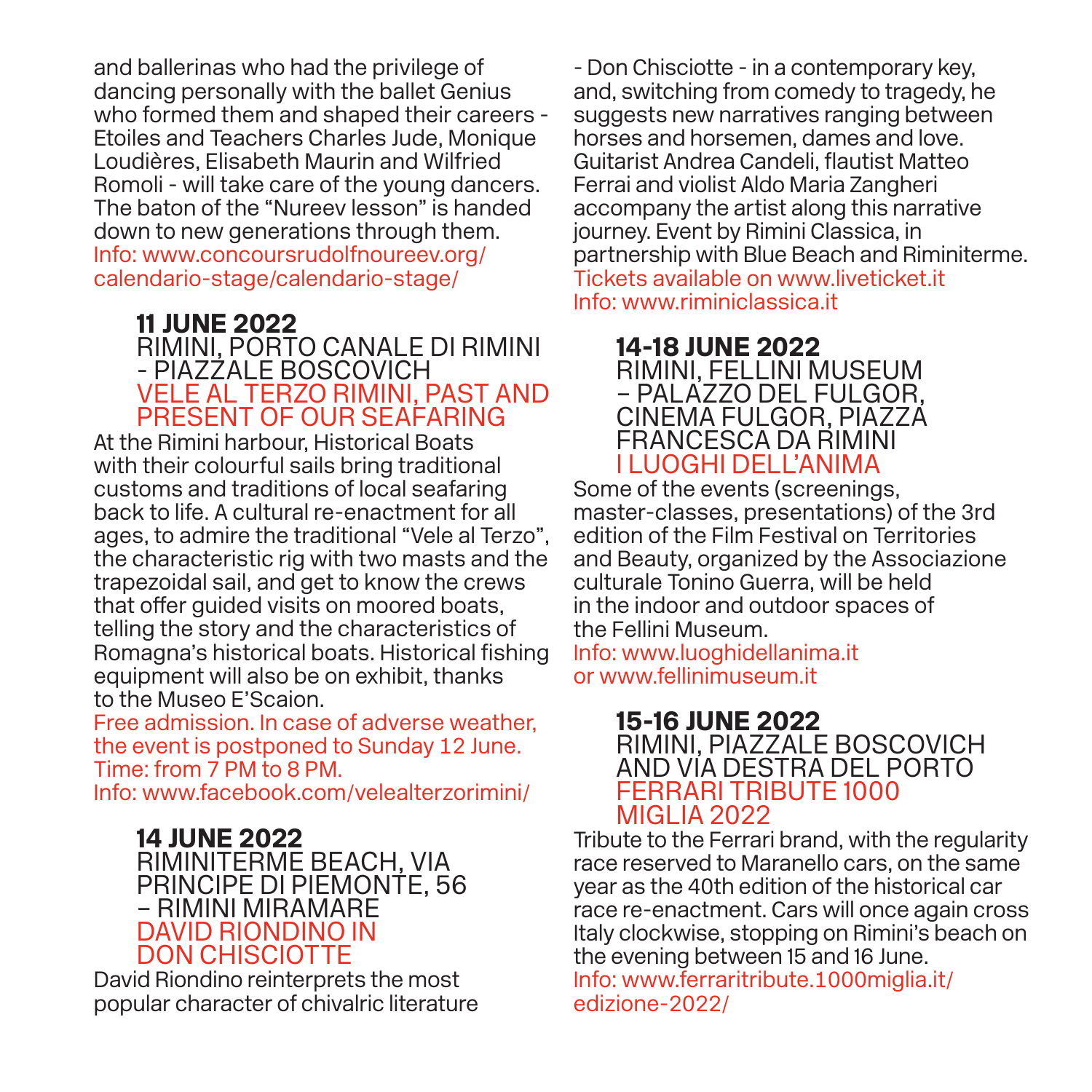and ballerinas who had the privilege of dancing personally with the ballet Genius who formed them and shaped their careers - Etoiles and Teachers Charles Jude, Monique Loudières, Elisabeth Maurin and Wilfried Romoli - will take care of the young dancers. The baton of the "Nureev lesson" is handed down to new generations through them.
Info: www.concoursrudolfnoureev.org/calendario-stage/calendario-stage/

### 11 JUNE 2022
RIMINI, PORTO CANALE DI RIMINI - PIAZZALE BOSCOVICH
VELE AL TERZO RIMINI, PAST AND PRESENT OF OUR SEAFARING

At the Rimini harbour, Historical Boats with their colourful sails bring traditional customs and traditions of local seafaring back to life. A cultural re-enactment for all ages, to admire the traditional "Vele al Terzo", the characteristic rig with two masts and the trapezoidal sail, and get to know the crews that offer guided visits on moored boats, telling the story and the characteristics of Romagna's historical boats. Historical fishing equipment will also be on exhibit, thanks to the Museo E'Scaion.
Free admission. In case of adverse weather, the event is postponed to Sunday 12 June.
Time: from 7 PM to 8 PM.
Info: www.facebook.com/velealterzorimini/

### 14 JUNE 2022
RIMINITERME BEACH, VIA PRINCIPE DI PIEMONTE, 56 – RIMINI MIRAMARE
DAVID RIONDINO IN DON CHISCIOTTE

David Riondino reinterprets the most popular character of chivalric literature - Don Chisciotte - in a contemporary key, and, switching from comedy to tragedy, he suggests new narratives ranging between horses and horsemen, dames and love. Guitarist Andrea Candeli, flautist Matteo Ferrai and violist Aldo Maria Zangheri accompany the artist along this narrative journey. Event by Rimini Classica, in partnership with Blue Beach and Riminiterme.
Tickets available on www.liveticket.it
Info: www.riminiclassica.it

### 14-18 JUNE 2022
RIMINI, FELLINI MUSEUM – PALAZZO DEL FULGOR, CINEMA FULGOR, PIAZZA FRANCESCA DA RIMINI
I LUOGHI DELL'ANIMA

Some of the events (screenings, master-classes, presentations) of the 3rd edition of the Film Festival on Territories and Beauty, organized by the Associazione culturale Tonino Guerra, will be held in the indoor and outdoor spaces of the Fellini Museum.
Info: www.luoghidellanima.it or www.fellinimuseum.it

### 15-16 JUNE 2022
RIMINI, PIAZZALE BOSCOVICH AND VIA DESTRA DEL PORTO
FERRARI TRIBUTE 1000 MIGLIA 2022

Tribute to the Ferrari brand, with the regularity race reserved to Maranello cars, on the same year as the 40th edition of the historical car race re-enactment. Cars will once again cross Italy clockwise, stopping on Rimini's beach on the evening between 15 and 16 June.
Info: www.ferraritribute.1000miglia.it/edizione-2022/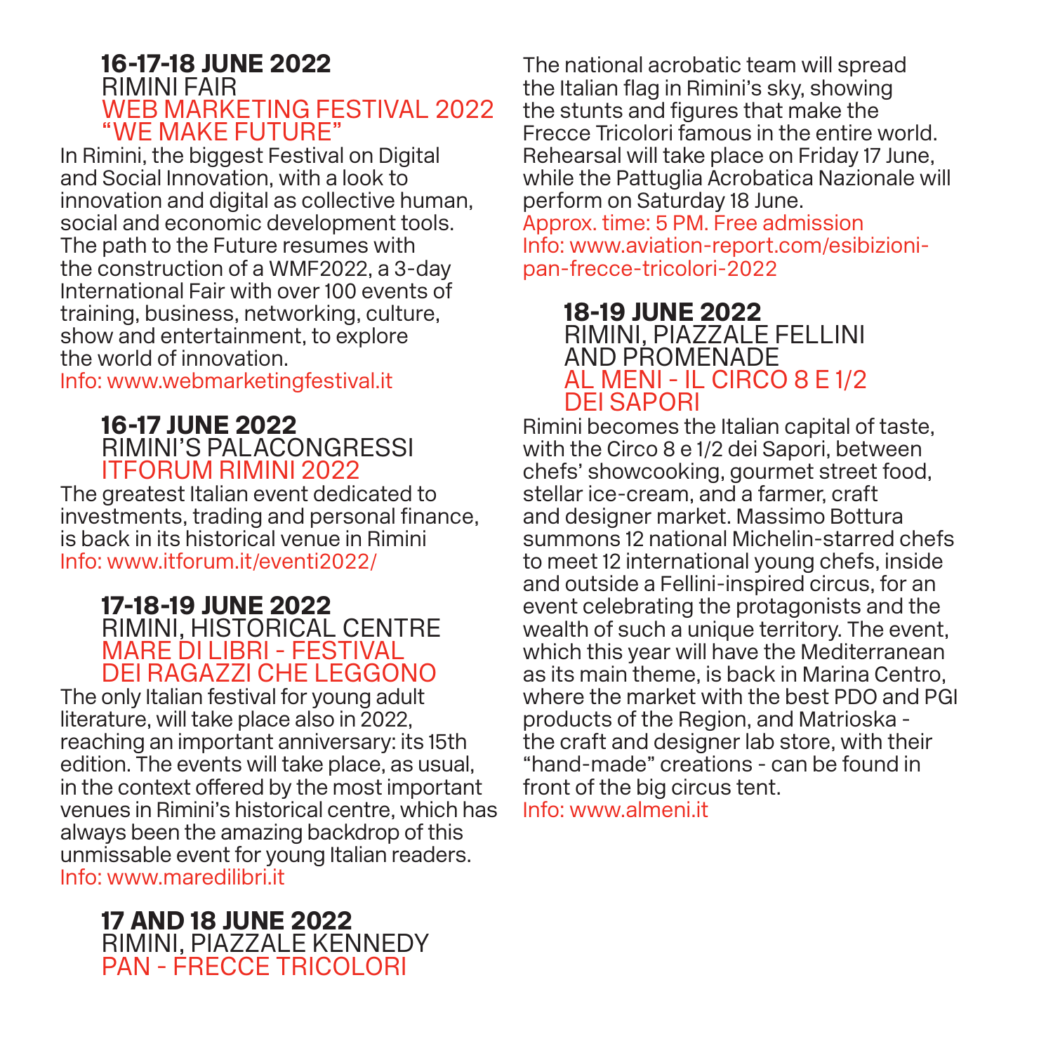## 16-17-18 JUNE 2022

RIMINI FAIR

WEB MARKETING FESTIVAL 2022 "WE MAKE FUTURE"

In Rimini, the biggest Festival on Digital and Social Innovation, with a look to innovation and digital as collective human, social and economic development tools. The path to the Future resumes with the construction of a WMF2022, a 3-day International Fair with over 100 events of training, business, networking, culture, show and entertainment, to explore the world of innovation.

Info: www.webmarketingfestival.it

## 16-17 JUNE 2022

RIMINI'S PALACONGRESSI

ITFORUM RIMINI 2022

The greatest Italian event dedicated to investments, trading and personal finance, is back in its historical venue in Rimini

Info: www.itforum.it/eventi2022/

## 17-18-19 JUNE 2022

RIMINI, HISTORICAL CENTRE

MARE DI LIBRI - FESTIVAL DEI RAGAZZI CHE LEGGONO

The only Italian festival for young adult literature, will take place also in 2022, reaching an important anniversary: its 15th edition. The events will take place, as usual, in the context offered by the most important venues in Rimini's historical centre, which has always been the amazing backdrop of this unmissable event for young Italian readers.

Info: www.maredilibri.it

## 17 AND 18 JUNE 2022

RIMINI, PIAZZALE KENNEDY

PAN - FRECCE TRICOLORI

The national acrobatic team will spread the Italian flag in Rimini's sky, showing the stunts and figures that make the Frecce Tricolori famous in the entire world. Rehearsal will take place on Friday 17 June, while the Pattuglia Acrobatica Nazionale will perform on Saturday 18 June.

Approx. time: 5 PM. Free admission

Info: www.aviation-report.com/esibizioni-pan-frecce-tricolori-2022

## 18-19 JUNE 2022

RIMINI, PIAZZALE FELLINI AND PROMENADE

AL MENI - IL CIRCO 8 E 1/2 DEI SAPORI

Rimini becomes the Italian capital of taste, with the Circo 8 e 1/2 dei Sapori, between chefs' showcooking, gourmet street food, stellar ice-cream, and a farmer, craft and designer market. Massimo Bottura summons 12 national Michelin-starred chefs to meet 12 international young chefs, inside and outside a Fellini-inspired circus, for an event celebrating the protagonists and the wealth of such a unique territory. The event, which this year will have the Mediterranean as its main theme, is back in Marina Centro, where the market with the best PDO and PGI products of the Region, and Matrioska - the craft and designer lab store, with their "hand-made" creations - can be found in front of the big circus tent.

Info: www.almeni.it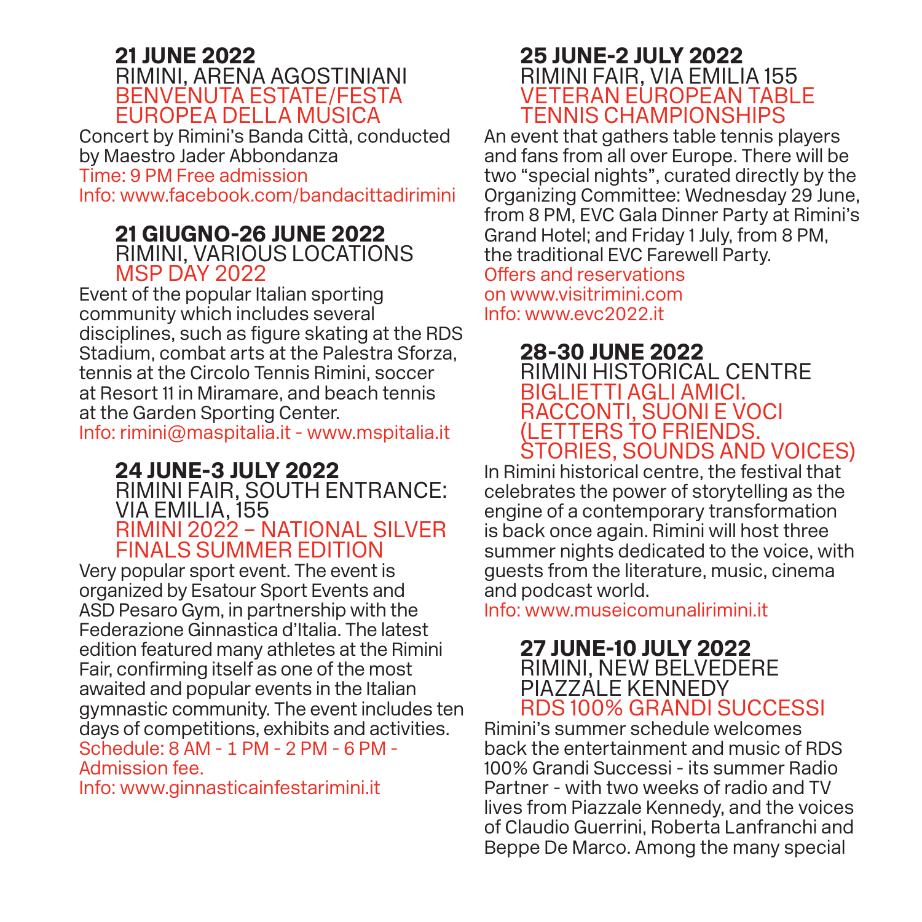**21 JUNE 2022**
RIMINI, ARENA AGOSTINIANI
BENVENUTA ESTATE/FESTA EUROPEA DELLA MUSICA

Concert by Rimini's Banda Città, conducted by Maestro Jader Abbondanza
Time: 9 PM Free admission
Info: www.facebook.com/bandacittadirimini

**21 GIUGNO-26 JUNE 2022**
RIMINI, VARIOUS LOCATIONS
MSP DAY 2022

Event of the popular Italian sporting community which includes several disciplines, such as figure skating at the RDS Stadium, combat arts at the Palestra Sforza, tennis at the Circolo Tennis Rimini, soccer at Resort 11 in Miramare, and beach tennis at the Garden Sporting Center.
Info: rimini@maspitalia.it - www.mspitalia.it

**24 JUNE-3 JULY 2022**
RIMINI FAIR, SOUTH ENTRANCE: VIA EMILIA, 155
RIMINI 2022 – NATIONAL SILVER FINALS SUMMER EDITION

Very popular sport event. The event is organized by Esatour Sport Events and ASD Pesaro Gym, in partnership with the Federazione Ginnastica d'Italia. The latest edition featured many athletes at the Rimini Fair, confirming itself as one of the most awaited and popular events in the Italian gymnastic community. The event includes ten days of competitions, exhibits and activities.
Schedule: 8 AM - 1 PM - 2 PM - 6 PM - Admission fee.
Info: www.ginnasticainfestarimini.it

**25 JUNE-2 JULY 2022**
RIMINI FAIR, VIA EMILIA 155
VETERAN EUROPEAN TABLE TENNIS CHAMPIONSHIPS

An event that gathers table tennis players and fans from all over Europe. There will be two "special nights", curated directly by the Organizing Committee: Wednesday 29 June, from 8 PM, EVC Gala Dinner Party at Rimini's Grand Hotel; and Friday 1 July, from 8 PM, the traditional EVC Farewell Party.
Offers and reservations on www.visitrimini.com
Info: www.evc2022.it

**28-30 JUNE 2022**
RIMINI HISTORICAL CENTRE
BIGLIETTI AGLI AMICI. RACCONTI, SUONI E VOCI (LETTERS TO FRIENDS. STORIES, SOUNDS AND VOICES)

In Rimini historical centre, the festival that celebrates the power of storytelling as the engine of a contemporary transformation is back once again. Rimini will host three summer nights dedicated to the voice, with guests from the literature, music, cinema and podcast world.
Info: www.museicomunalirimini.it

**27 JUNE-10 JULY 2022**
RIMINI, NEW BELVEDERE PIAZZALE KENNEDY
RDS 100% GRANDI SUCCESSI

Rimini's summer schedule welcomes back the entertainment and music of RDS 100% Grandi Successi - its summer Radio Partner - with two weeks of radio and TV lives from Piazzale Kennedy, and the voices of Claudio Guerrini, Roberta Lanfranchi and Beppe De Marco. Among the many special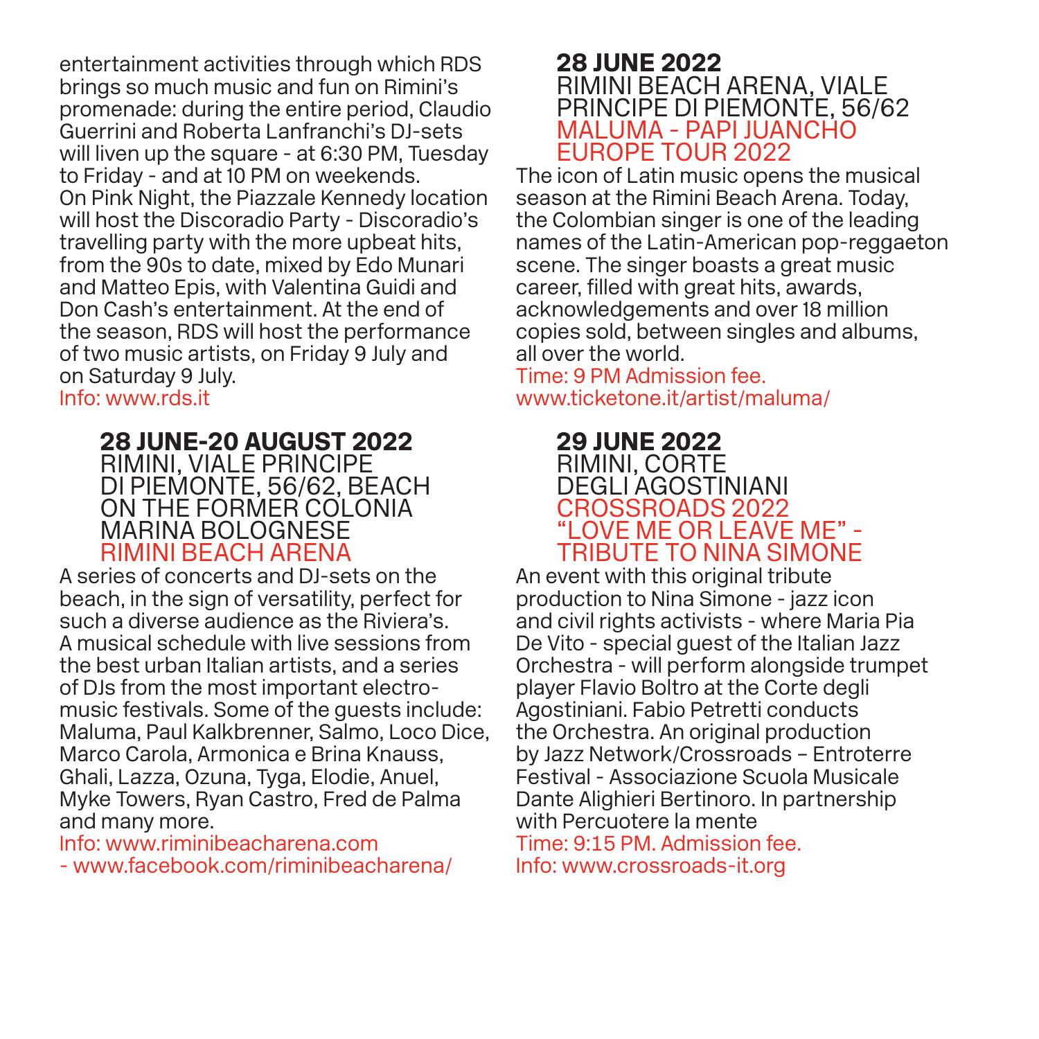entertainment activities through which RDS brings so much music and fun on Rimini's promenade: during the entire period, Claudio Guerrini and Roberta Lanfranchi's DJ-sets will liven up the square - at 6:30 PM, Tuesday to Friday - and at 10 PM on weekends. On Pink Night, the Piazzale Kennedy location will host the Discoradio Party - Discoradio's travelling party with the more upbeat hits, from the 90s to date, mixed by Edo Munari and Matteo Epis, with Valentina Guidi and Don Cash's entertainment. At the end of the season, RDS will host the performance of two music artists, on Friday 9 July and on Saturday 9 July.
Info: www.rds.it

### 28 JUNE-20 AUGUST 2022
RIMINI, VIALE PRINCIPE DI PIEMONTE, 56/62, BEACH ON THE FORMER COLONIA MARINA BOLOGNESE
RIMINI BEACH ARENA

A series of concerts and DJ-sets on the beach, in the sign of versatility, perfect for such a diverse audience as the Riviera's. A musical schedule with live sessions from the best urban Italian artists, and a series of DJs from the most important electro-music festivals. Some of the guests include: Maluma, Paul Kalkbrenner, Salmo, Loco Dice, Marco Carola, Armonica e Brina Knauss, Ghali, Lazza, Ozuna, Tyga, Elodie, Anuel, Myke Towers, Ryan Castro, Fred de Palma and many more.
Info: www.riminibeacharena.com - www.facebook.com/riminibeacharena/

### 28 JUNE 2022
RIMINI BEACH ARENA, VIALE PRINCIPE DI PIEMONTE, 56/62
MALUMA - PAPI JUANCHO EUROPE TOUR 2022

The icon of Latin music opens the musical season at the Rimini Beach Arena. Today, the Colombian singer is one of the leading names of the Latin-American pop-reggaeton scene. The singer boasts a great music career, filled with great hits, awards, acknowledgements and over 18 million copies sold, between singles and albums, all over the world.
Time: 9 PM Admission fee.
www.ticketone.it/artist/maluma/

### 29 JUNE 2022
RIMINI, CORTE DEGLI AGOSTINIANI
CROSSROADS 2022 "LOVE ME OR LEAVE ME" - TRIBUTE TO NINA SIMONE

An event with this original tribute production to Nina Simone - jazz icon and civil rights activists - where Maria Pia De Vito - special guest of the Italian Jazz Orchestra - will perform alongside trumpet player Flavio Boltro at the Corte degli Agostiniani. Fabio Petretti conducts the Orchestra. An original production by Jazz Network/Crossroads – Entroterre Festival - Associazione Scuola Musicale Dante Alighieri Bertinoro. In partnership with Percuotere la mente
Time: 9:15 PM. Admission fee.
Info: www.crossroads-it.org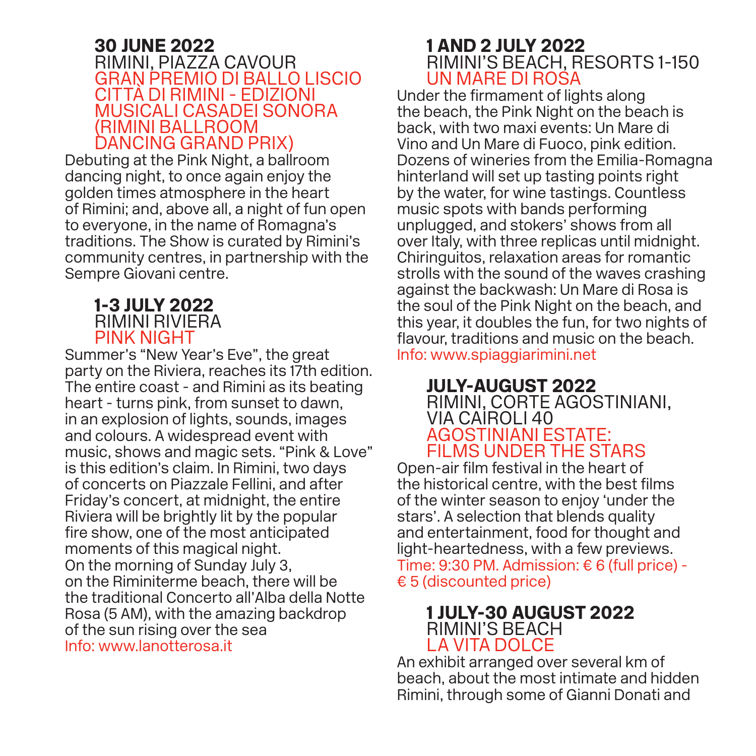### 30 JUNE 2022
RIMINI, PIAZZA CAVOUR
GRAN PREMIO DI BALLO LISCIO CITTÀ DI RIMINI - EDIZIONI MUSICALI CASADEI SONORA (RIMINI BALLROOM DANCING GRAND PRIX)

Debuting at the Pink Night, a ballroom dancing night, to once again enjoy the golden times atmosphere in the heart of Rimini; and, above all, a night of fun open to everyone, in the name of Romagna's traditions. The Show is curated by Rimini's community centres, in partnership with the Sempre Giovani centre.

### 1-3 JULY 2022
RIMINI RIVIERA
PINK NIGHT

Summer's "New Year's Eve", the great party on the Riviera, reaches its 17th edition. The entire coast - and Rimini as its beating heart - turns pink, from sunset to dawn, in an explosion of lights, sounds, images and colours. A widespread event with music, shows and magic sets. "Pink & Love" is this edition's claim. In Rimini, two days of concerts on Piazzale Fellini, and after Friday's concert, at midnight, the entire Riviera will be brightly lit by the popular fire show, one of the most anticipated moments of this magical night.
On the morning of Sunday July 3, on the Riminiterme beach, there will be the traditional Concerto all'Alba della Notte Rosa (5 AM), with the amazing backdrop of the sun rising over the sea
Info: www.lanotterosa.it

### 1 AND 2 JULY 2022
RIMINI'S BEACH, RESORTS 1-150
UN MARE DI ROSA

Under the firmament of lights along the beach, the Pink Night on the beach is back, with two maxi events: Un Mare di Vino and Un Mare di Fuoco, pink edition. Dozens of wineries from the Emilia-Romagna hinterland will set up tasting points right by the water, for wine tastings. Countless music spots with bands performing unplugged, and stokers' shows from all over Italy, with three replicas until midnight. Chiringuitos, relaxation areas for romantic strolls with the sound of the waves crashing against the backwash: Un Mare di Rosa is the soul of the Pink Night on the beach, and this year, it doubles the fun, for two nights of flavour, traditions and music on the beach.
Info: www.spiaggiarimini.net

### JULY-AUGUST 2022
RIMINI, CORTE AGOSTINIANI, VIA CAIROLI 40
AGOSTINIANI ESTATE: FILMS UNDER THE STARS

Open-air film festival in the heart of the historical centre, with the best films of the winter season to enjoy 'under the stars'. A selection that blends quality and entertainment, food for thought and light-heartedness, with a few previews.
Time: 9:30 PM. Admission: € 6 (full price) - € 5 (discounted price)

### 1 JULY-30 AUGUST 2022
RIMINI'S BEACH
LA VITA DOLCE

An exhibit arranged over several km of beach, about the most intimate and hidden Rimini, through some of Gianni Donati and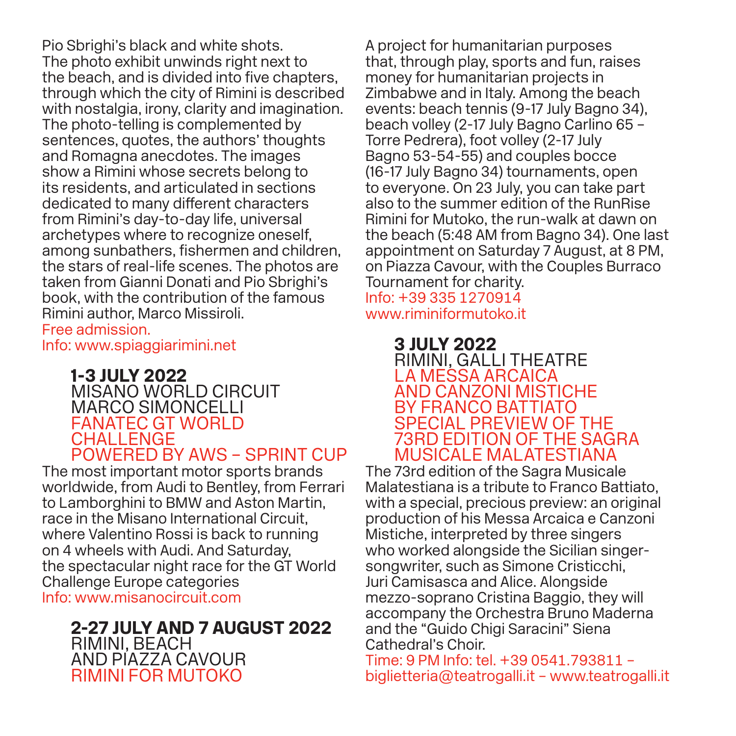Pio Sbrighi's black and white shots. The photo exhibit unwinds right next to the beach, and is divided into five chapters, through which the city of Rimini is described with nostalgia, irony, clarity and imagination. The photo-telling is complemented by sentences, quotes, the authors' thoughts and Romagna anecdotes. The images show a Rimini whose secrets belong to its residents, and articulated in sections dedicated to many different characters from Rimini's day-to-day life, universal archetypes where to recognize oneself, among sunbathers, fishermen and children, the stars of real-life scenes. The photos are taken from Gianni Donati and Pio Sbrighi's book, with the contribution of the famous Rimini author, Marco Missiroli.
Free admission.
Info: www.spiaggiarimini.net

**1-3 JULY 2022**
MISANO WORLD CIRCUIT MARCO SIMONCELLI
FANATEC GT WORLD CHALLENGE POWERED BY AWS – SPRINT CUP

The most important motor sports brands worldwide, from Audi to Bentley, from Ferrari to Lamborghini to BMW and Aston Martin, race in the Misano International Circuit, where Valentino Rossi is back to running on 4 wheels with Audi. And Saturday, the spectacular night race for the GT World Challenge Europe categories
Info: www.misanocircuit.com

**2-27 JULY AND 7 AUGUST 2022**
RIMINI, BEACH AND PIAZZA CAVOUR
RIMINI FOR MUTOKO

A project for humanitarian purposes that, through play, sports and fun, raises money for humanitarian projects in Zimbabwe and in Italy. Among the beach events: beach tennis (9-17 July Bagno 34), beach volley (2-17 July Bagno Carlino 65 – Torre Pedrera), foot volley (2-17 July Bagno 53-54-55) and couples bocce (16-17 July Bagno 34) tournaments, open to everyone. On 23 July, you can take part also to the summer edition of the RunRise Rimini for Mutoko, the run-walk at dawn on the beach (5:48 AM from Bagno 34). One last appointment on Saturday 7 August, at 8 PM, on Piazza Cavour, with the Couples Burraco Tournament for charity.
Info: +39 335 1270914
www.riminiformutoko.it

**3 JULY 2022**
RIMINI, GALLI THEATRE
LA MESSA ARCAICA AND CANZONI MISTICHE BY FRANCO BATTIATO SPECIAL PREVIEW OF THE 73RD EDITION OF THE SAGRA MUSICALE MALATESTIANA

The 73rd edition of the Sagra Musicale Malatestiana is a tribute to Franco Battiato, with a special, precious preview: an original production of his Messa Arcaica e Canzoni Mistiche, interpreted by three singers who worked alongside the Sicilian singer-songwriter, such as Simone Cristicchi, Juri Camisasca and Alice. Alongside mezzo-soprano Cristina Baggio, they will accompany the Orchestra Bruno Maderna and the "Guido Chigi Saracini" Siena Cathedral's Choir.
Time: 9 PM Info: tel. +39 0541.793811 – biglietteria@teatrogalli.it – www.teatrogalli.it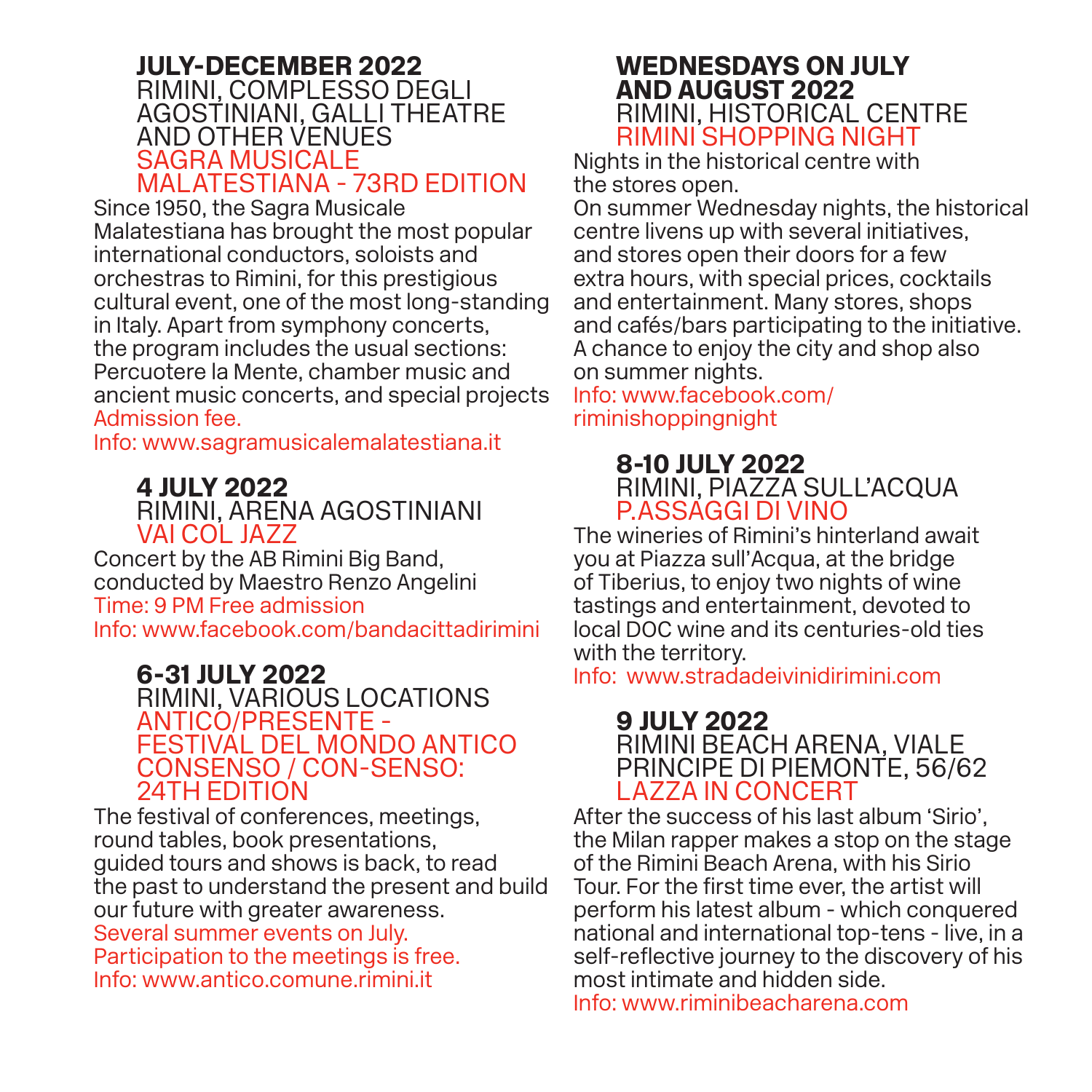**JULY-DECEMBER 2022**
RIMINI, COMPLESSO DEGLI AGOSTINIANI, GALLI THEATRE AND OTHER VENUES
### SAGRA MUSICALE MALATESTIANA - 73RD EDITION

Since 1950, the Sagra Musicale Malatestiana has brought the most popular international conductors, soloists and orchestras to Rimini, for this prestigious cultural event, one of the most long-standing in Italy. Apart from symphony concerts, the program includes the usual sections: Percuotere la Mente, chamber music and ancient music concerts, and special projects
Admission fee.
Info: www.sagramusicalemalatestiana.it

**4 JULY 2022**
RIMINI, ARENA AGOSTINIANI
### VAI COL JAZZ

Concert by the AB Rimini Big Band, conducted by Maestro Renzo Angelini
Time: 9 PM Free admission
Info: www.facebook.com/bandacittadirimini

**6-31 JULY 2022**
RIMINI, VARIOUS LOCATIONS
### ANTICO/PRESENTE - FESTIVAL DEL MONDO ANTICO CONSENSO / CON-SENSO: 24TH EDITION

The festival of conferences, meetings, round tables, book presentations, guided tours and shows is back, to read the past to understand the present and build our future with greater awareness.
Several summer events on July.
Participation to the meetings is free.
Info: www.antico.comune.rimini.it

**WEDNESDAYS ON JULY AND AUGUST 2022**
RIMINI, HISTORICAL CENTRE
### RIMINI SHOPPING NIGHT

Nights in the historical centre with the stores open.
On summer Wednesday nights, the historical centre livens up with several initiatives, and stores open their doors for a few extra hours, with special prices, cocktails and entertainment. Many stores, shops and cafés/bars participating to the initiative. A chance to enjoy the city and shop also on summer nights.
Info: www.facebook.com/riminishoppingnight

**8-10 JULY 2022**
RIMINI, PIAZZA SULL'ACQUA
### P.ASSAGGI DI VINO

The wineries of Rimini's hinterland await you at Piazza sull'Acqua, at the bridge of Tiberius, to enjoy two nights of wine tastings and entertainment, devoted to local DOC wine and its centuries-old ties with the territory.
Info: www.stradadeivinidirimini.com

**9 JULY 2022**
RIMINI BEACH ARENA, VIALE PRINCIPE DI PIEMONTE, 56/62
### LAZZA IN CONCERT

After the success of his last album 'Sirio', the Milan rapper makes a stop on the stage of the Rimini Beach Arena, with his Sirio Tour. For the first time ever, the artist will perform his latest album - which conquered national and international top-tens - live, in a self-reflective journey to the discovery of his most intimate and hidden side.
Info: www.riminibeacharena.com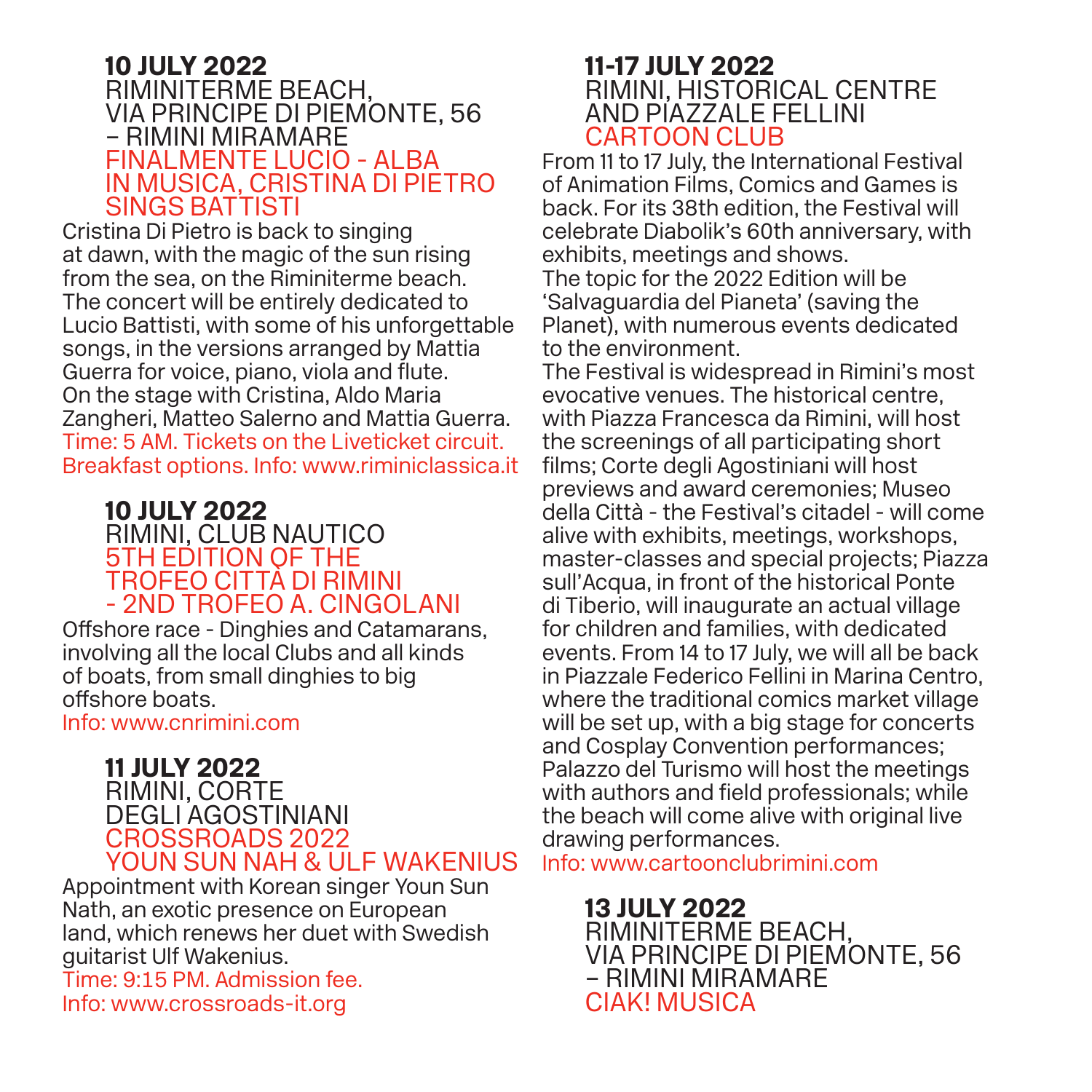## 10 JULY 2022

RIMINITERME BEACH,
VIA PRINCIPE DI PIEMONTE, 56
– RIMINI MIRAMARE

FINALMENTE LUCIO - ALBA IN MUSICA, CRISTINA DI PIETRO SINGS BATTISTI

Cristina Di Pietro is back to singing at dawn, with the magic of the sun rising from the sea, on the Riminiterme beach. The concert will be entirely dedicated to Lucio Battisti, with some of his unforgettable songs, in the versions arranged by Mattia Guerra for voice, piano, viola and flute. On the stage with Cristina, Aldo Maria Zangheri, Matteo Salerno and Mattia Guerra.
Time: 5 AM. Tickets on the Liveticket circuit. Breakfast options. Info: www.riminiclassica.it

## 10 JULY 2022

RIMINI, CLUB NAUTICO

5TH EDITION OF THE TROFEO CITTÀ DI RIMINI - 2ND TROFEO A. CINGOLANI

Offshore race - Dinghies and Catamarans, involving all the local Clubs and all kinds of boats, from small dinghies to big offshore boats.
Info: www.cnrimini.com

## 11 JULY 2022

RIMINI, CORTE DEGLI AGOSTINIANI

CROSSROADS 2022
YOUN SUN NAH & ULF WAKENIUS

Appointment with Korean singer Youn Sun Nath, an exotic presence on European land, which renews her duet with Swedish guitarist Ulf Wakenius.
Time: 9:15 PM. Admission fee.
Info: www.crossroads-it.org

## 11-17 JULY 2022

RIMINI, HISTORICAL CENTRE AND PIAZZALE FELLINI

CARTOON CLUB

From 11 to 17 July, the International Festival of Animation Films, Comics and Games is back. For its 38th edition, the Festival will celebrate Diabolik's 60th anniversary, with exhibits, meetings and shows.
The topic for the 2022 Edition will be 'Salvaguardia del Pianeta' (saving the Planet), with numerous events dedicated to the environment.
The Festival is widespread in Rimini's most evocative venues. The historical centre, with Piazza Francesca da Rimini, will host the screenings of all participating short films; Corte degli Agostiniani will host previews and award ceremonies; Museo della Città - the Festival's citadel - will come alive with exhibits, meetings, workshops, master-classes and special projects; Piazza sull'Acqua, in front of the historical Ponte di Tiberio, will inaugurate an actual village for children and families, with dedicated events. From 14 to 17 July, we will all be back in Piazzale Federico Fellini in Marina Centro, where the traditional comics market village will be set up, with a big stage for concerts and Cosplay Convention performances; Palazzo del Turismo will host the meetings with authors and field professionals; while the beach will come alive with original live drawing performances.
Info: www.cartoonclubrimini.com

## 13 JULY 2022

RIMINITERME BEACH,
VIA PRINCIPE DI PIEMONTE, 56
– RIMINI MIRAMARE

CIAK! MUSICA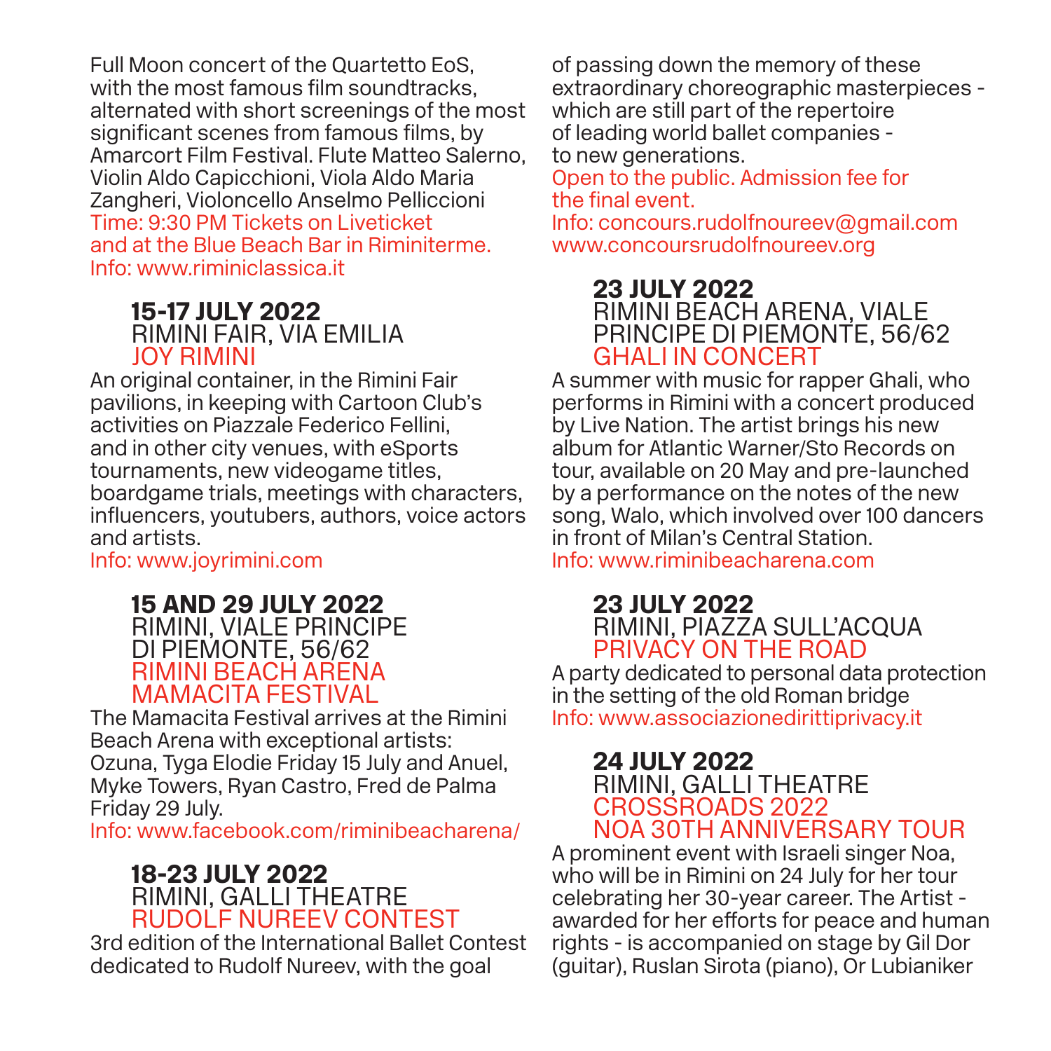Full Moon concert of the Quartetto EoS, with the most famous film soundtracks, alternated with short screenings of the most significant scenes from famous films, by Amarcort Film Festival. Flute Matteo Salerno, Violin Aldo Capicchioni, Viola Aldo Maria Zangheri, Violoncello Anselmo Pelliccioni
Time: 9:30 PM Tickets on Liveticket and at the Blue Beach Bar in Riminiterme.
Info: www.riminiclassica.it

## 15-17 JULY 2022
RIMINI FAIR, VIA EMILIA
JOY RIMINI

An original container, in the Rimini Fair pavilions, in keeping with Cartoon Club's activities on Piazzale Federico Fellini, and in other city venues, with eSports tournaments, new videogame titles, boardgame trials, meetings with characters, influencers, youtubers, authors, voice actors and artists.
Info: www.joyrimini.com

## 15 AND 29 JULY 2022
RIMINI, VIALE PRINCIPE DI PIEMONTE, 56/62
RIMINI BEACH ARENA
MAMACITA FESTIVAL

The Mamacita Festival arrives at the Rimini Beach Arena with exceptional artists: Ozuna, Tyga Elodie Friday 15 July and Anuel, Myke Towers, Ryan Castro, Fred de Palma Friday 29 July.
Info: www.facebook.com/riminibeacharena/

## 18-23 JULY 2022
RIMINI, GALLI THEATRE
RUDOLF NUREEV CONTEST

3rd edition of the International Ballet Contest dedicated to Rudolf Nureev, with the goal of passing down the memory of these extraordinary choreographic masterpieces - which are still part of the repertoire of leading world ballet companies - to new generations.
Open to the public. Admission fee for the final event.
Info: concours.rudolfnoureev@gmail.com
www.concoursrudolfnoureev.org

## 23 JULY 2022
RIMINI BEACH ARENA, VIALE PRINCIPE DI PIEMONTE, 56/62
GHALI IN CONCERT

A summer with music for rapper Ghali, who performs in Rimini with a concert produced by Live Nation. The artist brings his new album for Atlantic Warner/Sto Records on tour, available on 20 May and pre-launched by a performance on the notes of the new song, Walo, which involved over 100 dancers in front of Milan's Central Station.
Info: www.riminibeacharena.com

## 23 JULY 2022
RIMINI, PIAZZA SULL'ACQUA
PRIVACY ON THE ROAD

A party dedicated to personal data protection in the setting of the old Roman bridge
Info: www.associazionedirittiprivacy.it

## 24 JULY 2022
RIMINI, GALLI THEATRE
CROSSROADS 2022
NOA 30TH ANNIVERSARY TOUR

A prominent event with Israeli singer Noa, who will be in Rimini on 24 July for her tour celebrating her 30-year career. The Artist - awarded for her efforts for peace and human rights - is accompanied on stage by Gil Dor (guitar), Ruslan Sirota (piano), Or Lubianiker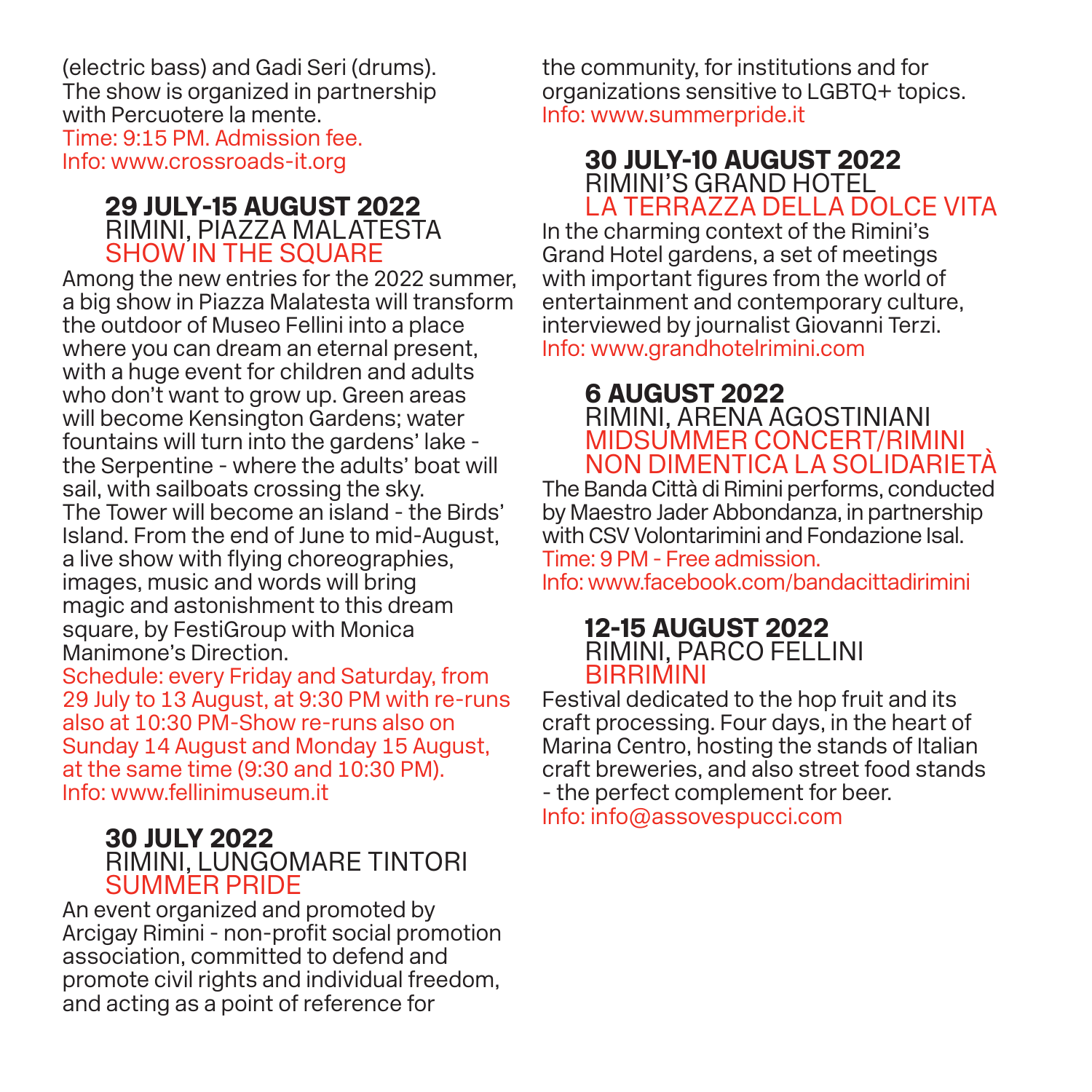(electric bass) and Gadi Seri (drums). The show is organized in partnership with Percuotere la mente.
Time: 9:15 PM. Admission fee.
Info: www.crossroads-it.org

### 29 JULY-15 AUGUST 2022
RIMINI, PIAZZA MALATESTA
SHOW IN THE SQUARE

Among the new entries for the 2022 summer, a big show in Piazza Malatesta will transform the outdoor of Museo Fellini into a place where you can dream an eternal present, with a huge event for children and adults who don't want to grow up. Green areas will become Kensington Gardens; water fountains will turn into the gardens' lake - the Serpentine - where the adults' boat will sail, with sailboats crossing the sky. The Tower will become an island - the Birds' Island. From the end of June to mid-August, a live show with flying choreographies, images, music and words will bring magic and astonishment to this dream square, by FestiGroup with Monica Manimone's Direction.
Schedule: every Friday and Saturday, from 29 July to 13 August, at 9:30 PM with re-runs also at 10:30 PM-Show re-runs also on Sunday 14 August and Monday 15 August, at the same time (9:30 and 10:30 PM).
Info: www.fellinimuseum.it

### 30 JULY 2022
RIMINI, LUNGOMARE TINTORI
SUMMER PRIDE

An event organized and promoted by Arcigay Rimini - non-profit social promotion association, committed to defend and promote civil rights and individual freedom, and acting as a point of reference for the community, for institutions and for organizations sensitive to LGBTQ+ topics.
Info: www.summerpride.it

### 30 JULY-10 AUGUST 2022
RIMINI'S GRAND HOTEL
LA TERRAZZA DELLA DOLCE VITA

In the charming context of the Rimini's Grand Hotel gardens, a set of meetings with important figures from the world of entertainment and contemporary culture, interviewed by journalist Giovanni Terzi.
Info: www.grandhotelrimini.com

### 6 AUGUST 2022
RIMINI, ARENA AGOSTINIANI
MIDSUMMER CONCERT/RIMINI NON DIMENTICA LA SOLIDARIETÀ

The Banda Città di Rimini performs, conducted by Maestro Jader Abbondanza, in partnership with CSV Volontarimini and Fondazione Isal.
Time: 9 PM - Free admission.
Info: www.facebook.com/bandacittadirimini

### 12-15 AUGUST 2022
RIMINI, PARCO FELLINI
BIRRIMINI

Festival dedicated to the hop fruit and its craft processing. Four days, in the heart of Marina Centro, hosting the stands of Italian craft breweries, and also street food stands - the perfect complement for beer.
Info: info@assovespucci.com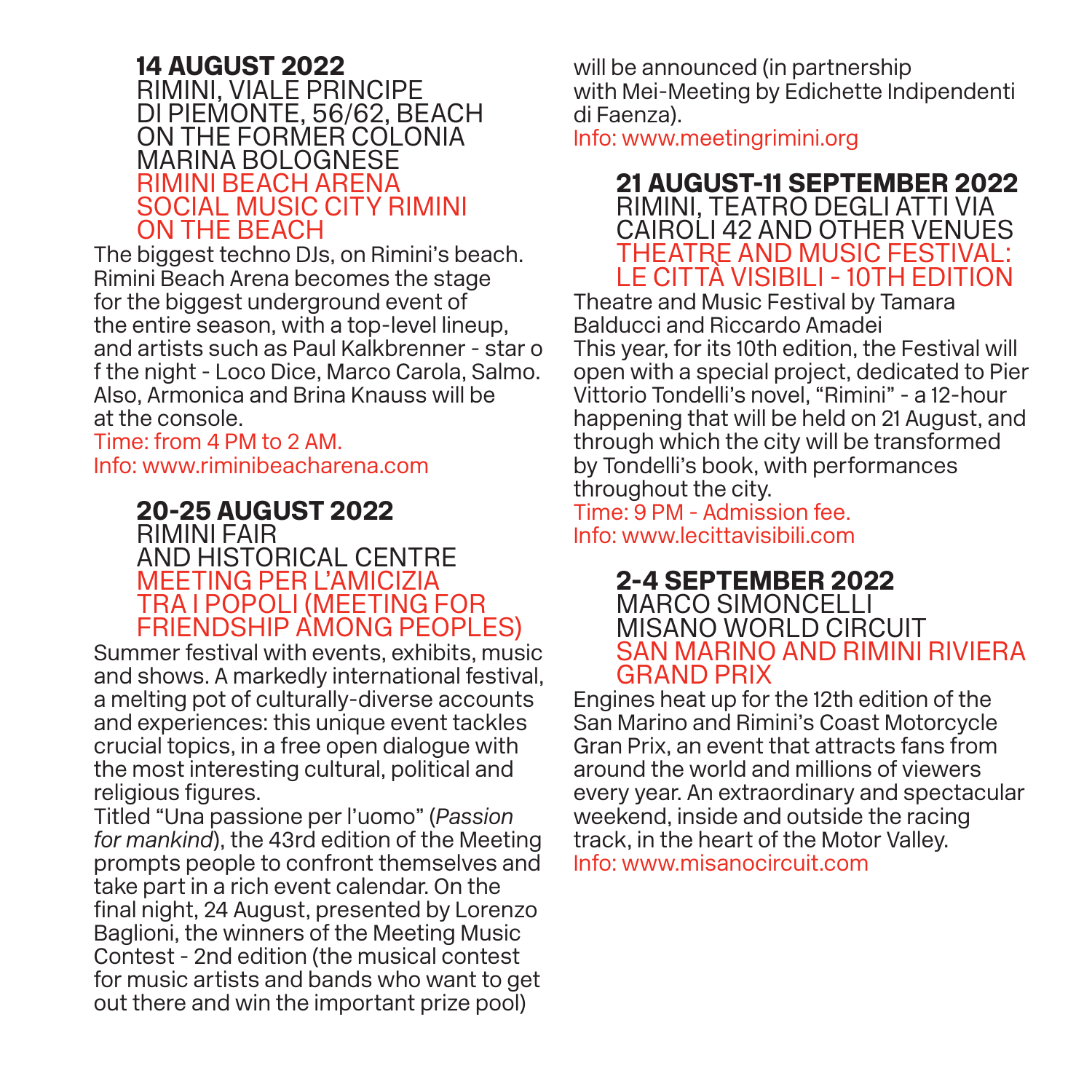## 14 AUGUST 2022

RIMINI, VIALE PRINCIPE DI PIEMONTE, 56/62, BEACH ON THE FORMER COLONIA MARINA BOLOGNESE

RIMINI BEACH ARENA SOCIAL MUSIC CITY RIMINI ON THE BEACH

The biggest techno DJs, on Rimini's beach. Rimini Beach Arena becomes the stage for the biggest underground event of the entire season, with a top-level lineup, and artists such as Paul Kalkbrenner - star o f the night - Loco Dice, Marco Carola, Salmo. Also, Armonica and Brina Knauss will be at the console.

Time: from 4 PM to 2 AM.
Info: www.riminibeacharena.com

## 20-25 AUGUST 2022

RIMINI FAIR AND HISTORICAL CENTRE

MEETING PER L'AMICIZIA TRA I POPOLI (MEETING FOR FRIENDSHIP AMONG PEOPLES)

Summer festival with events, exhibits, music and shows. A markedly international festival, a melting pot of culturally-diverse accounts and experiences: this unique event tackles crucial topics, in a free open dialogue with the most interesting cultural, political and religious figures.
Titled "Una passione per l'uomo" (*Passion for mankind*), the 43rd edition of the Meeting prompts people to confront themselves and take part in a rich event calendar. On the final night, 24 August, presented by Lorenzo Baglioni, the winners of the Meeting Music Contest - 2nd edition (the musical contest for music artists and bands who want to get out there and win the important prize pool) will be announced (in partnership with Mei-Meeting by Edichette Indipendenti di Faenza).

Info: www.meetingrimini.org

## 21 AUGUST-11 SEPTEMBER 2022

RIMINI, TEATRO DEGLI ATTI VIA CAIROLI 42 AND OTHER VENUES

THEATRE AND MUSIC FESTIVAL: LE CITTÀ VISIBILI - 10TH EDITION

Theatre and Music Festival by Tamara Balducci and Riccardo Amadei
This year, for its 10th edition, the Festival will open with a special project, dedicated to Pier Vittorio Tondelli's novel, "Rimini" - a 12-hour happening that will be held on 21 August, and through which the city will be transformed by Tondelli's book, with performances throughout the city.

Time: 9 PM - Admission fee.
Info: www.lecittavisibili.com

## 2-4 SEPTEMBER 2022

MARCO SIMONCELLI MISANO WORLD CIRCUIT

SAN MARINO AND RIMINI RIVIERA GRAND PRIX

Engines heat up for the 12th edition of the San Marino and Rimini's Coast Motorcycle Gran Prix, an event that attracts fans from around the world and millions of viewers every year. An extraordinary and spectacular weekend, inside and outside the racing track, in the heart of the Motor Valley.

Info: www.misanocircuit.com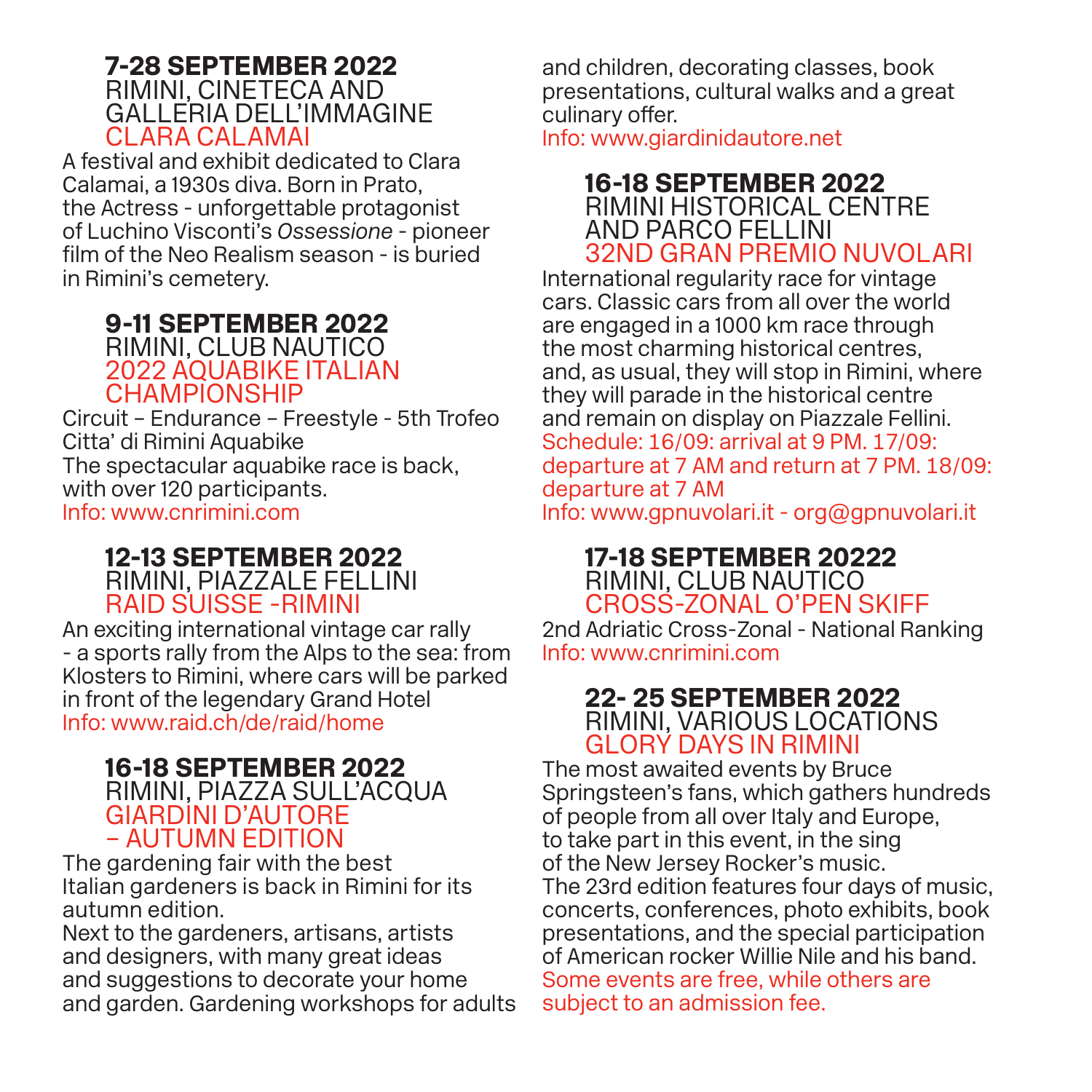### 7-28 SEPTEMBER 2022
RIMINI, CINETECA AND GALLERIA DELL'IMMAGINE
CLARA CALAMAI

A festival and exhibit dedicated to Clara Calamai, a 1930s diva. Born in Prato, the Actress - unforgettable protagonist of Luchino Visconti's *Ossessione* - pioneer film of the Neo Realism season - is buried in Rimini's cemetery.

### 9-11 SEPTEMBER 2022
RIMINI, CLUB NAUTICO
2022 AQUABIKE ITALIAN CHAMPIONSHIP

Circuit – Endurance – Freestyle - 5th Trofeo Citta' di Rimini Aquabike
The spectacular aquabike race is back, with over 120 participants.
Info: www.cnrimini.com

### 12-13 SEPTEMBER 2022
RIMINI, PIAZZALE FELLINI
RAID SUISSE -RIMINI

An exciting international vintage car rally - a sports rally from the Alps to the sea: from Klosters to Rimini, where cars will be parked in front of the legendary Grand Hotel
Info: www.raid.ch/de/raid/home

### 16-18 SEPTEMBER 2022
RIMINI, PIAZZA SULL'ACQUA
GIARDINI D'AUTORE – AUTUMN EDITION

The gardening fair with the best Italian gardeners is back in Rimini for its autumn edition.
Next to the gardeners, artisans, artists and designers, with many great ideas and suggestions to decorate your home and garden. Gardening workshops for adults and children, decorating classes, book presentations, cultural walks and a great culinary offer.
Info: www.giardinidautore.net

### 16-18 SEPTEMBER 2022
RIMINI HISTORICAL CENTRE AND PARCO FELLINI
32ND GRAN PREMIO NUVOLARI

International regularity race for vintage cars. Classic cars from all over the world are engaged in a 1000 km race through the most charming historical centres, and, as usual, they will stop in Rimini, where they will parade in the historical centre and remain on display on Piazzale Fellini.
Schedule: 16/09: arrival at 9 PM. 17/09: departure at 7 AM and return at 7 PM. 18/09: departure at 7 AM
Info: www.gpnuvolari.it - org@gpnuvolari.it

### 17-18 SEPTEMBER 20222
RIMINI, CLUB NAUTICO
CROSS-ZONAL O'PEN SKIFF

2nd Adriatic Cross-Zonal - National Ranking
Info: www.cnrimini.com

### 22- 25 SEPTEMBER 2022
RIMINI, VARIOUS LOCATIONS
GLORY DAYS IN RIMINI

The most awaited events by Bruce Springsteen's fans, which gathers hundreds of people from all over Italy and Europe, to take part in this event, in the sing of the New Jersey Rocker's music.
The 23rd edition features four days of music, concerts, conferences, photo exhibits, book presentations, and the special participation of American rocker Willie Nile and his band.
Some events are free, while others are subject to an admission fee.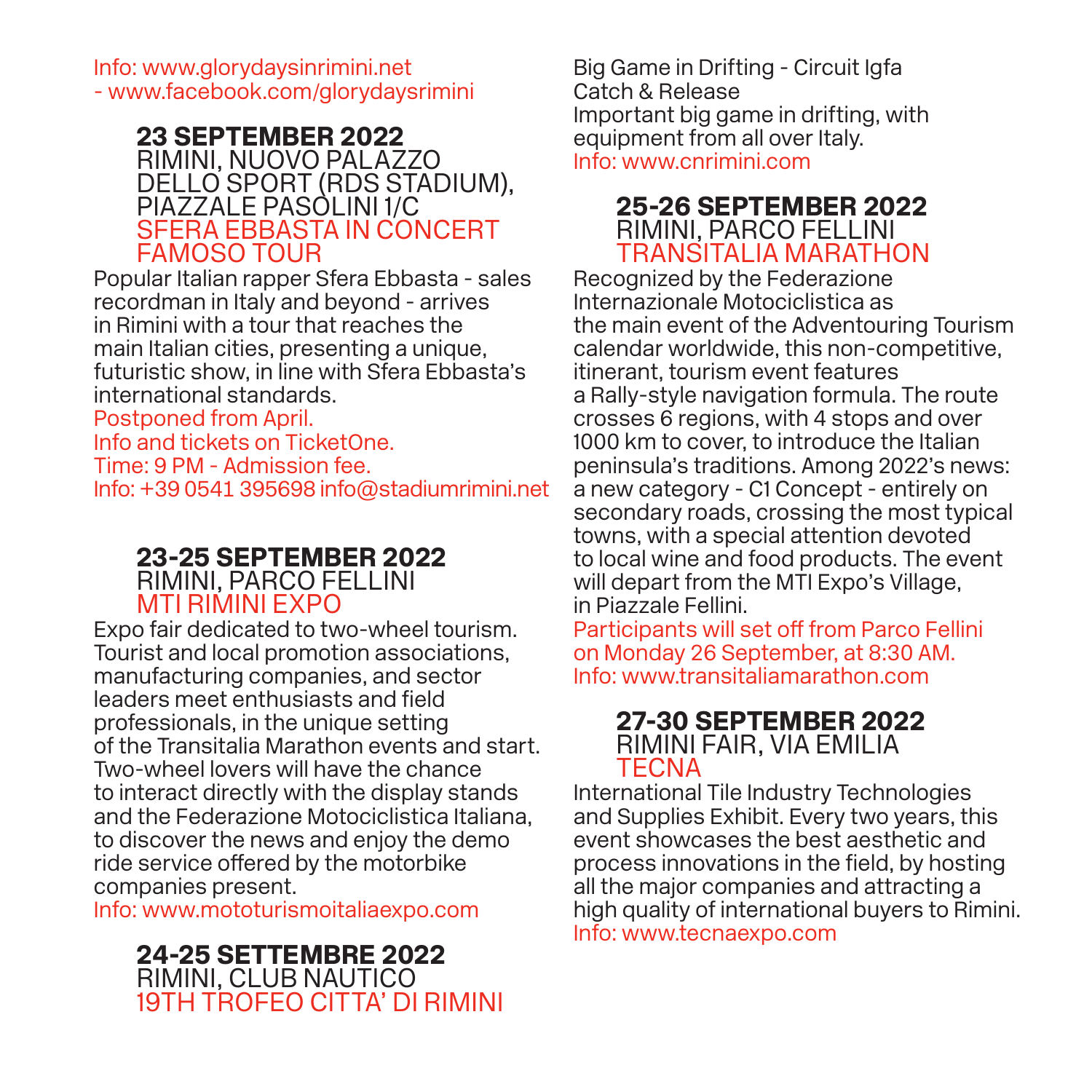Info: www.glorydaysinrimini.net
- www.facebook.com/glorydaysrimini

### 23 SEPTEMBER 2022
RIMINI, NUOVO PALAZZO DELLO SPORT (RDS STADIUM), PIAZZALE PASOLINI 1/C
SFERA EBBASTA IN CONCERT FAMOSO TOUR

Popular Italian rapper Sfera Ebbasta - sales recordman in Italy and beyond - arrives in Rimini with a tour that reaches the main Italian cities, presenting a unique, futuristic show, in line with Sfera Ebbasta's international standards.
Postponed from April.
Info and tickets on TicketOne.
Time: 9 PM - Admission fee.
Info: +39 0541 395698 info@stadiumrimini.net

### 23-25 SEPTEMBER 2022
RIMINI, PARCO FELLINI
MTI RIMINI EXPO

Expo fair dedicated to two-wheel tourism. Tourist and local promotion associations, manufacturing companies, and sector leaders meet enthusiasts and field professionals, in the unique setting of the Transitalia Marathon events and start. Two-wheel lovers will have the chance to interact directly with the display stands and the Federazione Motociclistica Italiana, to discover the news and enjoy the demo ride service offered by the motorbike companies present.
Info: www.mototurismoitaliaexpo.com

### 24-25 SETTEMBRE 2022
RIMINI, CLUB NAUTICO
19TH TROFEO CITTA' DI RIMINI

Big Game in Drifting - Circuit Igfa Catch & Release
Important big game in drifting, with equipment from all over Italy.
Info: www.cnrimini.com

### 25-26 SEPTEMBER 2022
RIMINI, PARCO FELLINI
TRANSITALIA MARATHON

Recognized by the Federazione Internazionale Motociclistica as the main event of the Adventouring Tourism calendar worldwide, this non-competitive, itinerant, tourism event features a Rally-style navigation formula. The route crosses 6 regions, with 4 stops and over 1000 km to cover, to introduce the Italian peninsula's traditions. Among 2022's news: a new category - C1 Concept - entirely on secondary roads, crossing the most typical towns, with a special attention devoted to local wine and food products. The event will depart from the MTI Expo's Village, in Piazzale Fellini.
Participants will set off from Parco Fellini on Monday 26 September, at 8:30 AM.
Info: www.transitaliamarathon.com

### 27-30 SEPTEMBER 2022
RIMINI FAIR, VIA EMILIA
TECNA

International Tile Industry Technologies and Supplies Exhibit. Every two years, this event showcases the best aesthetic and process innovations in the field, by hosting all the major companies and attracting a high quality of international buyers to Rimini.
Info: www.tecnaexpo.com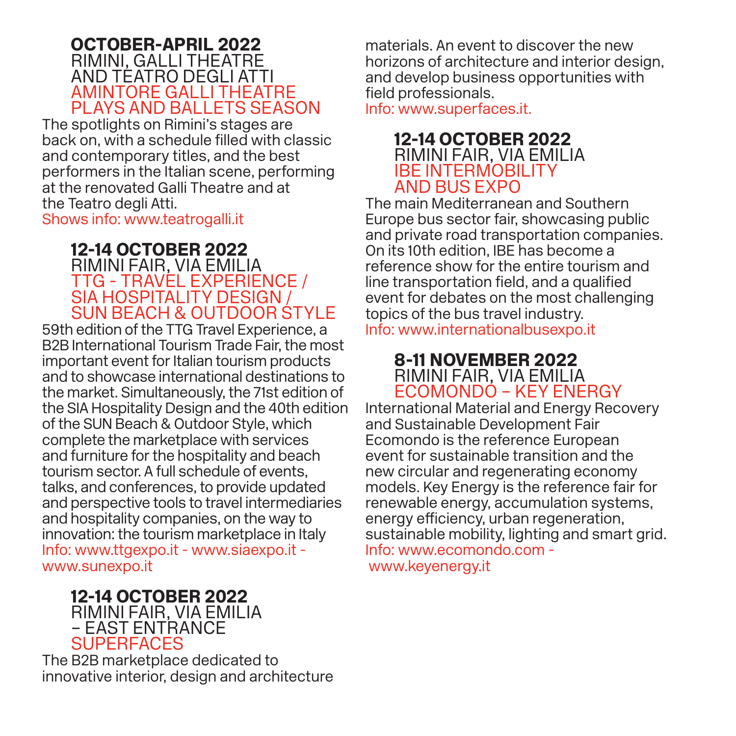### OCTOBER-APRIL 2022
RIMINI, GALLI THEATRE
AND TEATRO DEGLI ATTI
AMINTORE GALLI THEATRE
PLAYS AND BALLETS SEASON

The spotlights on Rimini's stages are back on, with a schedule filled with classic and contemporary titles, and the best performers in the Italian scene, performing at the renovated Galli Theatre and at the Teatro degli Atti.
Shows info: www.teatrogalli.it

### 12-14 OCTOBER 2022
RIMINI FAIR, VIA EMILIA
TTG - TRAVEL EXPERIENCE /
SIA HOSPITALITY DESIGN /
SUN BEACH & OUTDOOR STYLE

59th edition of the TTG Travel Experience, a B2B International Tourism Trade Fair, the most important event for Italian tourism products and to showcase international destinations to the market. Simultaneously, the 71st edition of the SIA Hospitality Design and the 40th edition of the SUN Beach & Outdoor Style, which complete the marketplace with services and furniture for the hospitality and beach tourism sector. A full schedule of events, talks, and conferences, to provide updated and perspective tools to travel intermediaries and hospitality companies, on the way to innovation: the tourism marketplace in Italy
Info: www.ttgexpo.it - www.siaexpo.it - www.sunexpo.it

### 12-14 OCTOBER 2022
RIMINI FAIR, VIA EMILIA
– EAST ENTRANCE
SUPERFACES

The B2B marketplace dedicated to innovative interior, design and architecture materials. An event to discover the new horizons of architecture and interior design, and develop business opportunities with field professionals.
Info: www.superfaces.it.

### 12-14 OCTOBER 2022
RIMINI FAIR, VIA EMILIA
IBE INTERMOBILITY
AND BUS EXPO

The main Mediterranean and Southern Europe bus sector fair, showcasing public and private road transportation companies. On its 10th edition, IBE has become a reference show for the entire tourism and line transportation field, and a qualified event for debates on the most challenging topics of the bus travel industry.
Info: www.internationalbusexpo.it

### 8-11 NOVEMBER 2022
RIMINI FAIR, VIA EMILIA
ECOMONDO – KEY ENERGY

International Material and Energy Recovery and Sustainable Development Fair Ecomondo is the reference European event for sustainable transition and the new circular and regenerating economy models. Key Energy is the reference fair for renewable energy, accumulation systems, energy efficiency, urban regeneration, sustainable mobility, lighting and smart grid.
Info: www.ecomondo.com - www.keyenergy.it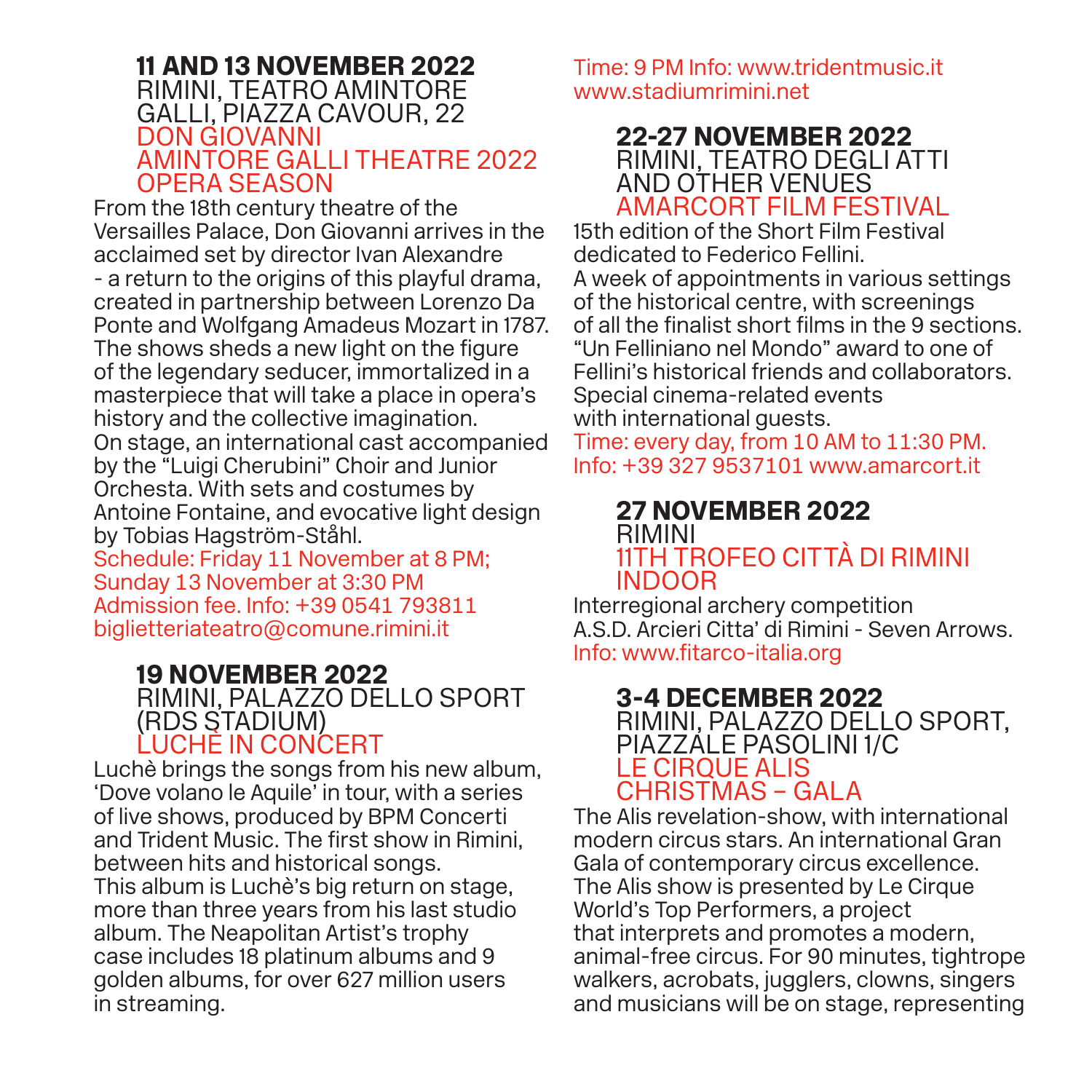**11 AND 13 NOVEMBER 2022**
RIMINI, TEATRO AMINTORE GALLI, PIAZZA CAVOUR, 22
DON GIOVANNI
AMINTORE GALLI THEATRE 2022 OPERA SEASON

From the 18th century theatre of the Versailles Palace, Don Giovanni arrives in the acclaimed set by director Ivan Alexandre - a return to the origins of this playful drama, created in partnership between Lorenzo Da Ponte and Wolfgang Amadeus Mozart in 1787. The shows sheds a new light on the figure of the legendary seducer, immortalized in a masterpiece that will take a place in opera's history and the collective imagination. On stage, an international cast accompanied by the "Luigi Cherubini" Choir and Junior Orchestra. With sets and costumes by Antoine Fontaine, and evocative light design by Tobias Hagström-Ståhl.
Schedule: Friday 11 November at 8 PM; Sunday 13 November at 3:30 PM
Admission fee. Info: +39 0541 793811
biglietteriateatro@comune.rimini.it

**19 NOVEMBER 2022**
RIMINI, PALAZZO DELLO SPORT (RDS STADIUM)
LUCHÈ IN CONCERT

Luchè brings the songs from his new album, 'Dove volano le Aquile' in tour, with a series of live shows, produced by BPM Concerti and Trident Music. The first show in Rimini, between hits and historical songs. This album is Luchè's big return on stage, more than three years from his last studio album. The Neapolitan Artist's trophy case includes 18 platinum albums and 9 golden albums, for over 627 million users in streaming.
Time: 9 PM Info: www.tridentmusic.it
www.stadiumrimini.net

**22-27 NOVEMBER 2022**
RIMINI, TEATRO DEGLI ATTI AND OTHER VENUES
AMARCORT FILM FESTIVAL

15th edition of the Short Film Festival dedicated to Federico Fellini.
A week of appointments in various settings of the historical centre, with screenings of all the finalist short films in the 9 sections. "Un Felliniano nel Mondo" award to one of Fellini's historical friends and collaborators. Special cinema-related events with international guests.
Time: every day, from 10 AM to 11:30 PM.
Info: +39 327 9537101 www.amarcort.it

**27 NOVEMBER 2022**
RIMINI
11TH TROFEO CITTÀ DI RIMINI INDOOR

Interregional archery competition
A.S.D. Arcieri Citta' di Rimini - Seven Arrows.
Info: www.fitarco-italia.org

**3-4 DECEMBER 2022**
RIMINI, PALAZZO DELLO SPORT, PIAZZALE PASOLINI 1/C
LE CIRQUE ALIS CHRISTMAS – GALA

The Alis revelation-show, with international modern circus stars. An international Gran Gala of contemporary circus excellence. The Alis show is presented by Le Cirque World's Top Performers, a project that interprets and promotes a modern, animal-free circus. For 90 minutes, tightrope walkers, acrobats, jugglers, clowns, singers and musicians will be on stage, representing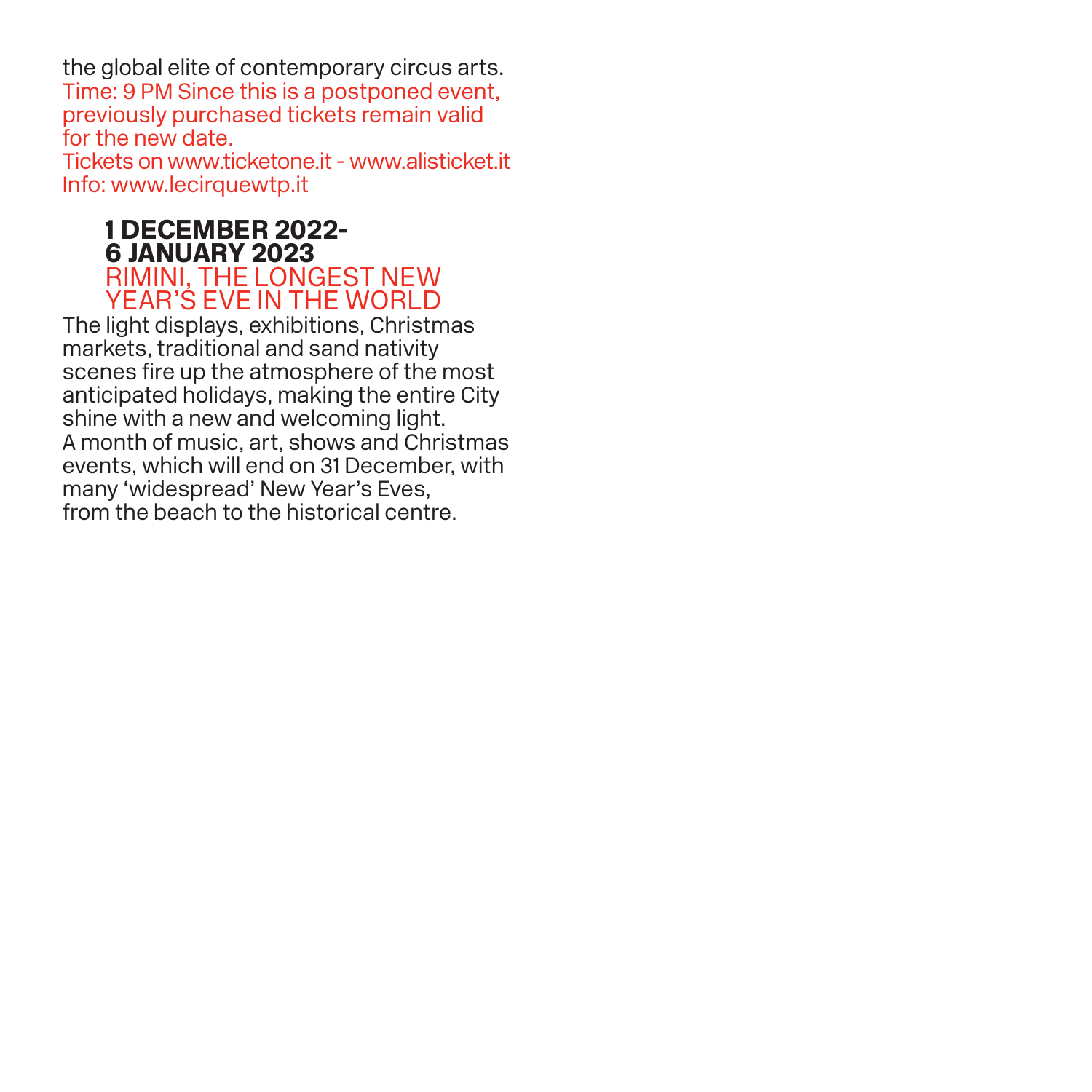the global elite of contemporary circus arts.
Time: 9 PM Since this is a postponed event, previously purchased tickets remain valid for the new date.
Tickets on www.ticketone.it - www.alisticket.it
Info: www.lecirquewtp.it

### 1 DECEMBER 2022-6 JANUARY 2023
### RIMINI, THE LONGEST NEW YEAR'S EVE IN THE WORLD

The light displays, exhibitions, Christmas markets, traditional and sand nativity scenes fire up the atmosphere of the most anticipated holidays, making the entire City shine with a new and welcoming light.
A month of music, art, shows and Christmas events, which will end on 31 December, with many 'widespread' New Year's Eves, from the beach to the historical centre.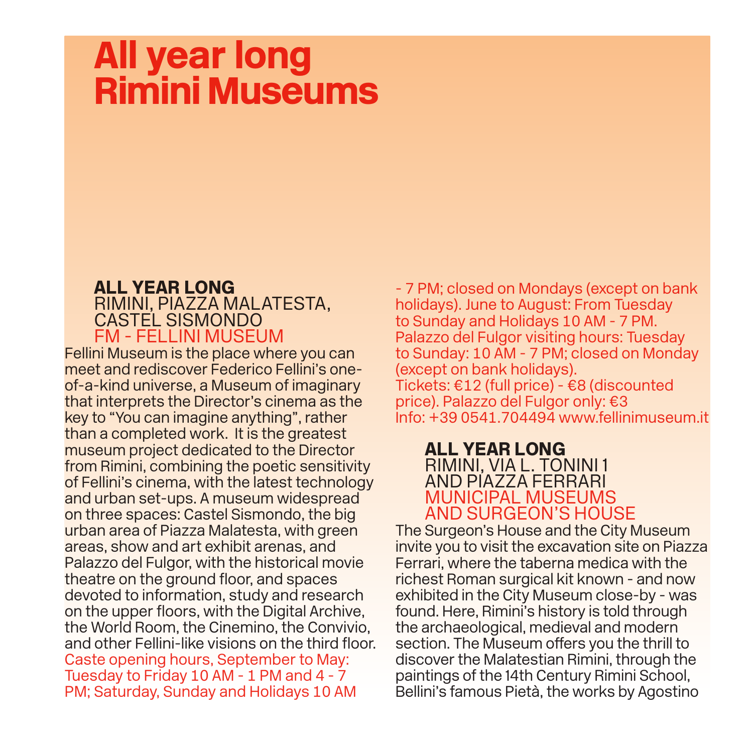# All year long Rimini Museums

**ALL YEAR LONG**
RIMINI, PIAZZA MALATESTA, CASTEL SISMONDO
FM - FELLINI MUSEUM

Fellini Museum is the place where you can meet and rediscover Federico Fellini's one-of-a-kind universe, a Museum of imaginary that interprets the Director's cinema as the key to "You can imagine anything", rather than a completed work. It is the greatest museum project dedicated to the Director from Rimini, combining the poetic sensitivity of Fellini's cinema, with the latest technology and urban set-ups. A museum widespread on three spaces: Castel Sismondo, the big urban area of Piazza Malatesta, with green areas, show and art exhibit arenas, and Palazzo del Fulgor, with the historical movie theatre on the ground floor, and spaces devoted to information, study and research on the upper floors, with the Digital Archive, the World Room, the Cinemino, the Convivio, and other Fellini-like visions on the third floor.
Caste opening hours, September to May: Tuesday to Friday 10 AM - 1 PM and 4 - 7 PM; Saturday, Sunday and Holidays 10 AM - 7 PM; closed on Mondays (except on bank holidays). June to August: From Tuesday to Sunday and Holidays 10 AM - 7 PM. Palazzo del Fulgor visiting hours: Tuesday to Sunday: 10 AM - 7 PM; closed on Monday (except on bank holidays).
Tickets: €12 (full price) - €8 (discounted price). Palazzo del Fulgor only: €3
Info: +39 0541.704494 www.fellinimuseum.it

**ALL YEAR LONG**
RIMINI, VIA L. TONINI 1 AND PIAZZA FERRARI
MUNICIPAL MUSEUMS AND SURGEON'S HOUSE

The Surgeon's House and the City Museum invite you to visit the excavation site on Piazza Ferrari, where the taberna medica with the richest Roman surgical kit known - and now exhibited in the City Museum close-by - was found. Here, Rimini's history is told through the archaeological, medieval and modern section. The Museum offers you the thrill to discover the Malatestian Rimini, through the paintings of the 14th Century Rimini School, Bellini's famous Pietà, the works by Agostino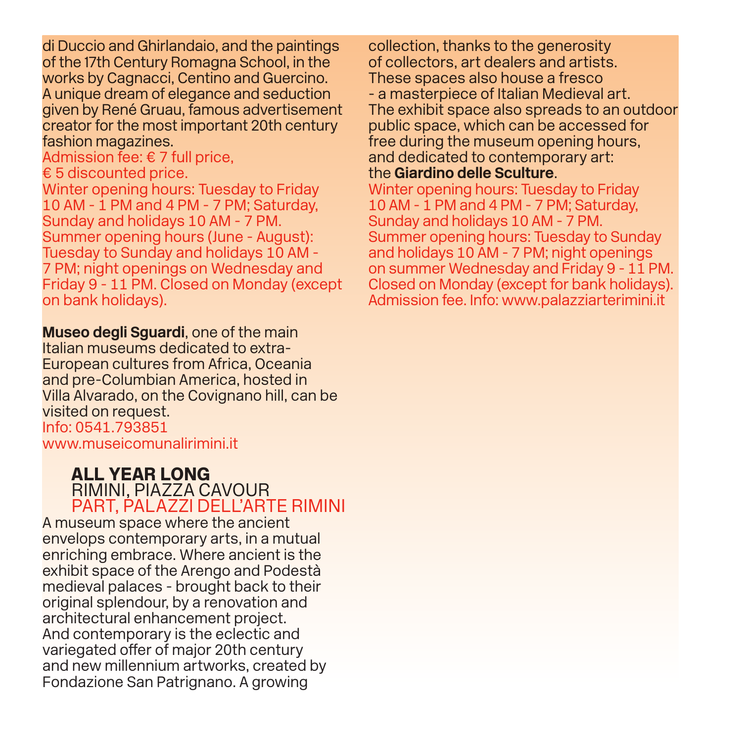di Duccio and Ghirlandaio, and the paintings of the 17th Century Romagna School, in the works by Cagnacci, Centino and Guercino. A unique dream of elegance and seduction given by René Gruau, famous advertisement creator for the most important 20th century fashion magazines.
Admission fee: € 7 full price,
€ 5 discounted price.
Winter opening hours: Tuesday to Friday 10 AM - 1 PM and 4 PM - 7 PM; Saturday, Sunday and holidays 10 AM - 7 PM.
Summer opening hours (June - August): Tuesday to Sunday and holidays 10 AM - 7 PM; night openings on Wednesday and Friday 9 - 11 PM. Closed on Monday (except on bank holidays).

**Museo degli Sguardi**, one of the main Italian museums dedicated to extra-European cultures from Africa, Oceania and pre-Columbian America, hosted in Villa Alvarado, on the Covignano hill, can be visited on request.
Info: 0541.793851
www.museicomunalirimini.it

## ALL YEAR LONG
RIMINI, PIAZZA CAVOUR
PART, PALAZZI DELL'ARTE RIMINI

A museum space where the ancient envelops contemporary arts, in a mutual enriching embrace. Where ancient is the exhibit space of the Arengo and Podestà medieval palaces - brought back to their original splendour, by a renovation and architectural enhancement project. And contemporary is the eclectic and variegated offer of major 20th century and new millennium artworks, created by Fondazione San Patrignano. A growing collection, thanks to the generosity of collectors, art dealers and artists. These spaces also house a fresco - a masterpiece of Italian Medieval art. The exhibit space also spreads to an outdoor public space, which can be accessed for free during the museum opening hours, and dedicated to contemporary art: the **Giardino delle Sculture**.
Winter opening hours: Tuesday to Friday 10 AM - 1 PM and 4 PM - 7 PM; Saturday, Sunday and holidays 10 AM - 7 PM.
Summer opening hours: Tuesday to Sunday and holidays 10 AM - 7 PM; night openings on summer Wednesday and Friday 9 - 11 PM.
Closed on Monday (except for bank holidays).
Admission fee. Info: www.palazziarterimini.it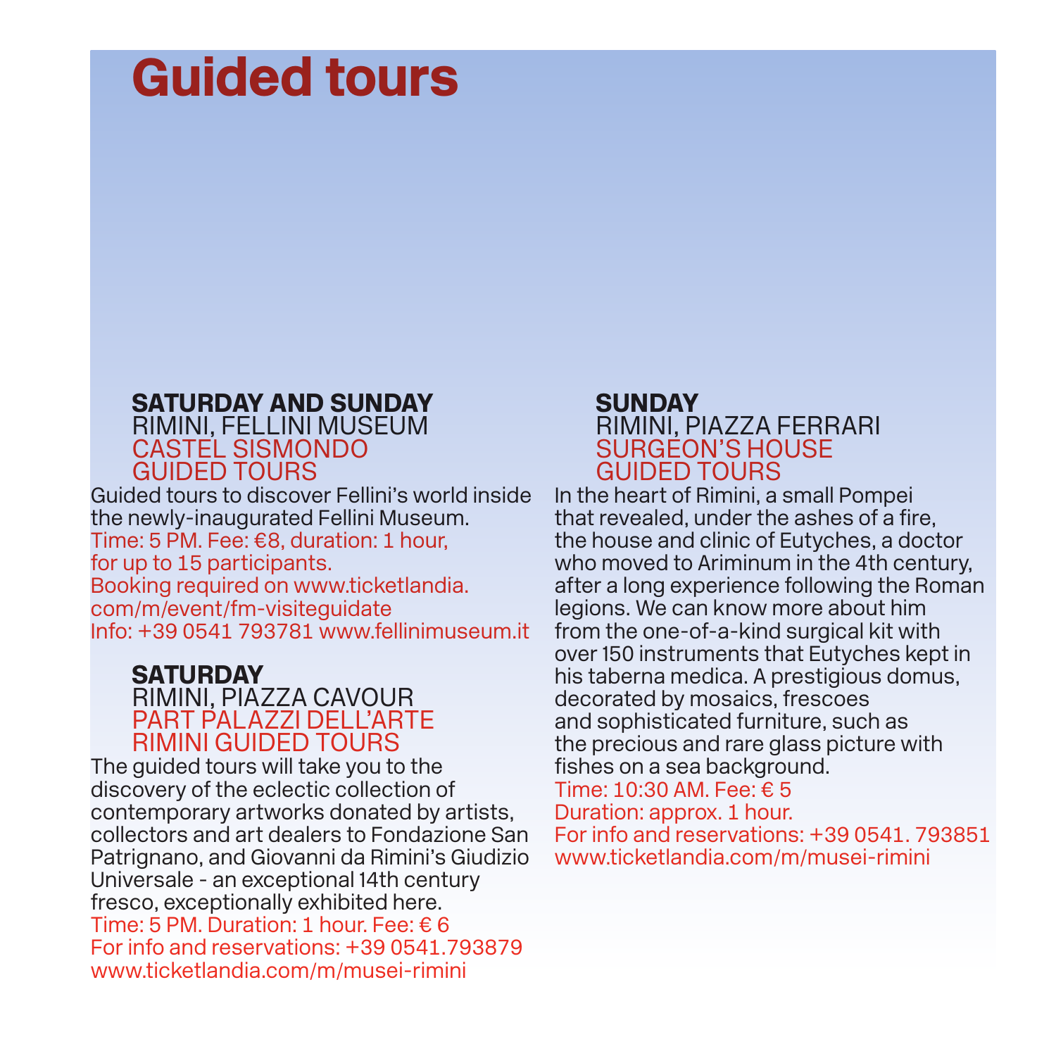# Guided tours

**SATURDAY AND SUNDAY**
RIMINI, FELLINI MUSEUM
CASTEL SISMONDO
GUIDED TOURS

Guided tours to discover Fellini's world inside the newly-inaugurated Fellini Museum.
Time: 5 PM. Fee: €8, duration: 1 hour, for up to 15 participants.
Booking required on www.ticketlandia.com/m/event/fm-visiteguidate
Info: +39 0541 793781 www.fellinimuseum.it

**SATURDAY**
RIMINI, PIAZZA CAVOUR
PART PALAZZI DELL'ARTE
RIMINI GUIDED TOURS

The guided tours will take you to the discovery of the eclectic collection of contemporary artworks donated by artists, collectors and art dealers to Fondazione San Patrignano, and Giovanni da Rimini's Giudizio Universale - an exceptional 14th century fresco, exceptionally exhibited here.
Time: 5 PM. Duration: 1 hour. Fee: € 6
For info and reservations: +39 0541.793879
www.ticketlandia.com/m/musei-rimini

**SUNDAY**
RIMINI, PIAZZA FERRARI
SURGEON'S HOUSE
GUIDED TOURS

In the heart of Rimini, a small Pompei that revealed, under the ashes of a fire, the house and clinic of Eutyches, a doctor who moved to Ariminum in the 4th century, after a long experience following the Roman legions. We can know more about him from the one-of-a-kind surgical kit with over 150 instruments that Eutyches kept in his taberna medica. A prestigious domus, decorated by mosaics, frescoes and sophisticated furniture, such as the precious and rare glass picture with fishes on a sea background.
Time: 10:30 AM. Fee: € 5
Duration: approx. 1 hour.
For info and reservations: +39 0541. 793851
www.ticketlandia.com/m/musei-rimini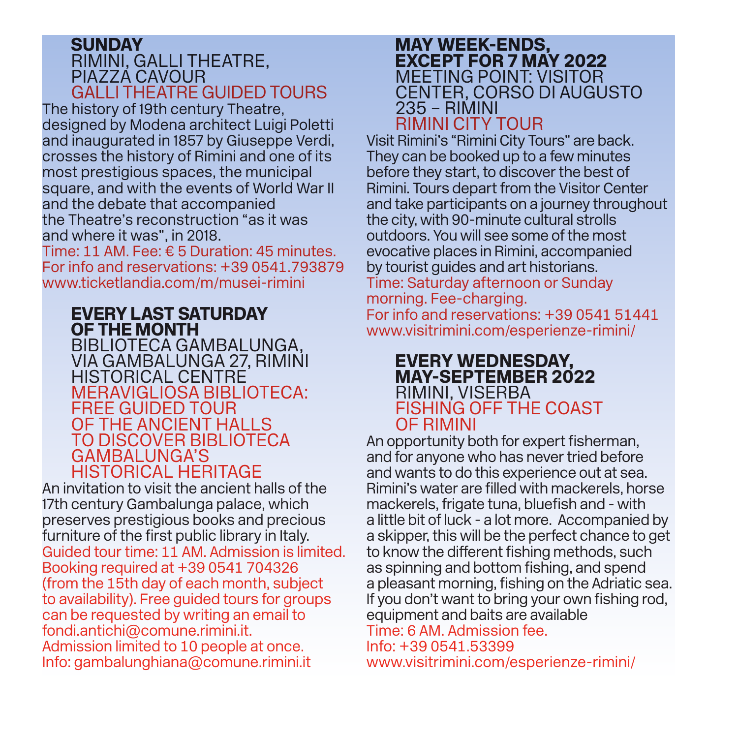**SUNDAY**
RIMINI, GALLI THEATRE, PIAZZA CAVOUR

### GALLI THEATRE GUIDED TOURS

The history of 19th century Theatre, designed by Modena architect Luigi Poletti and inaugurated in 1857 by Giuseppe Verdi, crosses the history of Rimini and one of its most prestigious spaces, the municipal square, and with the events of World War II and the debate that accompanied the Theatre's reconstruction "as it was and where it was", in 2018.
Time: 11 AM. Fee: € 5 Duration: 45 minutes.
For info and reservations: +39 0541.793879
www.ticketlandia.com/m/musei-rimini

**EVERY LAST SATURDAY OF THE MONTH**
BIBLIOTECA GAMBALUNGA, VIA GAMBALUNGA 27, RIMINI HISTORICAL CENTRE

### MERAVIGLIOSA BIBLIOTECA: FREE GUIDED TOUR OF THE ANCIENT HALLS TO DISCOVER BIBLIOTECA GAMBALUNGA'S HISTORICAL HERITAGE

An invitation to visit the ancient halls of the 17th century Gambalunga palace, which preserves prestigious books and precious furniture of the first public library in Italy.
Guided tour time: 11 AM. Admission is limited. Booking required at +39 0541 704326 (from the 15th day of each month, subject to availability). Free guided tours for groups can be requested by writing an email to fondi.antichi@comune.rimini.it.
Admission limited to 10 people at once.
Info: gambalunghiana@comune.rimini.it

**MAY WEEK-ENDS, EXCEPT FOR 7 MAY 2022**
MEETING POINT: VISITOR CENTER, CORSO DI AUGUSTO 235 – RIMINI

### RIMINI CITY TOUR

Visit Rimini's "Rimini City Tours" are back. They can be booked up to a few minutes before they start, to discover the best of Rimini. Tours depart from the Visitor Center and take participants on a journey throughout the city, with 90-minute cultural strolls outdoors. You will see some of the most evocative places in Rimini, accompanied by tourist guides and art historians.
Time: Saturday afternoon or Sunday morning. Fee-charging.
For info and reservations: +39 0541 51441
www.visitrimini.com/esperienze-rimini/

**EVERY WEDNESDAY, MAY-SEPTEMBER 2022**
RIMINI, VISERBA

### FISHING OFF THE COAST OF RIMINI

An opportunity both for expert fisherman, and for anyone who has never tried before and wants to do this experience out at sea. Rimini's water are filled with mackerels, horse mackerels, frigate tuna, bluefish and - with a little bit of luck - a lot more. Accompanied by a skipper, this will be the perfect chance to get to know the different fishing methods, such as spinning and bottom fishing, and spend a pleasant morning, fishing on the Adriatic sea. If you don't want to bring your own fishing rod, equipment and baits are available
Time: 6 AM. Admission fee.
Info: +39 0541.53399
www.visitrimini.com/esperienze-rimini/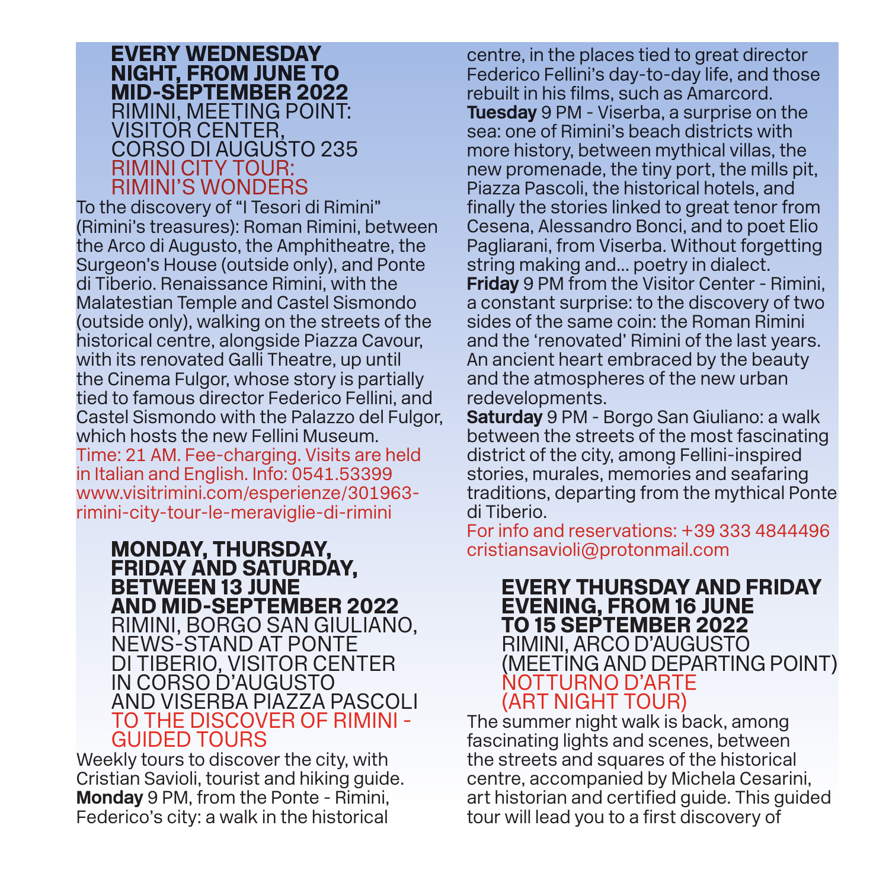**EVERY WEDNESDAY NIGHT, FROM JUNE TO MID-SEPTEMBER 2022**
RIMINI, MEETING POINT: VISITOR CENTER, CORSO DI AUGUSTO 235
RIMINI CITY TOUR: RIMINI'S WONDERS

To the discovery of "I Tesori di Rimini" (Rimini's treasures): Roman Rimini, between the Arco di Augusto, the Amphitheatre, the Surgeon's House (outside only), and Ponte di Tiberio. Renaissance Rimini, with the Malatestian Temple and Castel Sismondo (outside only), walking on the streets of the historical centre, alongside Piazza Cavour, with its renovated Galli Theatre, up until the Cinema Fulgor, whose story is partially tied to famous director Federico Fellini, and Castel Sismondo with the Palazzo del Fulgor, which hosts the new Fellini Museum.
Time: 21 AM. Fee-charging. Visits are held in Italian and English. Info: 0541.53399 www.visitrimini.com/esperienze/301963-rimini-city-tour-le-meraviglie-di-rimini

**MONDAY, THURSDAY, FRIDAY AND SATURDAY, BETWEEN 13 JUNE AND MID-SEPTEMBER 2022**
RIMINI, BORGO SAN GIULIANO, NEWS-STAND AT PONTE DI TIBERIO, VISITOR CENTER IN CORSO D'AUGUSTO AND VISERBA PIAZZA PASCOLI
TO THE DISCOVER OF RIMINI - GUIDED TOURS

Weekly tours to discover the city, with Cristian Savioli, tourist and hiking guide.
**Monday** 9 PM, from the Ponte - Rimini, Federico's city: a walk in the historical centre, in the places tied to great director Federico Fellini's day-to-day life, and those rebuilt in his films, such as Amarcord.
**Tuesday** 9 PM - Viserba, a surprise on the sea: one of Rimini's beach districts with more history, between mythical villas, the new promenade, the tiny port, the mills pit, Piazza Pascoli, the historical hotels, and finally the stories linked to great tenor from Cesena, Alessandro Bonci, and to poet Elio Pagliarani, from Viserba. Without forgetting string making and... poetry in dialect.
**Friday** 9 PM from the Visitor Center - Rimini, a constant surprise: to the discovery of two sides of the same coin: the Roman Rimini and the 'renovated' Rimini of the last years. An ancient heart embraced by the beauty and the atmospheres of the new urban redevelopments.
**Saturday** 9 PM - Borgo San Giuliano: a walk between the streets of the most fascinating district of the city, among Fellini-inspired stories, murales, memories and seafaring traditions, departing from the mythical Ponte di Tiberio.
For info and reservations: +39 333 4844496 cristiansavioli@protonmail.com

**EVERY THURSDAY AND FRIDAY EVENING, FROM 16 JUNE TO 15 SEPTEMBER 2022**
RIMINI, ARCO D'AUGUSTO (MEETING AND DEPARTING POINT)
NOTTURNO D'ARTE (ART NIGHT TOUR)

The summer night walk is back, among fascinating lights and scenes, between the streets and squares of the historical centre, accompanied by Michela Cesarini, art historian and certified guide. This guided tour will lead you to a first discovery of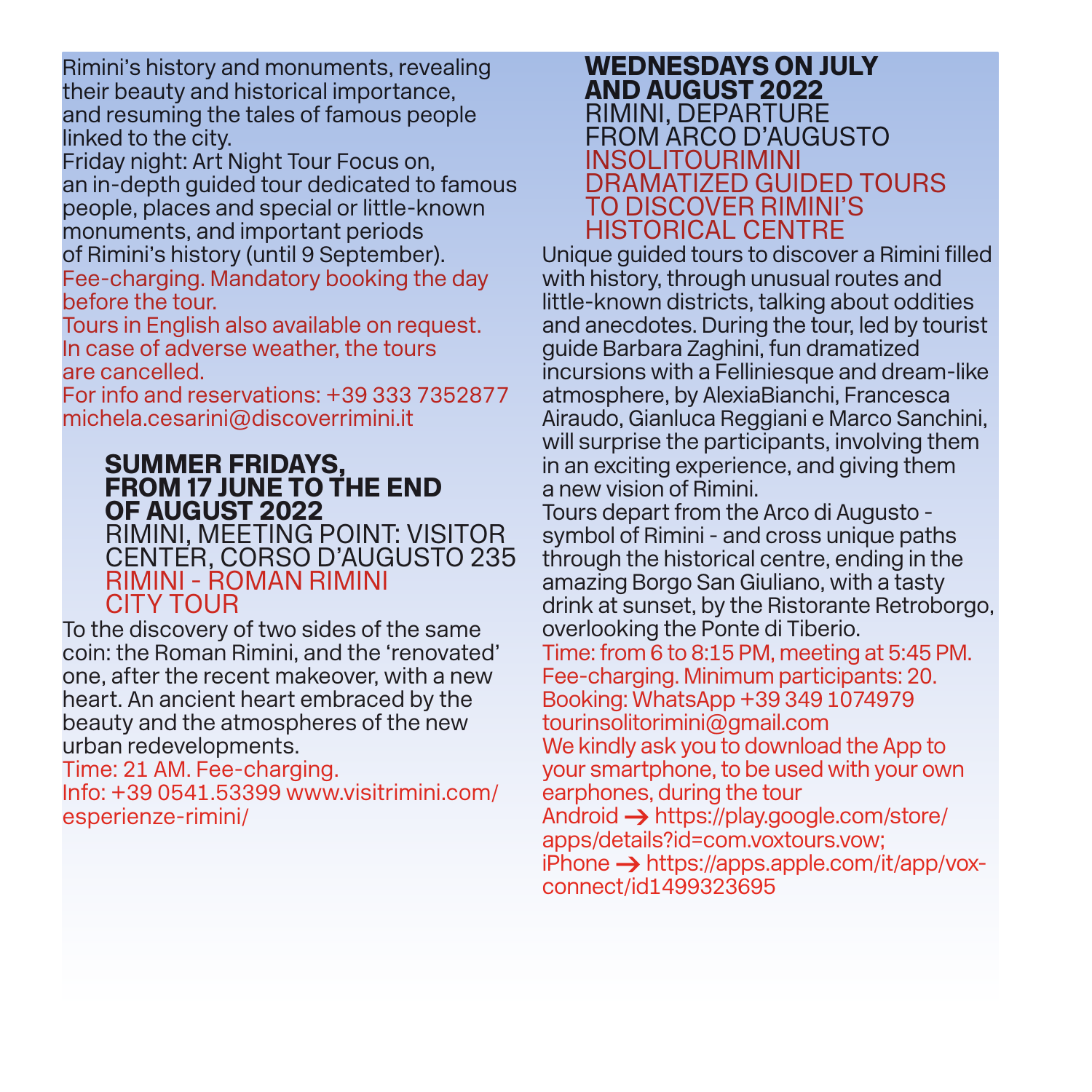Rimini's history and monuments, revealing their beauty and historical importance, and resuming the tales of famous people linked to the city.
Friday night: Art Night Tour Focus on, an in-depth guided tour dedicated to famous people, places and special or little-known monuments, and important periods of Rimini's history (until 9 September).
Fee-charging. Mandatory booking the day before the tour.
Tours in English also available on request.
In case of adverse weather, the tours are cancelled.
For info and reservations: +39 333 7352877 michela.cesarini@discoverrimini.it

**SUMMER FRIDAYS, FROM 17 JUNE TO THE END OF AUGUST 2022**
RIMINI, MEETING POINT: VISITOR CENTER, CORSO D'AUGUSTO 235
RIMINI - ROMAN RIMINI CITY TOUR

To the discovery of two sides of the same coin: the Roman Rimini, and the 'renovated' one, after the recent makeover, with a new heart. An ancient heart embraced by the beauty and the atmospheres of the new urban redevelopments.
Time: 21 AM. Fee-charging.
Info: +39 0541.53399 www.visitrimini.com/esperienze-rimini/

**WEDNESDAYS ON JULY AND AUGUST 2022**
RIMINI, DEPARTURE FROM ARCO D'AUGUSTO
INSOLITOURIMINI DRAMATIZED GUIDED TOURS TO DISCOVER RIMINI'S HISTORICAL CENTRE

Unique guided tours to discover a Rimini filled with history, through unusual routes and little-known districts, talking about oddities and anecdotes. During the tour, led by tourist guide Barbara Zaghini, fun dramatized incursions with a Felliniesque and dream-like atmosphere, by AlexiaBianchi, Francesca Airaudo, Gianluca Reggiani e Marco Sanchini, will surprise the participants, involving them in an exciting experience, and giving them a new vision of Rimini.
Tours depart from the Arco di Augusto - symbol of Rimini - and cross unique paths through the historical centre, ending in the amazing Borgo San Giuliano, with a tasty drink at sunset, by the Ristorante Retroborgo, overlooking the Ponte di Tiberio.
Time: from 6 to 8:15 PM, meeting at 5:45 PM.
Fee-charging. Minimum participants: 20.
Booking: WhatsApp +39 349 1074979
tourinsolitorimini@gmail.com
We kindly ask you to download the App to your smartphone, to be used with your own earphones, during the tour
Android → https://play.google.com/store/apps/details?id=com.voxtours.vow;
iPhone → https://apps.apple.com/it/app/vox-connect/id1499323695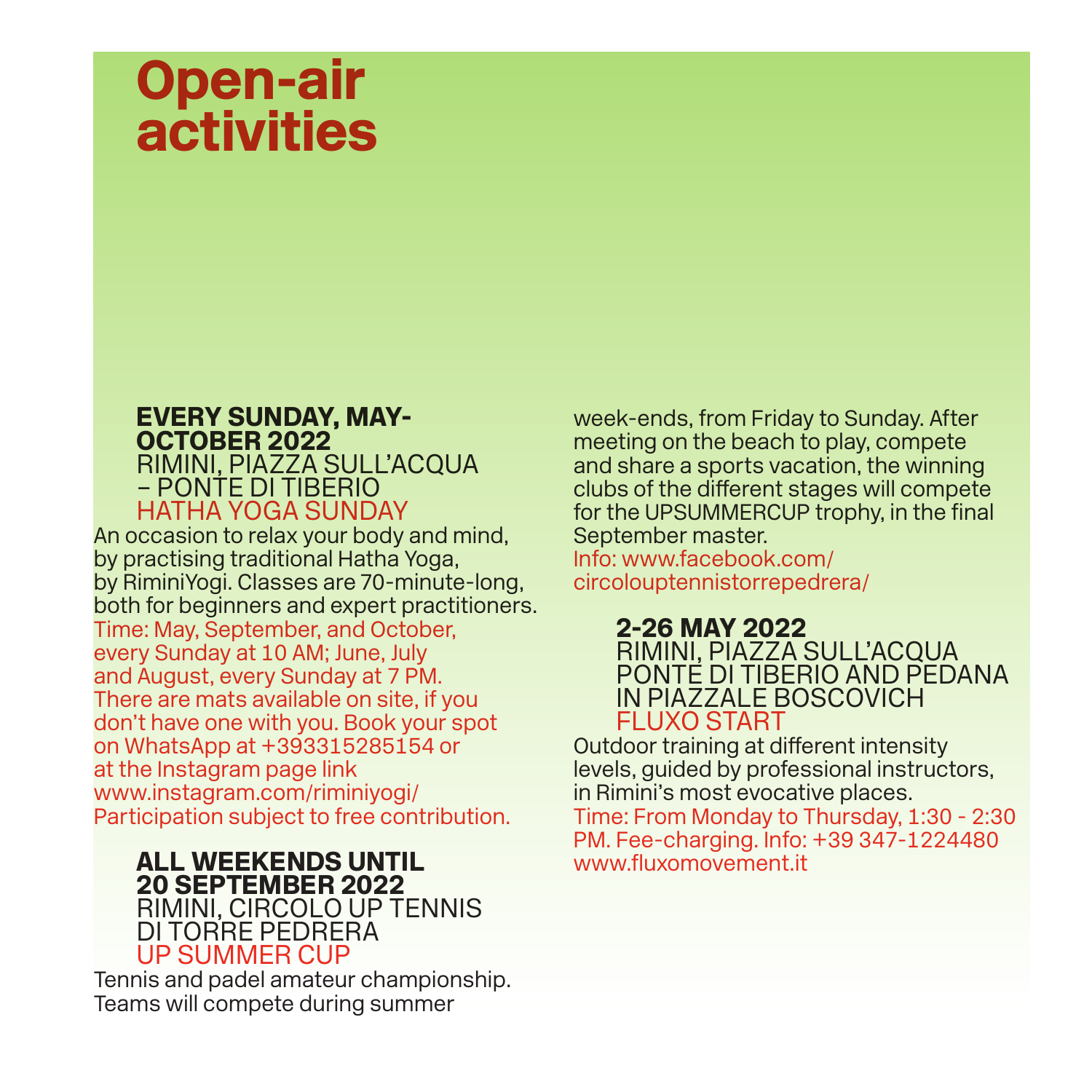# Open-air activities

**EVERY SUNDAY, MAY-OCTOBER 2022**
RIMINI, PIAZZA SULL'ACQUA – PONTE DI TIBERIO
HATHA YOGA SUNDAY

An occasion to relax your body and mind, by practising traditional Hatha Yoga, by RiminiYogi. Classes are 70-minute-long, both for beginners and expert practitioners.
Time: May, September, and October, every Sunday at 10 AM; June, July and August, every Sunday at 7 PM. There are mats available on site, if you don't have one with you. Book your spot on WhatsApp at +393315285154 or at the Instagram page link www.instagram.com/riminiyogi/ Participation subject to free contribution.

**ALL WEEKENDS UNTIL 20 SEPTEMBER 2022**
RIMINI, CIRCOLO UP TENNIS DI TORRE PEDRERA
UP SUMMER CUP

Tennis and padel amateur championship. Teams will compete during summer week-ends, from Friday to Sunday. After meeting on the beach to play, compete and share a sports vacation, the winning clubs of the different stages will compete for the UPSUMMERCUP trophy, in the final September master.
Info: www.facebook.com/circolouptennistorrepedrera/

**2-26 MAY 2022**
RIMINI, PIAZZA SULL'ACQUA PONTE DI TIBERIO AND PEDANA IN PIAZZALE BOSCOVICH
FLUXO START

Outdoor training at different intensity levels, guided by professional instructors, in Rimini's most evocative places.
Time: From Monday to Thursday, 1:30 - 2:30 PM. Fee-charging. Info: +39 347-1224480 www.fluxomovement.it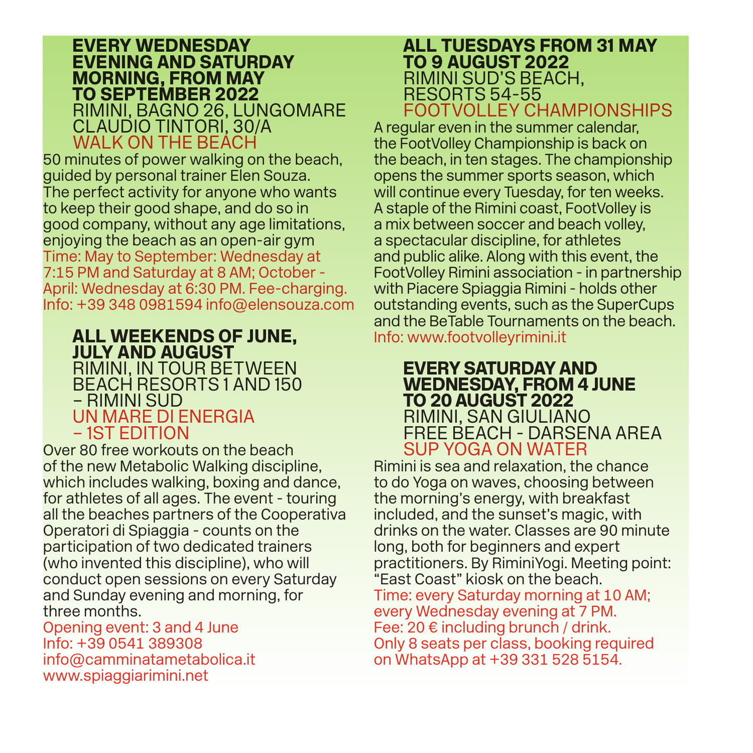## EVERY WEDNESDAY EVENING AND SATURDAY MORNING, FROM MAY TO SEPTEMBER 2022

RIMINI, BAGNO 26, LUNGOMARE CLAUDIO TINTORI, 30/A

### WALK ON THE BEACH

50 minutes of power walking on the beach, guided by personal trainer Elen Souza. The perfect activity for anyone who wants to keep their good shape, and do so in good company, without any age limitations, enjoying the beach as an open-air gym

Time: May to September: Wednesday at 7:15 PM and Saturday at 8 AM; October - April: Wednesday at 6:30 PM. Fee-charging.
Info: +39 348 0981594 info@elensouza.com

## ALL WEEKENDS OF JUNE, JULY AND AUGUST

RIMINI, IN TOUR BETWEEN BEACH RESORTS 1 AND 150 – RIMINI SUD

### UN MARE DI ENERGIA – 1ST EDITION

Over 80 free workouts on the beach of the new Metabolic Walking discipline, which includes walking, boxing and dance, for athletes of all ages. The event - touring all the beaches partners of the Cooperativa Operatori di Spiaggia - counts on the participation of two dedicated trainers (who invented this discipline), who will conduct open sessions on every Saturday and Sunday evening and morning, for three months.

Opening event: 3 and 4 June
Info: +39 0541 389308
info@camminatametabolica.it
www.spiaggiarimini.net

## ALL TUESDAYS FROM 31 MAY TO 9 AUGUST 2022

RIMINI SUD'S BEACH, RESORTS 54-55

### FOOTVOLLEY CHAMPIONSHIPS

A regular even in the summer calendar, the FootVolley Championship is back on the beach, in ten stages. The championship opens the summer sports season, which will continue every Tuesday, for ten weeks. A staple of the Rimini coast, FootVolley is a mix between soccer and beach volley, a spectacular discipline, for athletes and public alike. Along with this event, the FootVolley Rimini association - in partnership with Piacere Spiaggia Rimini - holds other outstanding events, such as the SuperCups and the BeTable Tournaments on the beach.

Info: www.footvolleyrimini.it

## EVERY SATURDAY AND WEDNESDAY, FROM 4 JUNE TO 20 AUGUST 2022

RIMINI, SAN GIULIANO FREE BEACH - DARSENA AREA

### SUP YOGA ON WATER

Rimini is sea and relaxation, the chance to do Yoga on waves, choosing between the morning's energy, with breakfast included, and the sunset's magic, with drinks on the water. Classes are 90 minute long, both for beginners and expert practitioners. By RiminiYogi. Meeting point: "East Coast" kiosk on the beach.

Time: every Saturday morning at 10 AM; every Wednesday evening at 7 PM.
Fee: 20 € including brunch / drink.
Only 8 seats per class, booking required on WhatsApp at +39 331 528 5154.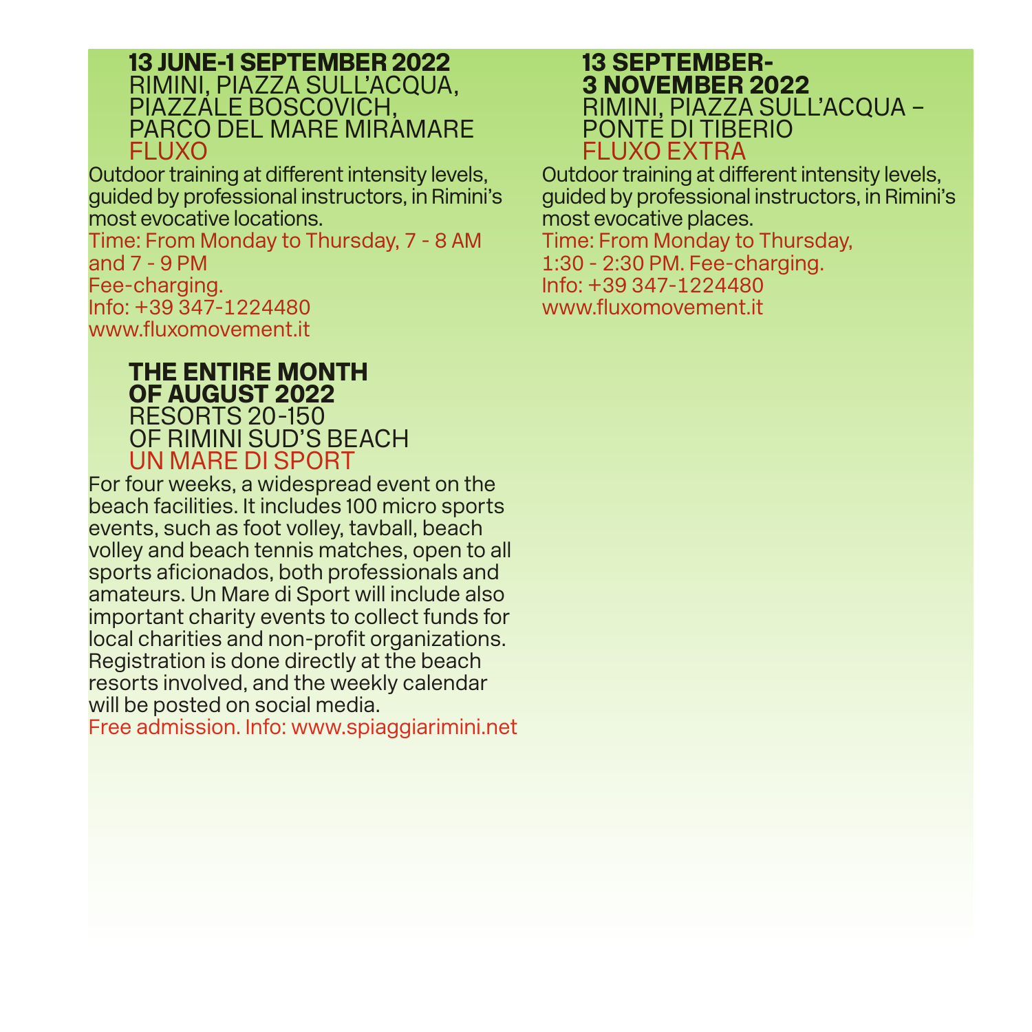### 13 JUNE-1 SEPTEMBER 2022
RIMINI, PIAZZA SULL'ACQUA, PIAZZALE BOSCOVICH, PARCO DEL MARE MIRAMARE
FLUXO

Outdoor training at different intensity levels, guided by professional instructors, in Rimini's most evocative locations.
Time: From Monday to Thursday, 7 - 8 AM and 7 - 9 PM
Fee-charging.
Info: +39 347-1224480
www.fluxomovement.it

### THE ENTIRE MONTH OF AUGUST 2022
RESORTS 20-150 OF RIMINI SUD'S BEACH
UN MARE DI SPORT

For four weeks, a widespread event on the beach facilities. It includes 100 micro sports events, such as foot volley, tavball, beach volley and beach tennis matches, open to all sports aficionados, both professionals and amateurs. Un Mare di Sport will include also important charity events to collect funds for local charities and non-profit organizations. Registration is done directly at the beach resorts involved, and the weekly calendar will be posted on social media.
Free admission. Info: www.spiaggiarimini.net

### 13 SEPTEMBER-3 NOVEMBER 2022
RIMINI, PIAZZA SULL'ACQUA – PONTE DI TIBERIO
FLUXO EXTRA

Outdoor training at different intensity levels, guided by professional instructors, in Rimini's most evocative places.
Time: From Monday to Thursday, 1:30 - 2:30 PM. Fee-charging.
Info: +39 347-1224480
www.fluxomovement.it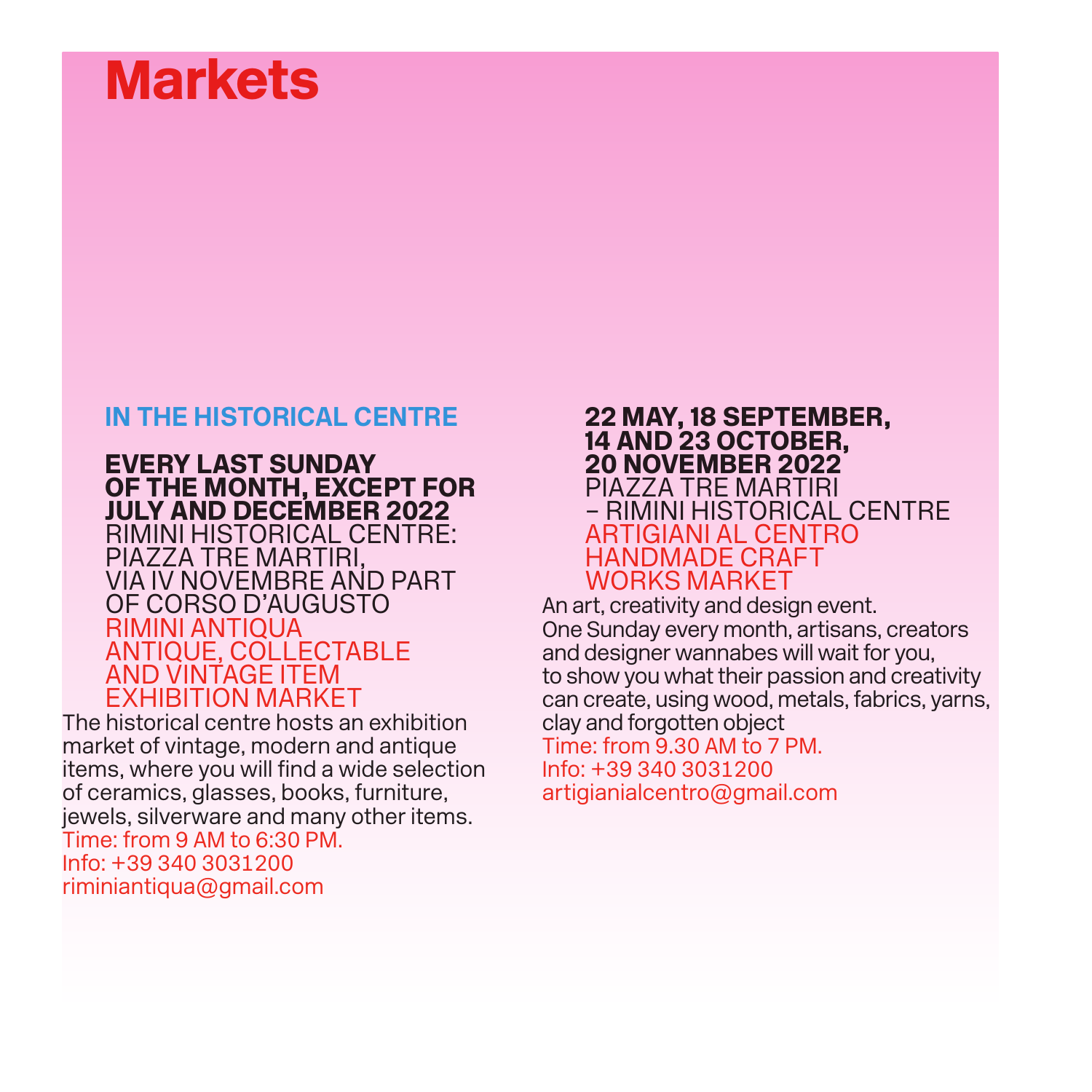# Markets

## IN THE HISTORICAL CENTRE

**EVERY LAST SUNDAY OF THE MONTH, EXCEPT FOR JULY AND DECEMBER 2022**
RIMINI HISTORICAL CENTRE: PIAZZA TRE MARTIRI, VIA IV NOVEMBRE AND PART OF CORSO D'AUGUSTO
RIMINI ANTIQUA
ANTIQUE, COLLECTABLE AND VINTAGE ITEM EXHIBITION MARKET

The historical centre hosts an exhibition market of vintage, modern and antique items, where you will find a wide selection of ceramics, glasses, books, furniture, jewels, silverware and many other items.
Time: from 9 AM to 6:30 PM.
Info: +39 340 3031200
riminiantiqua@gmail.com

**22 MAY, 18 SEPTEMBER, 14 AND 23 OCTOBER, 20 NOVEMBER 2022**
PIAZZA TRE MARTIRI – RIMINI HISTORICAL CENTRE
ARTIGIANI AL CENTRO
HANDMADE CRAFT WORKS MARKET

An art, creativity and design event.
One Sunday every month, artisans, creators and designer wannabes will wait for you, to show you what their passion and creativity can create, using wood, metals, fabrics, yarns, clay and forgotten object
Time: from 9.30 AM to 7 PM.
Info: +39 340 3031200
artigianialcentro@gmail.com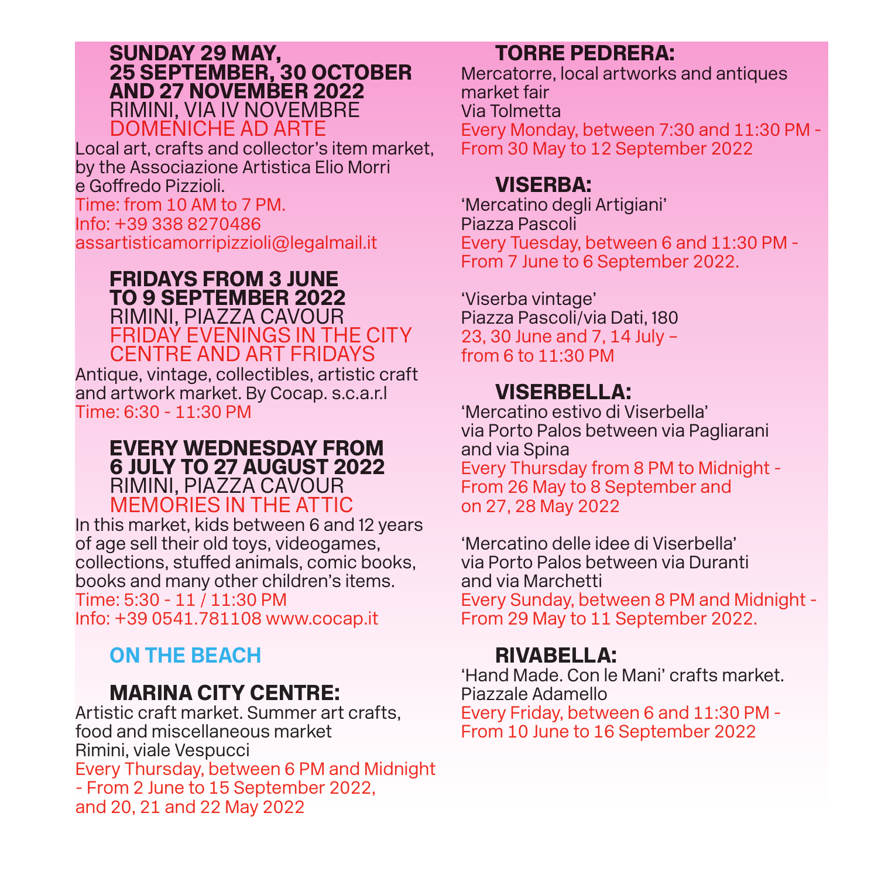### SUNDAY 29 MAY, 25 SEPTEMBER, 30 OCTOBER AND 27 NOVEMBER 2022

RIMINI, VIA IV NOVEMBRE

DOMENICHE AD ARTE

Local art, crafts and collector's item market, by the Associazione Artistica Elio Morri e Goffredo Pizzioli.

Time: from 10 AM to 7 PM.
Info: +39 338 8270486
assartisticamorripizzioli@legalmail.it

### FRIDAYS FROM 3 JUNE TO 9 SEPTEMBER 2022

RIMINI, PIAZZA CAVOUR

FRIDAY EVENINGS IN THE CITY CENTRE AND ART FRIDAYS

Antique, vintage, collectibles, artistic craft and artwork market. By Cocap. s.c.a.r.l

Time: 6:30 - 11:30 PM

### EVERY WEDNESDAY FROM 6 JULY TO 27 AUGUST 2022

RIMINI, PIAZZA CAVOUR

MEMORIES IN THE ATTIC

In this market, kids between 6 and 12 years of age sell their old toys, videogames, collections, stuffed animals, comic books, books and many other children's items.

Time: 5:30 - 11 / 11:30 PM
Info: +39 0541.781108 www.cocap.it

## ON THE BEACH

### MARINA CITY CENTRE:

Artistic craft market. Summer art crafts, food and miscellaneous market
Rimini, viale Vespucci
Every Thursday, between 6 PM and Midnight - From 2 June to 15 September 2022, and 20, 21 and 22 May 2022

### TORRE PEDRERA:

Mercatorre, local artworks and antiques market fair
Via Tolmetta
Every Monday, between 7:30 and 11:30 PM - From 30 May to 12 September 2022

### VISERBA:

'Mercatino degli Artigiani'
Piazza Pascoli
Every Tuesday, between 6 and 11:30 PM - From 7 June to 6 September 2022.

'Viserba vintage'
Piazza Pascoli/via Dati, 180
23, 30 June and 7, 14 July – from 6 to 11:30 PM

### VISERBELLA:

'Mercatino estivo di Viserbella'
via Porto Palos between via Pagliarani and via Spina
Every Thursday from 8 PM to Midnight - From 26 May to 8 September and on 27, 28 May 2022

'Mercatino delle idee di Viserbella'
via Porto Palos between via Duranti and via Marchetti
Every Sunday, between 8 PM and Midnight - From 29 May to 11 September 2022.

### RIVABELLA:

'Hand Made. Con le Mani' crafts market.
Piazzale Adamello
Every Friday, between 6 and 11:30 PM - From 10 June to 16 September 2022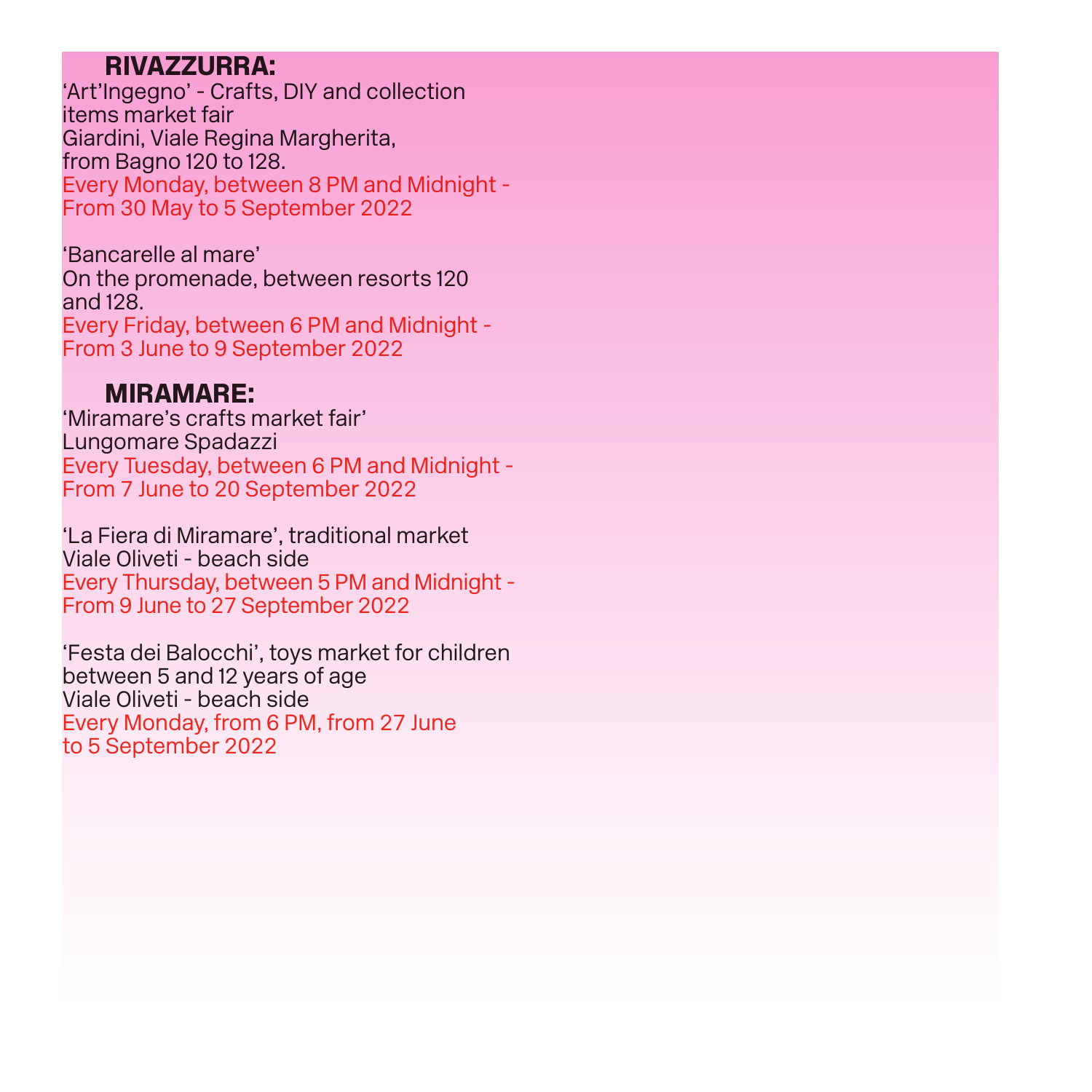## RIVAZZURRA:

'Art'Ingegno' - Crafts, DIY and collection items market fair
Giardini, Viale Regina Margherita, from Bagno 120 to 128.
Every Monday, between 8 PM and Midnight - From 30 May to 5 September 2022

'Bancarelle al mare'
On the promenade, between resorts 120 and 128.
Every Friday, between 6 PM and Midnight - From 3 June to 9 September 2022

## MIRAMARE:

'Miramare's crafts market fair'
Lungomare Spadazzi
Every Tuesday, between 6 PM and Midnight - From 7 June to 20 September 2022

'La Fiera di Miramare', traditional market
Viale Oliveti - beach side
Every Thursday, between 5 PM and Midnight - From 9 June to 27 September 2022

'Festa dei Balocchi', toys market for children between 5 and 12 years of age
Viale Oliveti - beach side
Every Monday, from 6 PM, from 27 June to 5 September 2022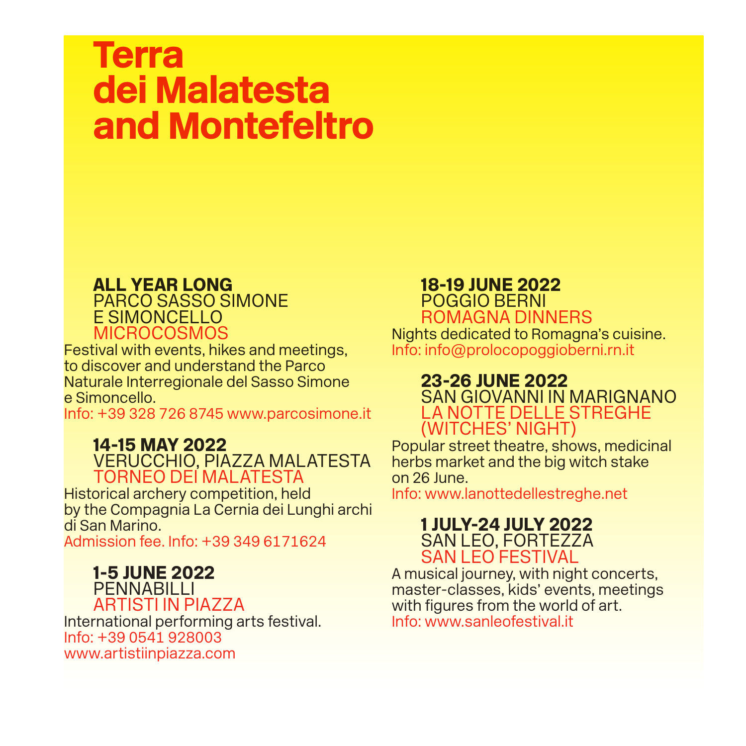# Terra dei Malatesta and Montefeltro

**ALL YEAR LONG**
PARCO SASSO SIMONE E SIMONCELLO
MICROCOSMOS

Festival with events, hikes and meetings, to discover and understand the Parco Naturale Interregionale del Sasso Simone e Simoncello.
Info: +39 328 726 8745 www.parcosimone.it

**14-15 MAY 2022**
VERUCCHIO, PIAZZA MALATESTA
TORNEO DEI MALATESTA

Historical archery competition, held by the Compagnia La Cernia dei Lunghi archi di San Marino.
Admission fee. Info: +39 349 6171624

**1-5 JUNE 2022**
PENNABILLI
ARTISTI IN PIAZZA

International performing arts festival.
Info: +39 0541 928003
www.artistiinpiazza.com

**18-19 JUNE 2022**
POGGIO BERNI
ROMAGNA DINNERS

Nights dedicated to Romagna's cuisine.
Info: info@prolocopoggioberni.rn.it

**23-26 JUNE 2022**
SAN GIOVANNI IN MARIGNANO
LA NOTTE DELLE STREGHE (WITCHES' NIGHT)

Popular street theatre, shows, medicinal herbs market and the big witch stake on 26 June.
Info: www.lanottedellestreghe.net

**1 JULY-24 JULY 2022**
SAN LEO, FORTEZZA
SAN LEO FESTIVAL

A musical journey, with night concerts, master-classes, kids' events, meetings with figures from the world of art.
Info: www.sanleofestival.it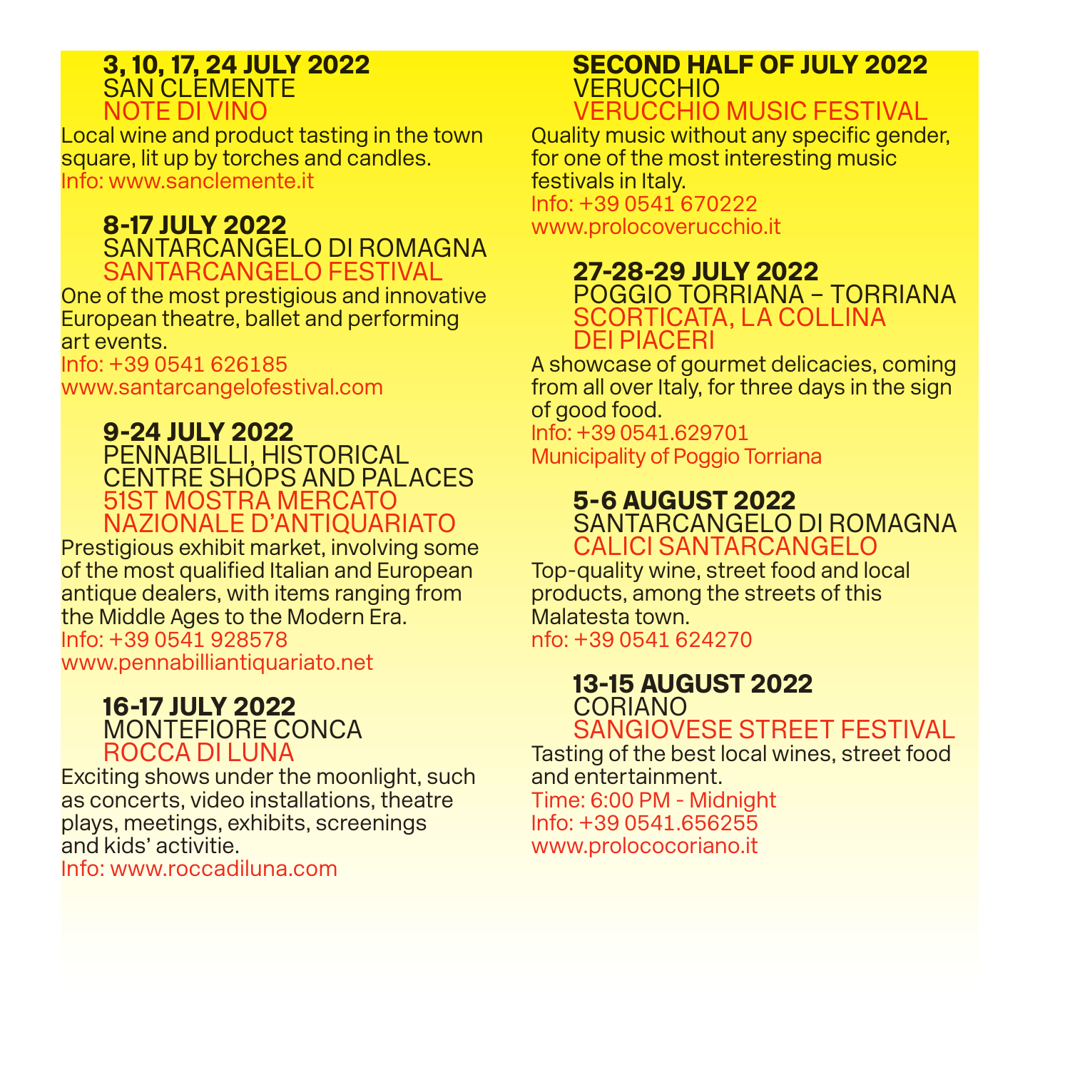### 3, 10, 17, 24 JULY 2022
SAN CLEMENTE
NOTE DI VINO

Local wine and product tasting in the town square, lit up by torches and candles.
Info: www.sanclemente.it

### 8-17 JULY 2022
SANTARCANGELO DI ROMAGNA
SANTARCANGELO FESTIVAL

One of the most prestigious and innovative European theatre, ballet and performing art events.
Info: +39 0541 626185
www.santarcangelofestival.com

### 9-24 JULY 2022
PENNABILLI, HISTORICAL CENTRE SHOPS AND PALACES
51ST MOSTRA MERCATO NAZIONALE D'ANTIQUARIATO

Prestigious exhibit market, involving some of the most qualified Italian and European antique dealers, with items ranging from the Middle Ages to the Modern Era.
Info: +39 0541 928578
www.pennabilliantiquariato.net

### 16-17 JULY 2022
MONTEFIORE CONCA
ROCCA DI LUNA

Exciting shows under the moonlight, such as concerts, video installations, theatre plays, meetings, exhibits, screenings and kids' activitie.
Info: www.roccadiluna.com

### SECOND HALF OF JULY 2022
VERUCCHIO
VERUCCHIO MUSIC FESTIVAL

Quality music without any specific gender, for one of the most interesting music festivals in Italy.
Info: +39 0541 670222
www.prolocoverucchio.it

### 27-28-29 JULY 2022
POGGIO TORRIANA – TORRIANA
SCORTICATA, LA COLLINA DEI PIACERI

A showcase of gourmet delicacies, coming from all over Italy, for three days in the sign of good food.
Info: +39 0541.629701
Municipality of Poggio Torriana

### 5-6 AUGUST 2022
SANTARCANGELO DI ROMAGNA
CALICI SANTARCANGELO

Top-quality wine, street food and local products, among the streets of this Malatesta town.
nfo: +39 0541 624270

### 13-15 AUGUST 2022
CORIANO
SANGIOVESE STREET FESTIVAL

Tasting of the best local wines, street food and entertainment.
Time: 6:00 PM - Midnight
Info: +39 0541.656255
www.prolococoriano.it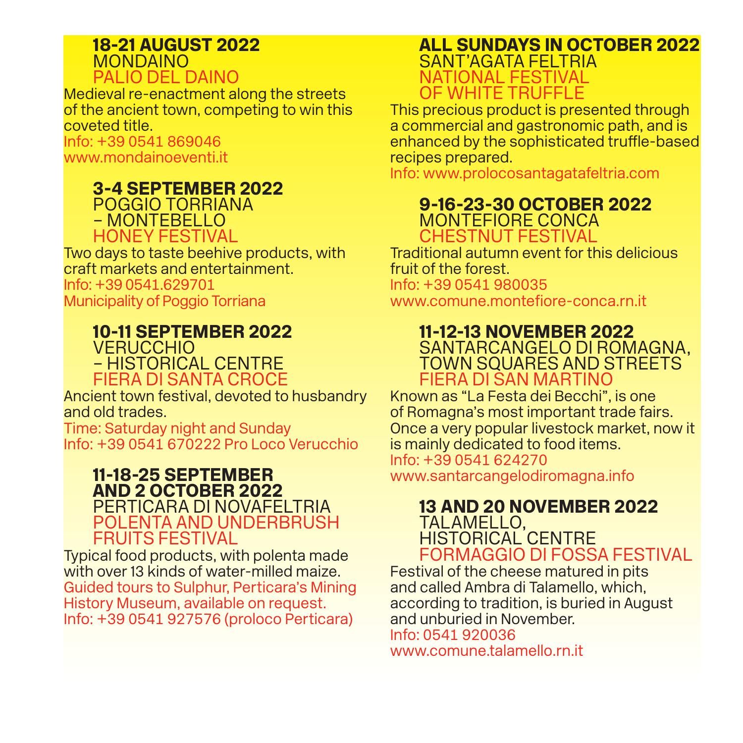**18-21 AUGUST 2022**
MONDAINO
PALIO DEL DAINO

Medieval re-enactment along the streets of the ancient town, competing to win this coveted title.
Info: +39 0541 869046
www.mondainoeventi.it

**3-4 SEPTEMBER 2022**
POGGIO TORRIANA – MONTEBELLO
HONEY FESTIVAL

Two days to taste beehive products, with craft markets and entertainment.
Info: +39 0541.629701
Municipality of Poggio Torriana

**10-11 SEPTEMBER 2022**
VERUCCHIO – HISTORICAL CENTRE
FIERA DI SANTA CROCE

Ancient town festival, devoted to husbandry and old trades.
Time: Saturday night and Sunday
Info: +39 0541 670222 Pro Loco Verucchio

**11-18-25 SEPTEMBER AND 2 OCTOBER 2022**
PERTICARA DI NOVAFELTRIA
POLENTA AND UNDERBRUSH FRUITS FESTIVAL

Typical food products, with polenta made with over 13 kinds of water-milled maize.
Guided tours to Sulphur, Perticara's Mining History Museum, available on request.
Info: +39 0541 927576 (proloco Perticara)

**ALL SUNDAYS IN OCTOBER 2022**
SANT'AGATA FELTRIA
NATIONAL FESTIVAL OF WHITE TRUFFLE

This precious product is presented through a commercial and gastronomic path, and is enhanced by the sophisticated truffle-based recipes prepared.
Info: www.prolocosantagatafeltria.com

**9-16-23-30 OCTOBER 2022**
MONTEFIORE CONCA
CHESTNUT FESTIVAL

Traditional autumn event for this delicious fruit of the forest.
Info: +39 0541 980035
www.comune.montefiore-conca.rn.it

**11-12-13 NOVEMBER 2022**
SANTARCANGELO DI ROMAGNA, TOWN SQUARES AND STREETS
FIERA DI SAN MARTINO

Known as "La Festa dei Becchi", is one of Romagna's most important trade fairs. Once a very popular livestock market, now it is mainly dedicated to food items.
Info: +39 0541 624270
www.santarcangelodiromagna.info

**13 AND 20 NOVEMBER 2022**
TALAMELLO, HISTORICAL CENTRE
FORMAGGIO DI FOSSA FESTIVAL

Festival of the cheese matured in pits and called Ambra di Talamello, which, according to tradition, is buried in August and unburied in November.
Info: 0541 920036
www.comune.talamello.rn.it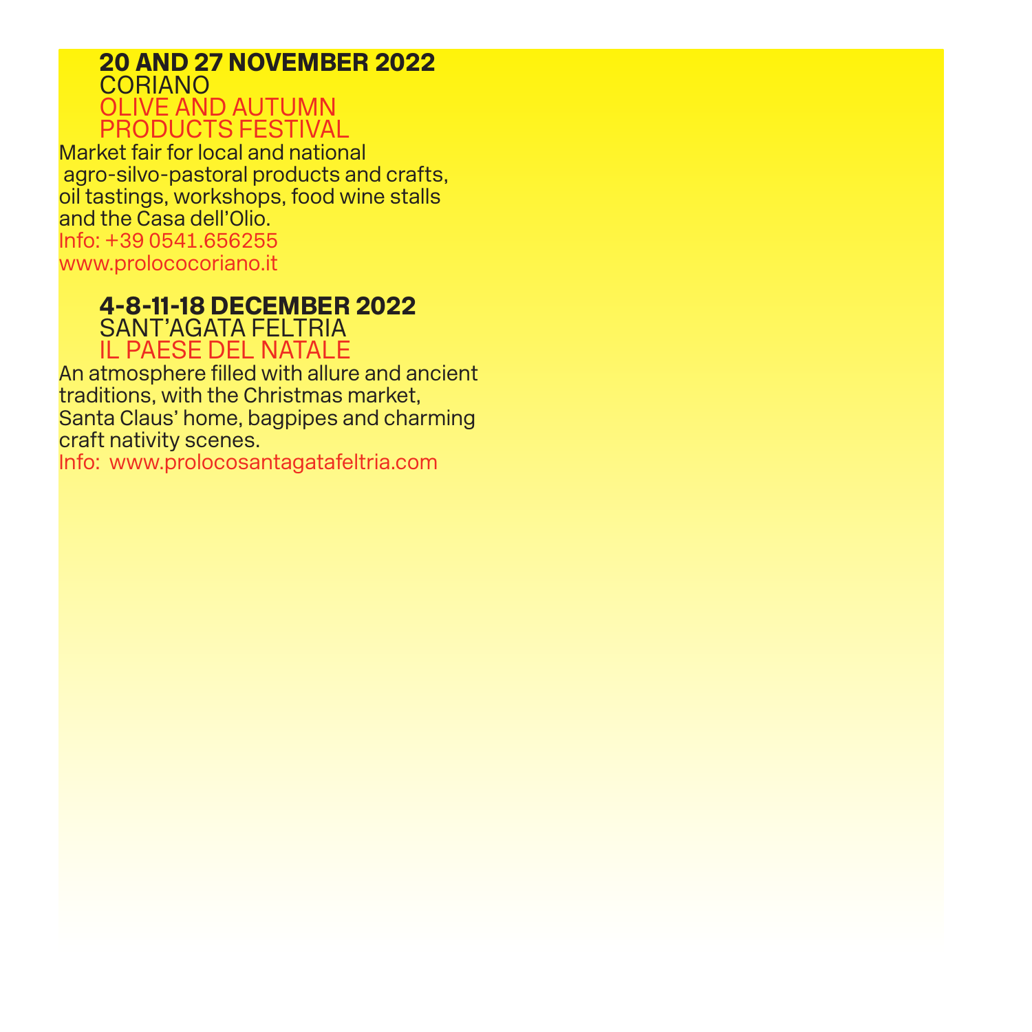**20 AND 27 NOVEMBER 2022**
CORIANO
OLIVE AND AUTUMN PRODUCTS FESTIVAL

Market fair for local and national agro-silvo-pastoral products and crafts, oil tastings, workshops, food wine stalls and the Casa dell'Olio.
Info: +39 0541.656255
www.prolococoriano.it

**4-8-11-18 DECEMBER 2022**
SANT'AGATA FELTRIA
IL PAESE DEL NATALE

An atmosphere filled with allure and ancient traditions, with the Christmas market, Santa Claus' home, bagpipes and charming craft nativity scenes.
Info: www.prolocosantagatafeltria.com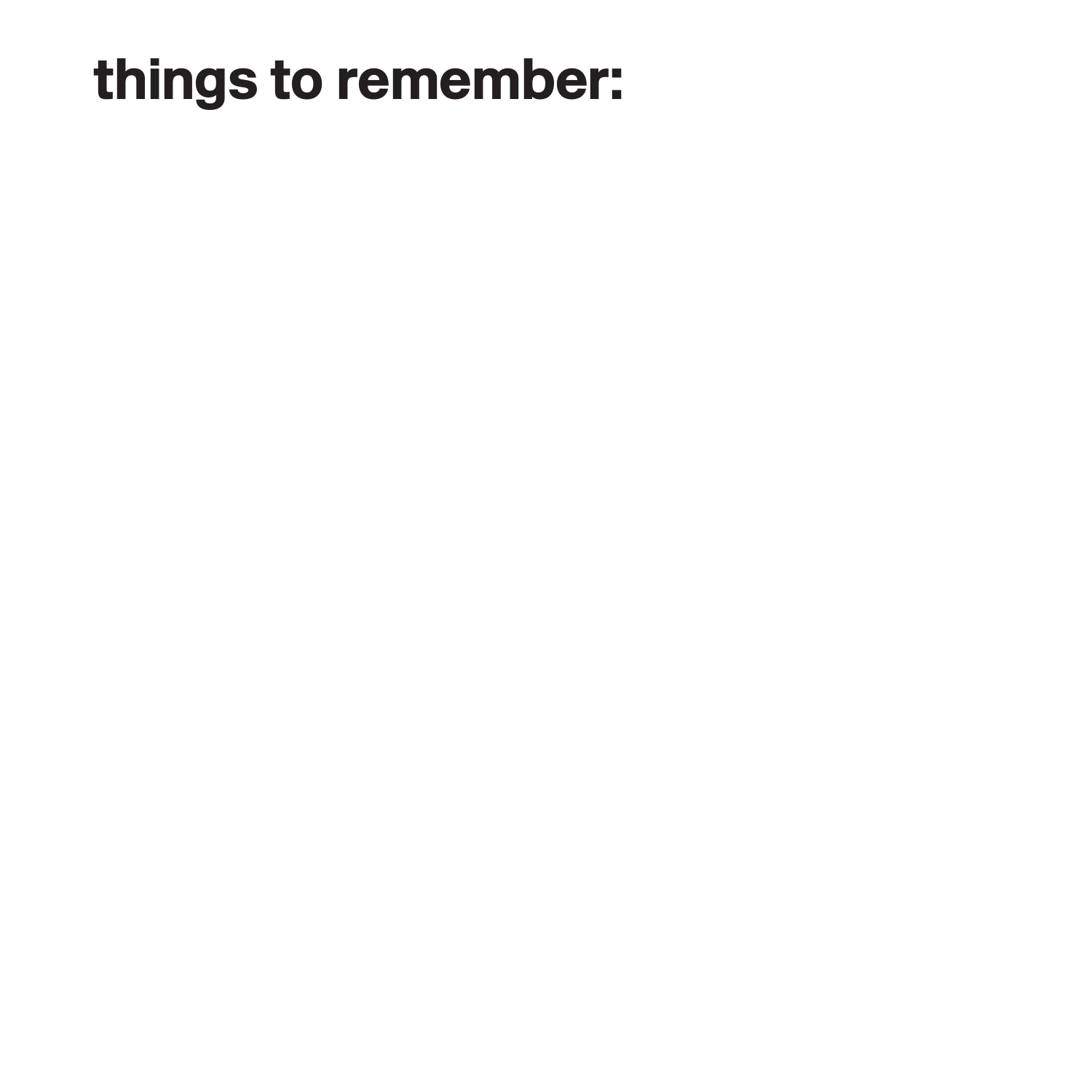# things to remember: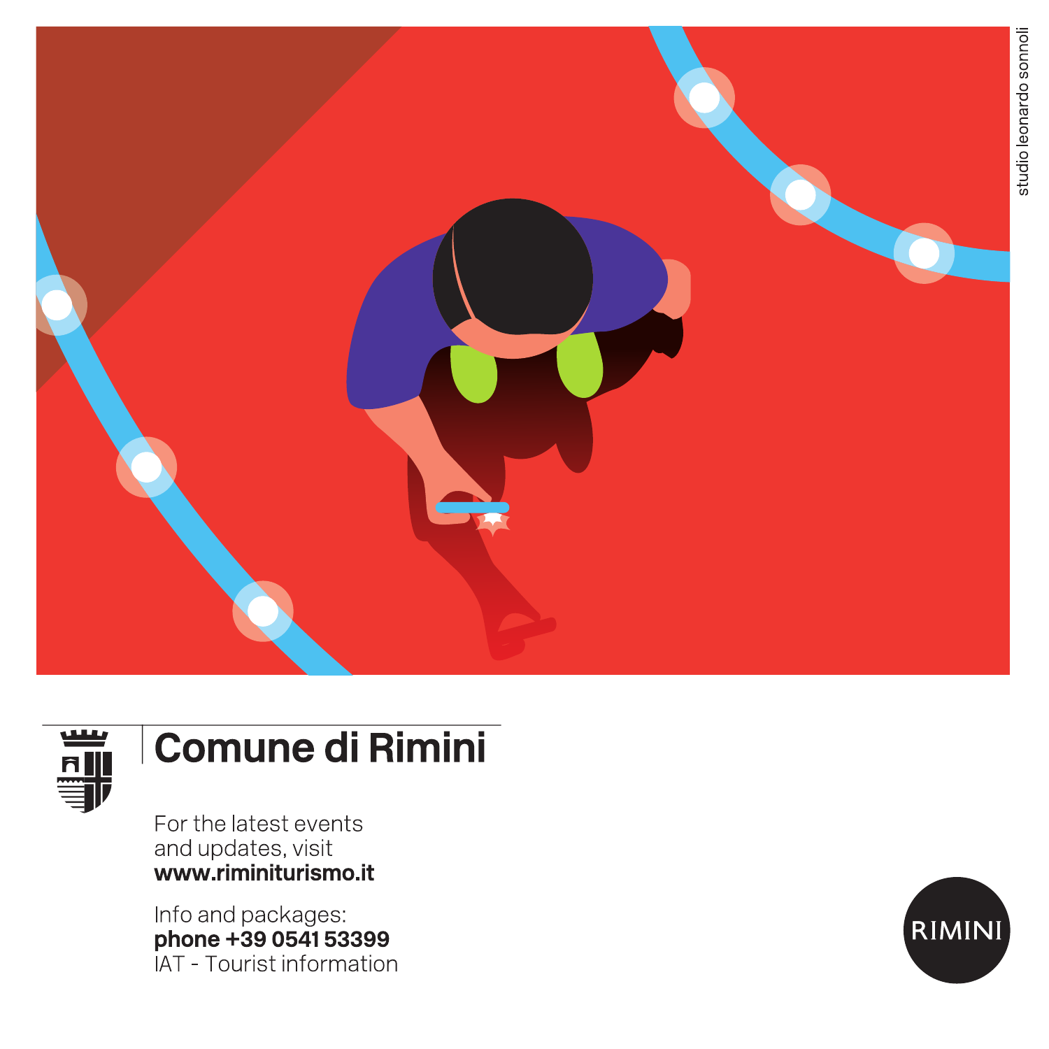studio leonardo sonnoli

# Comune di Rimini

For the latest events
and updates, visit
**www.riminiturismo.it**

Info and packages:
**phone +39 0541 53399**
IAT - Tourist information

RIMINI